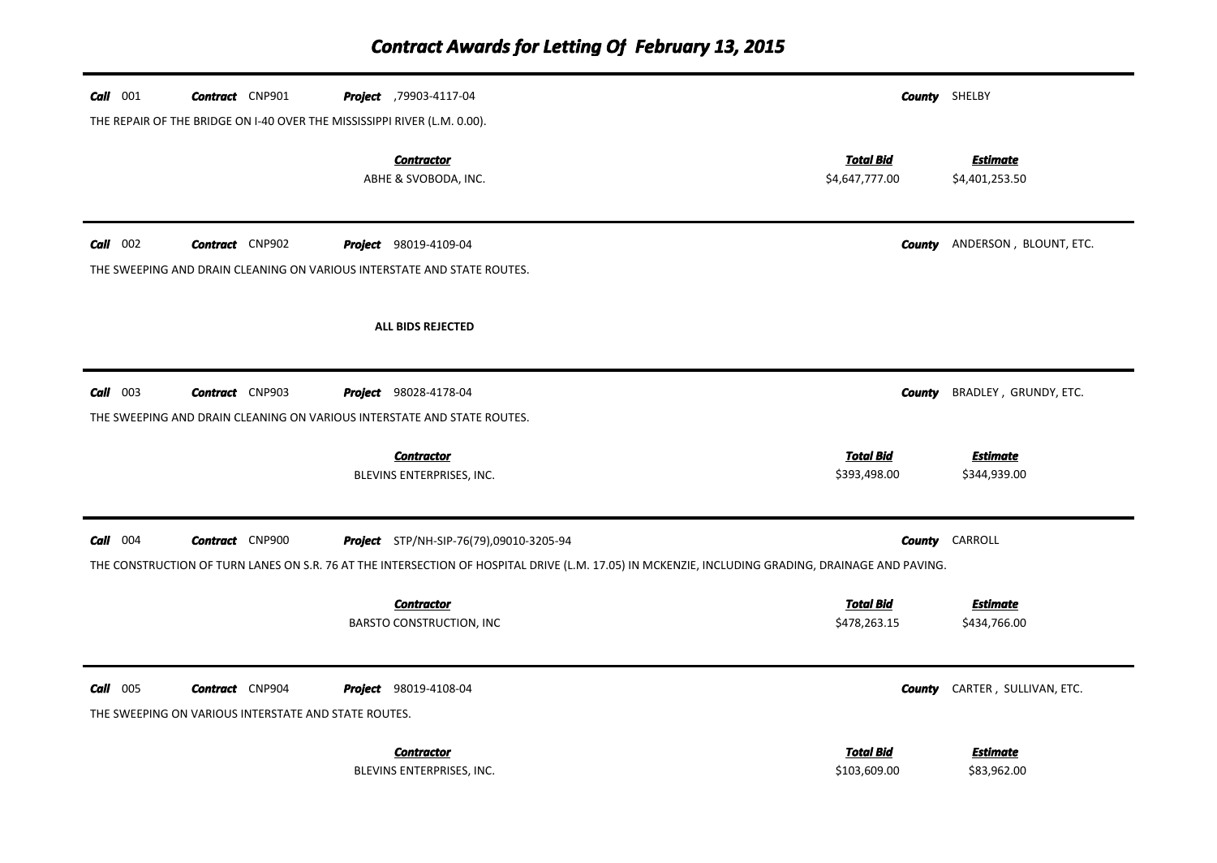# Contract Awards for Letting Of February 13, 2015

**Call** 001 **Contract** CNP901 **Project** ,79903-4117-04 **County** SHELBY

THE REPAIR OF THE BRIDGE ON I-40 OVER THE MISSISSIPPI RIVER (L.M. 0.00).

| Contractor | Total Bid | Estimate |
|---|---|---|
| ABHE & SVOBODA, INC. | $4,647,777.00 | $4,401,253.50 |

---

**Call** 002 **Contract** CNP902 **Project** 98019-4109-04 **County** ANDERSON , BLOUNT, ETC.

THE SWEEPING AND DRAIN CLEANING ON VARIOUS INTERSTATE AND STATE ROUTES.

**ALL BIDS REJECTED**

---

**Call** 003 **Contract** CNP903 **Project** 98028-4178-04 **County** BRADLEY , GRUNDY, ETC.

THE SWEEPING AND DRAIN CLEANING ON VARIOUS INTERSTATE AND STATE ROUTES.

| Contractor | Total Bid | Estimate |
|---|---|---|
| BLEVINS ENTERPRISES, INC. | $393,498.00 | $344,939.00 |

---

**Call** 004 **Contract** CNP900 **Project** STP/NH-SIP-76(79),09010-3205-94 **County** CARROLL

THE CONSTRUCTION OF TURN LANES ON S.R. 76 AT THE INTERSECTION OF HOSPITAL DRIVE (L.M. 17.05) IN MCKENZIE, INCLUDING GRADING, DRAINAGE AND PAVING.

| Contractor | Total Bid | Estimate |
|---|---|---|
| BARSTO CONSTRUCTION, INC | $478,263.15 | $434,766.00 |

---

**Call** 005 **Contract** CNP904 **Project** 98019-4108-04 **County** CARTER , SULLIVAN, ETC.

THE SWEEPING ON VARIOUS INTERSTATE AND STATE ROUTES.

| Contractor | Total Bid | Estimate |
|---|---|---|
| BLEVINS ENTERPRISES, INC. | $103,609.00 | $83,962.00 |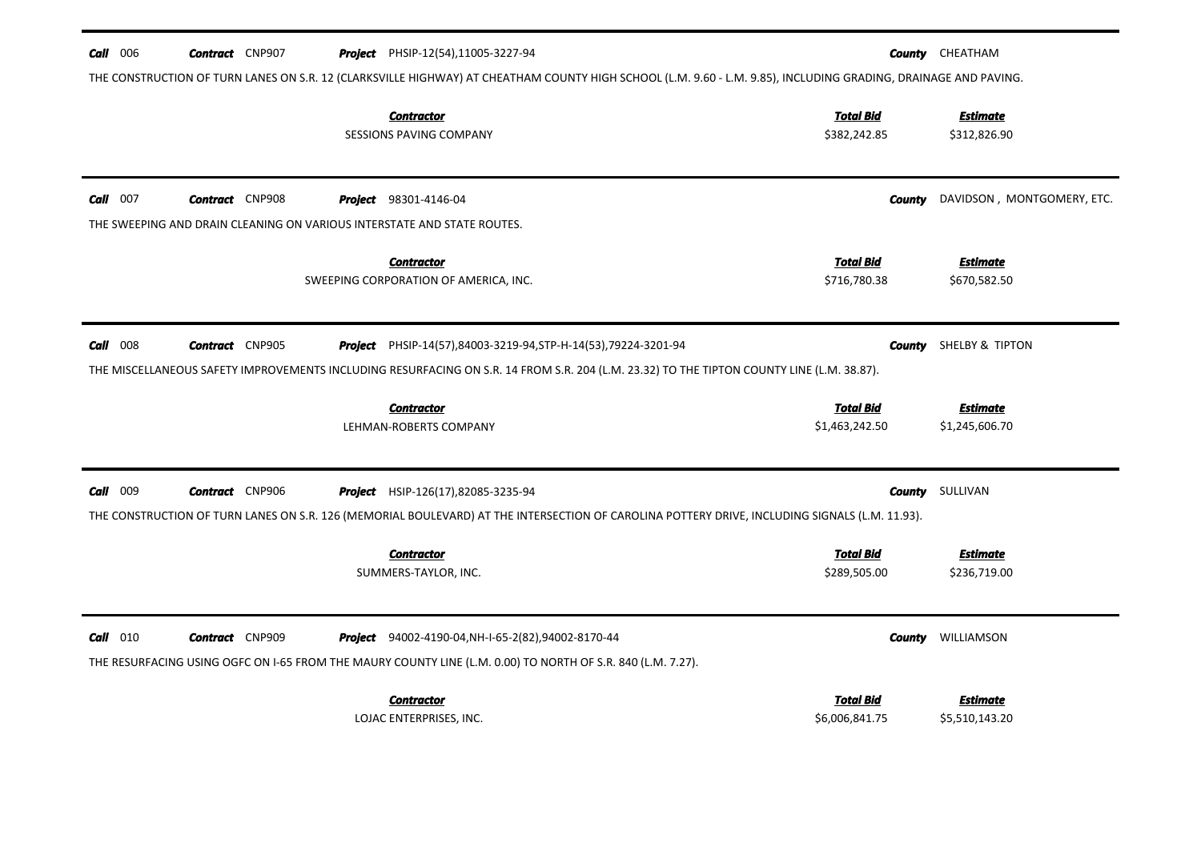**Call** 006 **Contract** CNP907 **Project** PHSIP-12(54),11005-3227-94 **County** CHEATHAM

THE CONSTRUCTION OF TURN LANES ON S.R. 12 (CLARKSVILLE HIGHWAY) AT CHEATHAM COUNTY HIGH SCHOOL (L.M. 9.60 - L.M. 9.85), INCLUDING GRADING, DRAINAGE AND PAVING.

| Contractor | Total Bid | Estimate |
|---|---|---|
| SESSIONS PAVING COMPANY | $382,242.85 | $312,826.90 |

---

**Call** 007 **Contract** CNP908 **Project** 98301-4146-04 **County** DAVIDSON , MONTGOMERY, ETC.

THE SWEEPING AND DRAIN CLEANING ON VARIOUS INTERSTATE AND STATE ROUTES.

| Contractor | Total Bid | Estimate |
|---|---|---|
| SWEEPING CORPORATION OF AMERICA, INC. | $716,780.38 | $670,582.50 |

---

**Call** 008 **Contract** CNP905 **Project** PHSIP-14(57),84003-3219-94,STP-H-14(53),79224-3201-94 **County** SHELBY & TIPTON

THE MISCELLANEOUS SAFETY IMPROVEMENTS INCLUDING RESURFACING ON S.R. 14 FROM S.R. 204 (L.M. 23.32) TO THE TIPTON COUNTY LINE (L.M. 38.87).

| Contractor | Total Bid | Estimate |
|---|---|---|
| LEHMAN-ROBERTS COMPANY | $1,463,242.50 | $1,245,606.70 |

---

**Call** 009 **Contract** CNP906 **Project** HSIP-126(17),82085-3235-94 **County** SULLIVAN

THE CONSTRUCTION OF TURN LANES ON S.R. 126 (MEMORIAL BOULEVARD) AT THE INTERSECTION OF CAROLINA POTTERY DRIVE, INCLUDING SIGNALS (L.M. 11.93).

| Contractor | Total Bid | Estimate |
|---|---|---|
| SUMMERS-TAYLOR, INC. | $289,505.00 | $236,719.00 |

---

**Call** 010 **Contract** CNP909 **Project** 94002-4190-04,NH-I-65-2(82),94002-8170-44 **County** WILLIAMSON

THE RESURFACING USING OGFC ON I-65 FROM THE MAURY COUNTY LINE (L.M. 0.00) TO NORTH OF S.R. 840 (L.M. 7.27).

| Contractor | Total Bid | Estimate |
|---|---|---|
| LOJAC ENTERPRISES, INC. | $6,006,841.75 | $5,510,143.20 |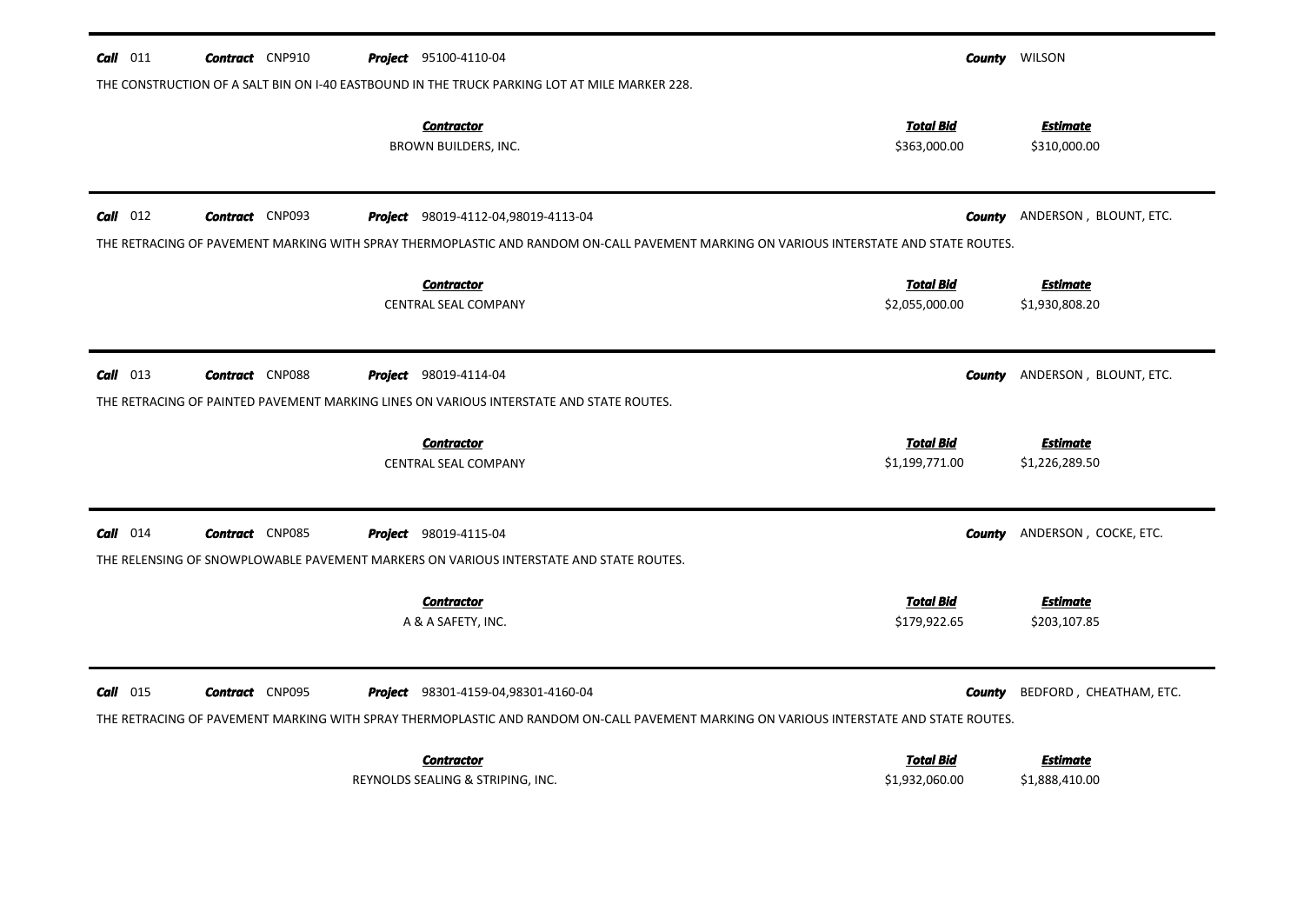**Call** 011 **Contract** CNP910 **Project** 95100-4110-04 **County** WILSON

THE CONSTRUCTION OF A SALT BIN ON I-40 EASTBOUND IN THE TRUCK PARKING LOT AT MILE MARKER 228.

| Contractor | Total Bid | Estimate |
|---|---|---|
| BROWN BUILDERS, INC. | $363,000.00 | $310,000.00 |

---

**Call** 012 **Contract** CNP093 **Project** 98019-4112-04,98019-4113-04 **County** ANDERSON , BLOUNT, ETC.

THE RETRACING OF PAVEMENT MARKING WITH SPRAY THERMOPLASTIC AND RANDOM ON-CALL PAVEMENT MARKING ON VARIOUS INTERSTATE AND STATE ROUTES.

| Contractor | Total Bid | Estimate |
|---|---|---|
| CENTRAL SEAL COMPANY | $2,055,000.00 | $1,930,808.20 |

---

**Call** 013 **Contract** CNP088 **Project** 98019-4114-04 **County** ANDERSON , BLOUNT, ETC.

THE RETRACING OF PAINTED PAVEMENT MARKING LINES ON VARIOUS INTERSTATE AND STATE ROUTES.

| Contractor | Total Bid | Estimate |
|---|---|---|
| CENTRAL SEAL COMPANY | $1,199,771.00 | $1,226,289.50 |

---

**Call** 014 **Contract** CNP085 **Project** 98019-4115-04 **County** ANDERSON , COCKE, ETC.

THE RELENSING OF SNOWPLOWABLE PAVEMENT MARKERS ON VARIOUS INTERSTATE AND STATE ROUTES.

| Contractor | Total Bid | Estimate |
|---|---|---|
| A & A SAFETY, INC. | $179,922.65 | $203,107.85 |

---

**Call** 015 **Contract** CNP095 **Project** 98301-4159-04,98301-4160-04 **County** BEDFORD , CHEATHAM, ETC.

THE RETRACING OF PAVEMENT MARKING WITH SPRAY THERMOPLASTIC AND RANDOM ON-CALL PAVEMENT MARKING ON VARIOUS INTERSTATE AND STATE ROUTES.

| Contractor | Total Bid | Estimate |
|---|---|---|
| REYNOLDS SEALING & STRIPING, INC. | $1,932,060.00 | $1,888,410.00 |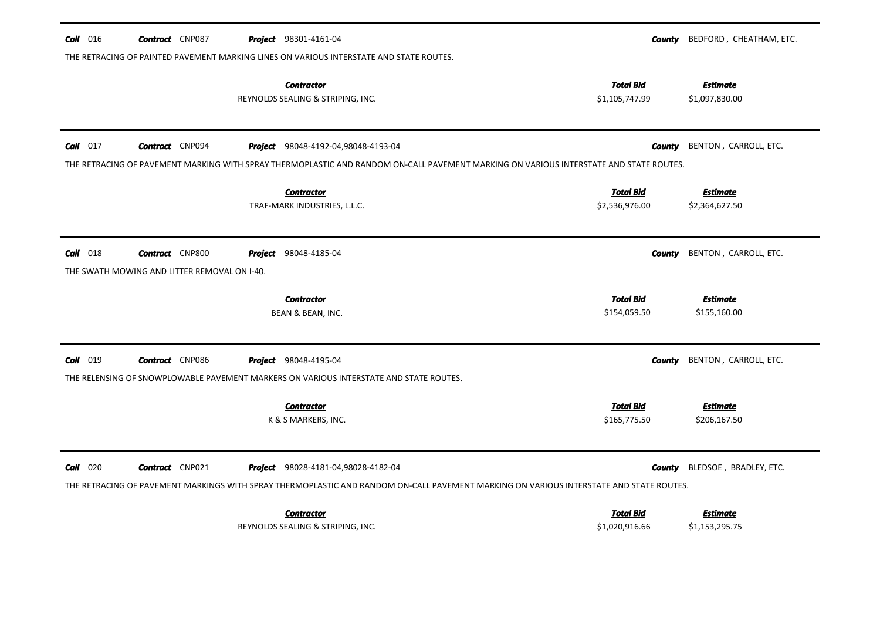**Call** 016 **Contract** CNP087 **Project** 98301-4161-04 **County** BEDFORD , CHEATHAM, ETC.

THE RETRACING OF PAINTED PAVEMENT MARKING LINES ON VARIOUS INTERSTATE AND STATE ROUTES.

| *Contractor* | *Total Bid* | *Estimate* |
|---|---|---|
| REYNOLDS SEALING & STRIPING, INC. | $1,105,747.99 | $1,097,830.00 |

---

**Call** 017 **Contract** CNP094 **Project** 98048-4192-04,98048-4193-04 **County** BENTON , CARROLL, ETC.

THE RETRACING OF PAVEMENT MARKING WITH SPRAY THERMOPLASTIC AND RANDOM ON-CALL PAVEMENT MARKING ON VARIOUS INTERSTATE AND STATE ROUTES.

| *Contractor* | *Total Bid* | *Estimate* |
|---|---|---|
| TRAF-MARK INDUSTRIES, L.L.C. | $2,536,976.00 | $2,364,627.50 |

---

**Call** 018 **Contract** CNP800 **Project** 98048-4185-04 **County** BENTON , CARROLL, ETC.

THE SWATH MOWING AND LITTER REMOVAL ON I-40.

| *Contractor* | *Total Bid* | *Estimate* |
|---|---|---|
| BEAN & BEAN, INC. | $154,059.50 | $155,160.00 |

---

**Call** 019 **Contract** CNP086 **Project** 98048-4195-04 **County** BENTON , CARROLL, ETC.

THE RELENSING OF SNOWPLOWABLE PAVEMENT MARKERS ON VARIOUS INTERSTATE AND STATE ROUTES.

| *Contractor* | *Total Bid* | *Estimate* |
|---|---|---|
| K & S MARKERS, INC. | $165,775.50 | $206,167.50 |

---

**Call** 020 **Contract** CNP021 **Project** 98028-4181-04,98028-4182-04 **County** BLEDSOE , BRADLEY, ETC.

THE RETRACING OF PAVEMENT MARKINGS WITH SPRAY THERMOPLASTIC AND RANDOM ON-CALL PAVEMENT MARKING ON VARIOUS INTERSTATE AND STATE ROUTES.

| *Contractor* | *Total Bid* | *Estimate* |
|---|---|---|
| REYNOLDS SEALING & STRIPING, INC. | $1,020,916.66 | $1,153,295.75 |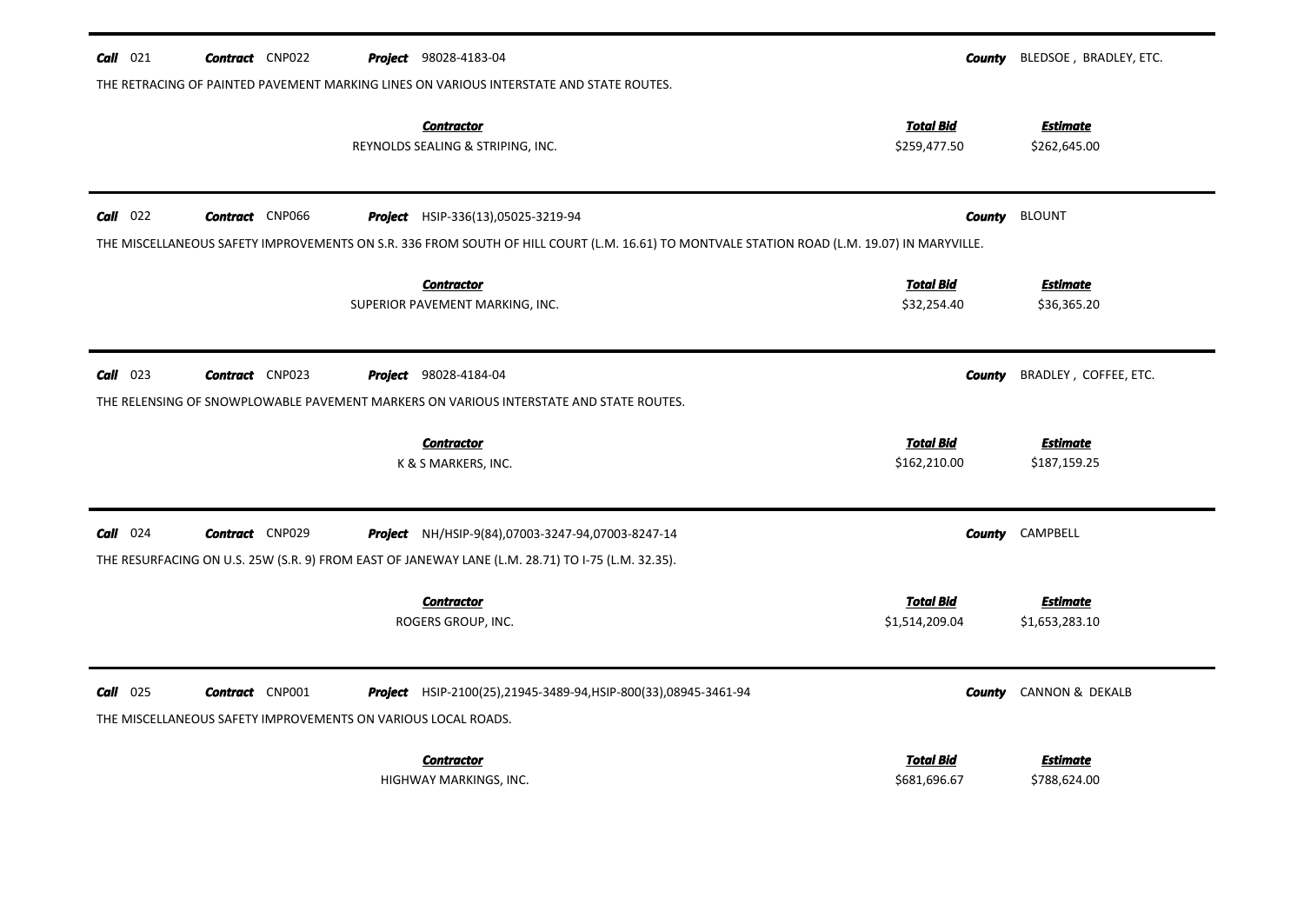**Call** 021 **Contract** CNP022 **Project** 98028-4183-04 **County** BLEDSOE , BRADLEY, ETC.

THE RETRACING OF PAINTED PAVEMENT MARKING LINES ON VARIOUS INTERSTATE AND STATE ROUTES.

| Contractor | Total Bid | Estimate |
|---|---|---|
| REYNOLDS SEALING & STRIPING, INC. | $259,477.50 | $262,645.00 |

---

**Call** 022 **Contract** CNP066 **Project** HSIP-336(13),05025-3219-94 **County** BLOUNT

THE MISCELLANEOUS SAFETY IMPROVEMENTS ON S.R. 336 FROM SOUTH OF HILL COURT (L.M. 16.61) TO MONTVALE STATION ROAD (L.M. 19.07) IN MARYVILLE.

| Contractor | Total Bid | Estimate |
|---|---|---|
| SUPERIOR PAVEMENT MARKING, INC. | $32,254.40 | $36,365.20 |

---

**Call** 023 **Contract** CNP023 **Project** 98028-4184-04 **County** BRADLEY , COFFEE, ETC.

THE RELENSING OF SNOWPLOWABLE PAVEMENT MARKERS ON VARIOUS INTERSTATE AND STATE ROUTES.

| Contractor | Total Bid | Estimate |
|---|---|---|
| K & S MARKERS, INC. | $162,210.00 | $187,159.25 |

---

**Call** 024 **Contract** CNP029 **Project** NH/HSIP-9(84),07003-3247-94,07003-8247-14 **County** CAMPBELL

THE RESURFACING ON U.S. 25W (S.R. 9) FROM EAST OF JANEWAY LANE (L.M. 28.71) TO I-75 (L.M. 32.35).

| Contractor | Total Bid | Estimate |
|---|---|---|
| ROGERS GROUP, INC. | $1,514,209.04 | $1,653,283.10 |

---

**Call** 025 **Contract** CNP001 **Project** HSIP-2100(25),21945-3489-94,HSIP-800(33),08945-3461-94 **County** CANNON & DEKALB

THE MISCELLANEOUS SAFETY IMPROVEMENTS ON VARIOUS LOCAL ROADS.

| Contractor | Total Bid | Estimate |
|---|---|---|
| HIGHWAY MARKINGS, INC. | $681,696.67 | $788,624.00 |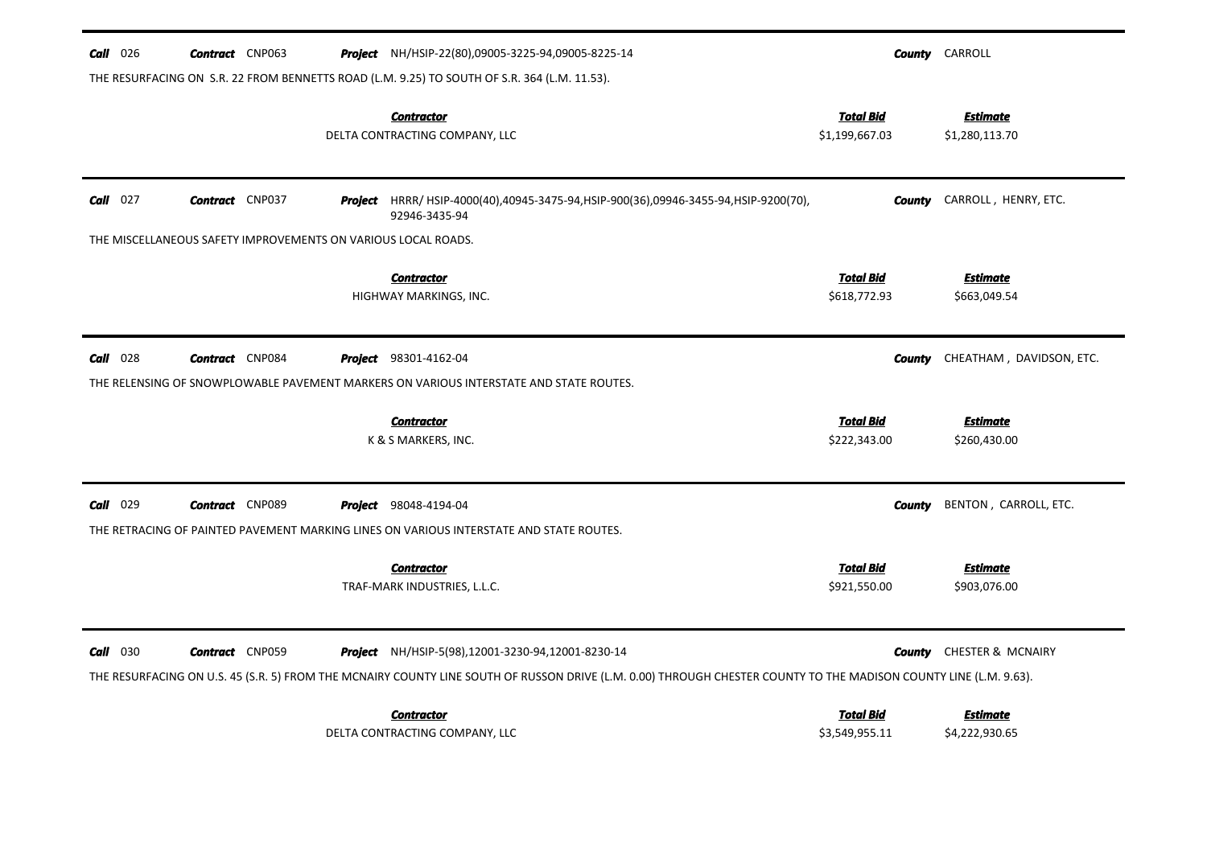**Call** 026 **Contract** CNP063 **Project** NH/HSIP-22(80),09005-3225-94,09005-8225-14 **County** CARROLL

THE RESURFACING ON S.R. 22 FROM BENNETTS ROAD (L.M. 9.25) TO SOUTH OF S.R. 364 (L.M. 11.53).

| Contractor | Total Bid | Estimate |
|---|---|---|
| DELTA CONTRACTING COMPANY, LLC | $1,199,667.03 | $1,280,113.70 |

---

**Call** 027 **Contract** CNP037 **Project** HRRR/ HSIP-4000(40),40945-3475-94,HSIP-900(36),09946-3455-94,HSIP-9200(70), 92946-3435-94 **County** CARROLL , HENRY, ETC.

THE MISCELLANEOUS SAFETY IMPROVEMENTS ON VARIOUS LOCAL ROADS.

| Contractor | Total Bid | Estimate |
|---|---|---|
| HIGHWAY MARKINGS, INC. | $618,772.93 | $663,049.54 |

---

**Call** 028 **Contract** CNP084 **Project** 98301-4162-04 **County** CHEATHAM , DAVIDSON, ETC.

THE RELENSING OF SNOWPLOWABLE PAVEMENT MARKERS ON VARIOUS INTERSTATE AND STATE ROUTES.

| Contractor | Total Bid | Estimate |
|---|---|---|
| K & S MARKERS, INC. | $222,343.00 | $260,430.00 |

---

**Call** 029 **Contract** CNP089 **Project** 98048-4194-04 **County** BENTON , CARROLL, ETC.

THE RETRACING OF PAINTED PAVEMENT MARKING LINES ON VARIOUS INTERSTATE AND STATE ROUTES.

| Contractor | Total Bid | Estimate |
|---|---|---|
| TRAF-MARK INDUSTRIES, L.L.C. | $921,550.00 | $903,076.00 |

---

**Call** 030 **Contract** CNP059 **Project** NH/HSIP-5(98),12001-3230-94,12001-8230-14 **County** CHESTER & MCNAIRY

THE RESURFACING ON U.S. 45 (S.R. 5) FROM THE MCNAIRY COUNTY LINE SOUTH OF RUSSON DRIVE (L.M. 0.00) THROUGH CHESTER COUNTY TO THE MADISON COUNTY LINE (L.M. 9.63).

| Contractor | Total Bid | Estimate |
|---|---|---|
| DELTA CONTRACTING COMPANY, LLC | $3,549,955.11 | $4,222,930.65 |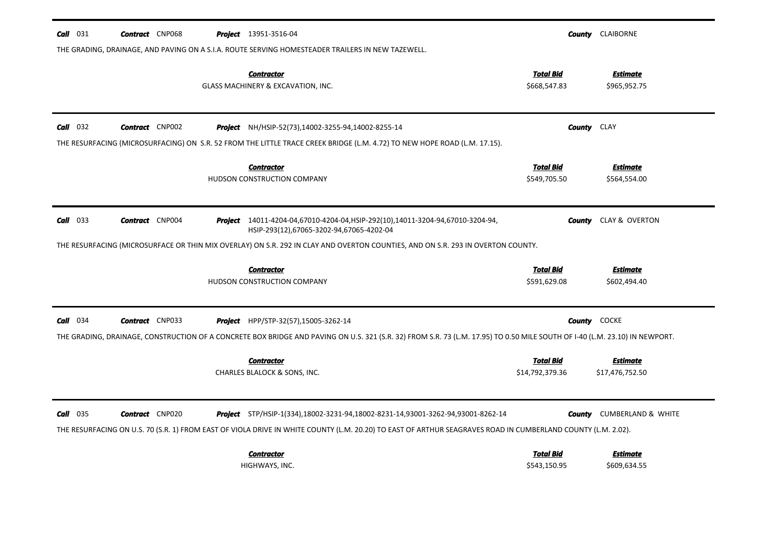**Call** 031 **Contract** CNP068 **Project** 13951-3516-04 **County** CLAIBORNE

THE GRADING, DRAINAGE, AND PAVING ON A S.I.A. ROUTE SERVING HOMESTEADER TRAILERS IN NEW TAZEWELL.

| Contractor | Total Bid | Estimate |
|---|---|---|
| GLASS MACHINERY & EXCAVATION, INC. | $668,547.83 | $965,952.75 |

---

**Call** 032 **Contract** CNP002 **Project** NH/HSIP-52(73),14002-3255-94,14002-8255-14 **County** CLAY

THE RESURFACING (MICROSURFACING) ON S.R. 52 FROM THE LITTLE TRACE CREEK BRIDGE (L.M. 4.72) TO NEW HOPE ROAD (L.M. 17.15).

| Contractor | Total Bid | Estimate |
|---|---|---|
| HUDSON CONSTRUCTION COMPANY | $549,705.50 | $564,554.00 |

---

**Call** 033 **Contract** CNP004 **Project** 14011-4204-04,67010-4204-04,HSIP-292(10),14011-3204-94,67010-3204-94, HSIP-293(12),67065-3202-94,67065-4202-04 **County** CLAY & OVERTON

THE RESURFACING (MICROSURFACE OR THIN MIX OVERLAY) ON S.R. 292 IN CLAY AND OVERTON COUNTIES, AND ON S.R. 293 IN OVERTON COUNTY.

| Contractor | Total Bid | Estimate |
|---|---|---|
| HUDSON CONSTRUCTION COMPANY | $591,629.08 | $602,494.40 |

---

**Call** 034 **Contract** CNP033 **Project** HPP/STP-32(57),15005-3262-14 **County** COCKE

THE GRADING, DRAINAGE, CONSTRUCTION OF A CONCRETE BOX BRIDGE AND PAVING ON U.S. 321 (S.R. 32) FROM S.R. 73 (L.M. 17.95) TO 0.50 MILE SOUTH OF I-40 (L.M. 23.10) IN NEWPORT.

| Contractor | Total Bid | Estimate |
|---|---|---|
| CHARLES BLALOCK & SONS, INC. | $14,792,379.36 | $17,476,752.50 |

---

**Call** 035 **Contract** CNP020 **Project** STP/HSIP-1(334),18002-3231-94,18002-8231-14,93001-3262-94,93001-8262-14 **County** CUMBERLAND & WHITE

THE RESURFACING ON U.S. 70 (S.R. 1) FROM EAST OF VIOLA DRIVE IN WHITE COUNTY (L.M. 20.20) TO EAST OF ARTHUR SEAGRAVES ROAD IN CUMBERLAND COUNTY (L.M. 2.02).

| Contractor | Total Bid | Estimate |
|---|---|---|
| HIGHWAYS, INC. | $543,150.95 | $609,634.55 |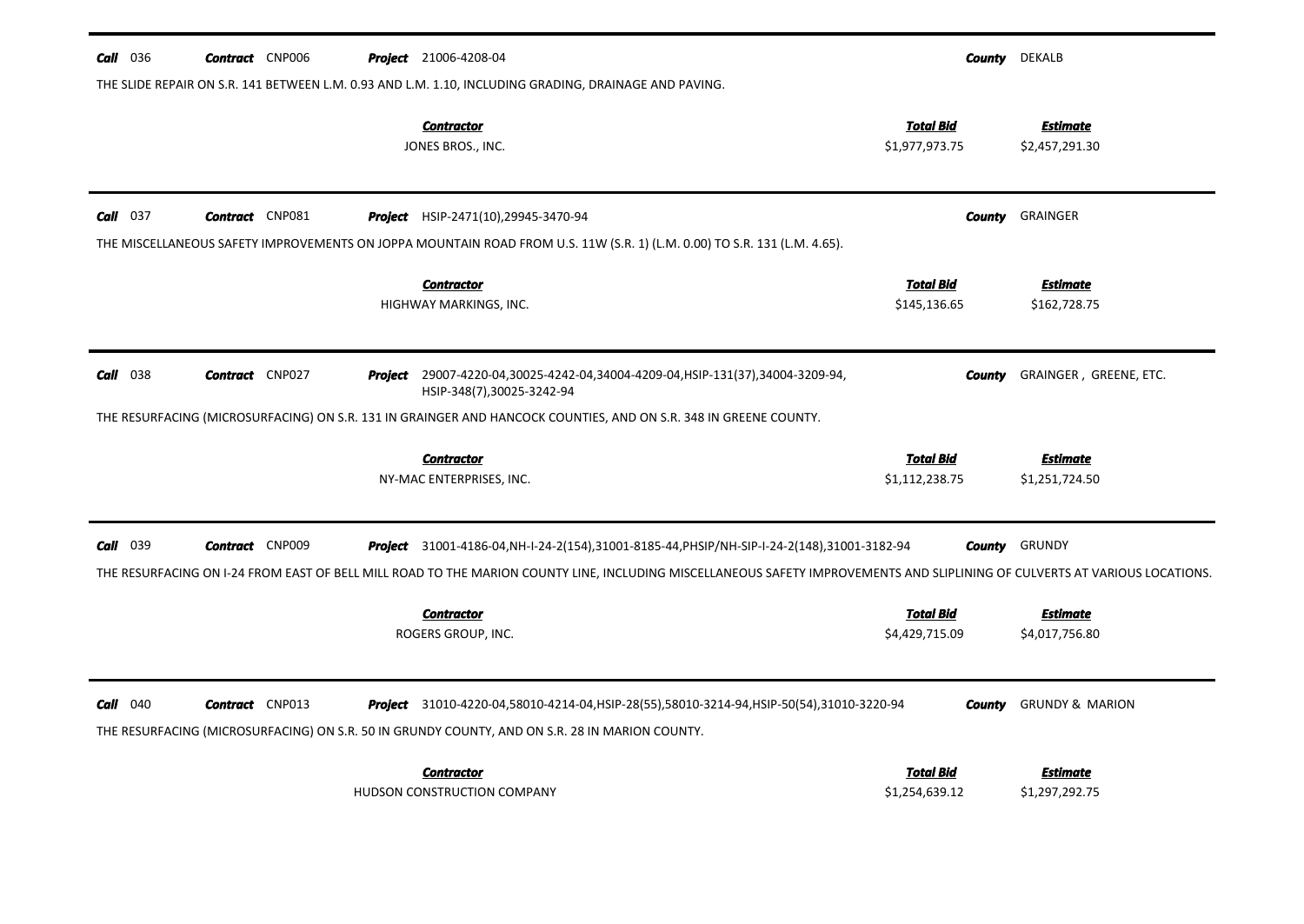**Call** 036 **Contract** CNP006 **Project** 21006-4208-04 **County** DEKALB

THE SLIDE REPAIR ON S.R. 141 BETWEEN L.M. 0.93 AND L.M. 1.10, INCLUDING GRADING, DRAINAGE AND PAVING.

| Contractor | Total Bid | Estimate |
|---|---|---|
| JONES BROS., INC. | $1,977,973.75 | $2,457,291.30 |

---

**Call** 037 **Contract** CNP081 **Project** HSIP-2471(10),29945-3470-94 **County** GRAINGER

THE MISCELLANEOUS SAFETY IMPROVEMENTS ON JOPPA MOUNTAIN ROAD FROM U.S. 11W (S.R. 1) (L.M. 0.00) TO S.R. 131 (L.M. 4.65).

| Contractor | Total Bid | Estimate |
|---|---|---|
| HIGHWAY MARKINGS, INC. | $145,136.65 | $162,728.75 |

---

**Call** 038 **Contract** CNP027 **Project** 29007-4220-04,30025-4242-04,34004-4209-04,HSIP-131(37),34004-3209-94, HSIP-348(7),30025-3242-94 **County** GRAINGER , GREENE, ETC.

THE RESURFACING (MICROSURFACING) ON S.R. 131 IN GRAINGER AND HANCOCK COUNTIES, AND ON S.R. 348 IN GREENE COUNTY.

| Contractor | Total Bid | Estimate |
|---|---|---|
| NY-MAC ENTERPRISES, INC. | $1,112,238.75 | $1,251,724.50 |

---

**Call** 039 **Contract** CNP009 **Project** 31001-4186-04,NH-I-24-2(154),31001-8185-44,PHSIP/NH-SIP-I-24-2(148),31001-3182-94 **County** GRUNDY

THE RESURFACING ON I-24 FROM EAST OF BELL MILL ROAD TO THE MARION COUNTY LINE, INCLUDING MISCELLANEOUS SAFETY IMPROVEMENTS AND SLIPLINING OF CULVERTS AT VARIOUS LOCATIONS.

| Contractor | Total Bid | Estimate |
|---|---|---|
| ROGERS GROUP, INC. | $4,429,715.09 | $4,017,756.80 |

---

**Call** 040 **Contract** CNP013 **Project** 31010-4220-04,58010-4214-04,HSIP-28(55),58010-3214-94,HSIP-50(54),31010-3220-94 **County** GRUNDY & MARION

THE RESURFACING (MICROSURFACING) ON S.R. 50 IN GRUNDY COUNTY, AND ON S.R. 28 IN MARION COUNTY.

| Contractor | Total Bid | Estimate |
|---|---|---|
| HUDSON CONSTRUCTION COMPANY | $1,254,639.12 | $1,297,292.75 |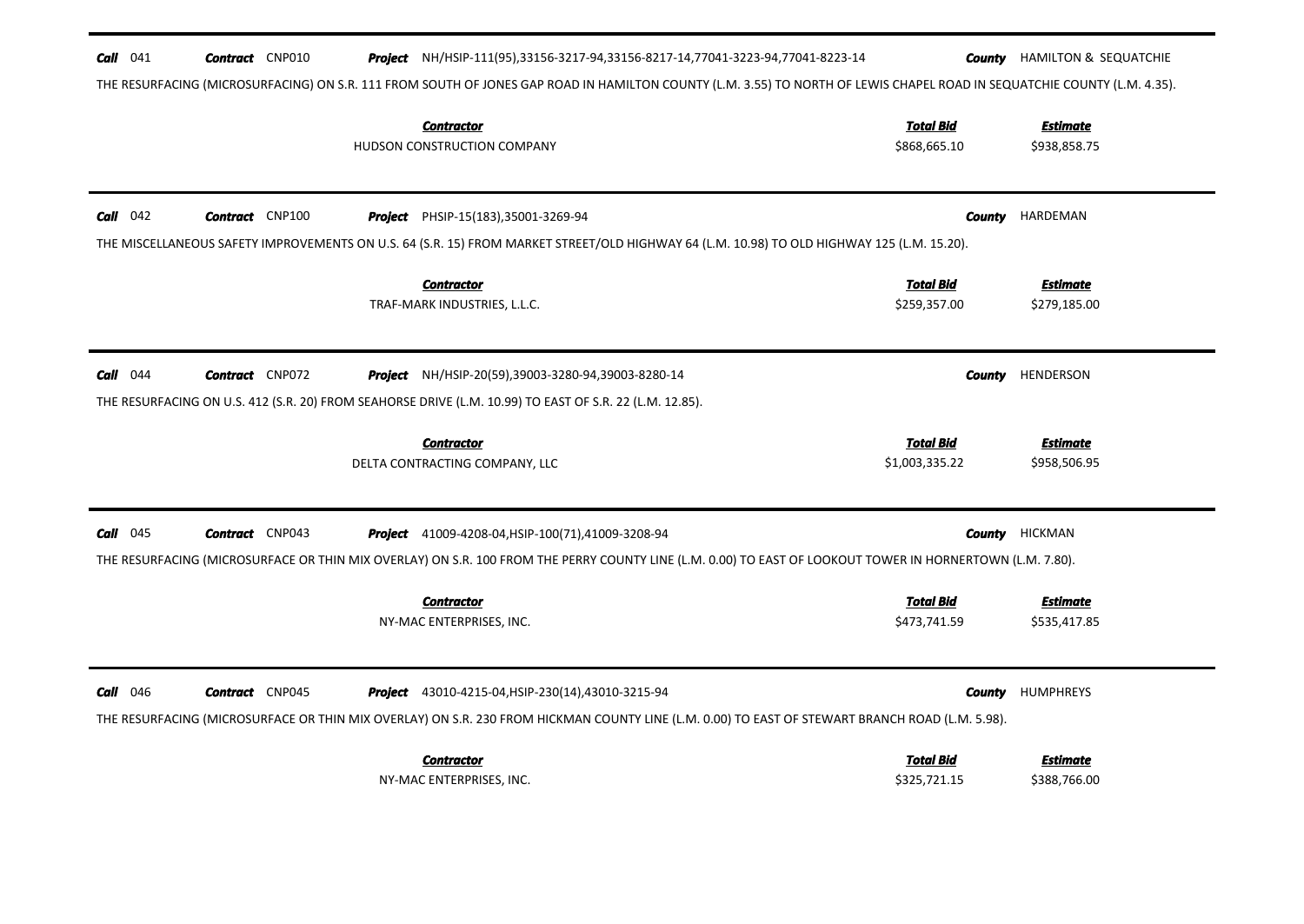**Call** 041 **Contract** CNP010 **Project** NH/HSIP-111(95),33156-3217-94,33156-8217-14,77041-3223-94,77041-8223-14 **County** HAMILTON & SEQUATCHIE

THE RESURFACING (MICROSURFACING) ON S.R. 111 FROM SOUTH OF JONES GAP ROAD IN HAMILTON COUNTY (L.M. 3.55) TO NORTH OF LEWIS CHAPEL ROAD IN SEQUATCHIE COUNTY (L.M. 4.35).

| Contractor | Total Bid | Estimate |
|---|---|---|
| HUDSON CONSTRUCTION COMPANY | \$868,665.10 | \$938,858.75 |

---

**Call** 042 **Contract** CNP100 **Project** PHSIP-15(183),35001-3269-94 **County** HARDEMAN

THE MISCELLANEOUS SAFETY IMPROVEMENTS ON U.S. 64 (S.R. 15) FROM MARKET STREET/OLD HIGHWAY 64 (L.M. 10.98) TO OLD HIGHWAY 125 (L.M. 15.20).

| Contractor | Total Bid | Estimate |
|---|---|---|
| TRAF-MARK INDUSTRIES, L.L.C. | \$259,357.00 | \$279,185.00 |

---

**Call** 044 **Contract** CNP072 **Project** NH/HSIP-20(59),39003-3280-94,39003-8280-14 **County** HENDERSON

THE RESURFACING ON U.S. 412 (S.R. 20) FROM SEAHORSE DRIVE (L.M. 10.99) TO EAST OF S.R. 22 (L.M. 12.85).

| Contractor | Total Bid | Estimate |
|---|---|---|
| DELTA CONTRACTING COMPANY, LLC | \$1,003,335.22 | \$958,506.95 |

---

**Call** 045 **Contract** CNP043 **Project** 41009-4208-04,HSIP-100(71),41009-3208-94 **County** HICKMAN

THE RESURFACING (MICROSURFACE OR THIN MIX OVERLAY) ON S.R. 100 FROM THE PERRY COUNTY LINE (L.M. 0.00) TO EAST OF LOOKOUT TOWER IN HORNERTOWN (L.M. 7.80).

| Contractor | Total Bid | Estimate |
|---|---|---|
| NY-MAC ENTERPRISES, INC. | \$473,741.59 | \$535,417.85 |

---

**Call** 046 **Contract** CNP045 **Project** 43010-4215-04,HSIP-230(14),43010-3215-94 **County** HUMPHREYS

THE RESURFACING (MICROSURFACE OR THIN MIX OVERLAY) ON S.R. 230 FROM HICKMAN COUNTY LINE (L.M. 0.00) TO EAST OF STEWART BRANCH ROAD (L.M. 5.98).

| Contractor | Total Bid | Estimate |
|---|---|---|
| NY-MAC ENTERPRISES, INC. | \$325,721.15 | \$388,766.00 |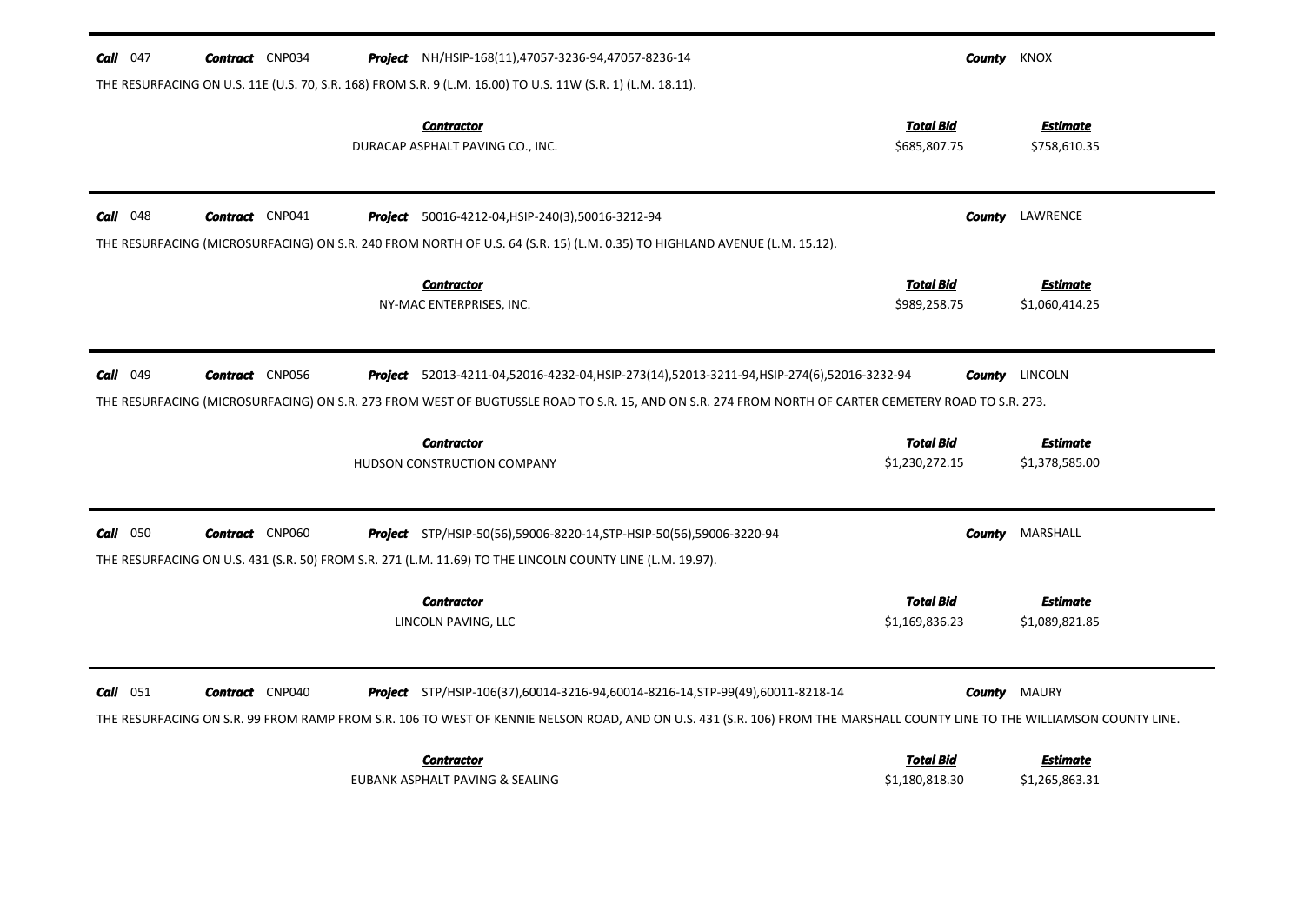**Call** 047 **Contract** CNP034 **Project** NH/HSIP-168(11),47057-3236-94,47057-8236-14 **County** KNOX

THE RESURFACING ON U.S. 11E (U.S. 70, S.R. 168) FROM S.R. 9 (L.M. 16.00) TO U.S. 11W (S.R. 1) (L.M. 18.11).

| ***Contractor*** | ***Total Bid*** | ***Estimate*** |
| --- | --- | --- |
| DURACAP ASPHALT PAVING CO., INC. | $685,807.75 | $758,610.35 |

---

**Call** 048 **Contract** CNP041 **Project** 50016-4212-04,HSIP-240(3),50016-3212-94 **County** LAWRENCE

THE RESURFACING (MICROSURFACING) ON S.R. 240 FROM NORTH OF U.S. 64 (S.R. 15) (L.M. 0.35) TO HIGHLAND AVENUE (L.M. 15.12).

| ***Contractor*** | ***Total Bid*** | ***Estimate*** |
| --- | --- | --- |
| NY-MAC ENTERPRISES, INC. | $989,258.75 | $1,060,414.25 |

---

**Call** 049 **Contract** CNP056 **Project** 52013-4211-04,52016-4232-04,HSIP-273(14),52013-3211-94,HSIP-274(6),52016-3232-94 **County** LINCOLN

THE RESURFACING (MICROSURFACING) ON S.R. 273 FROM WEST OF BUGTUSSLE ROAD TO S.R. 15, AND ON S.R. 274 FROM NORTH OF CARTER CEMETERY ROAD TO S.R. 273.

| ***Contractor*** | ***Total Bid*** | ***Estimate*** |
| --- | --- | --- |
| HUDSON CONSTRUCTION COMPANY | $1,230,272.15 | $1,378,585.00 |

---

**Call** 050 **Contract** CNP060 **Project** STP/HSIP-50(56),59006-8220-14,STP-HSIP-50(56),59006-3220-94 **County** MARSHALL

THE RESURFACING ON U.S. 431 (S.R. 50) FROM S.R. 271 (L.M. 11.69) TO THE LINCOLN COUNTY LINE (L.M. 19.97).

| ***Contractor*** | ***Total Bid*** | ***Estimate*** |
| --- | --- | --- |
| LINCOLN PAVING, LLC | $1,169,836.23 | $1,089,821.85 |

---

**Call** 051 **Contract** CNP040 **Project** STP/HSIP-106(37),60014-3216-94,60014-8216-14,STP-99(49),60011-8218-14 **County** MAURY

THE RESURFACING ON S.R. 99 FROM RAMP FROM S.R. 106 TO WEST OF KENNIE NELSON ROAD, AND ON U.S. 431 (S.R. 106) FROM THE MARSHALL COUNTY LINE TO THE WILLIAMSON COUNTY LINE.

| ***Contractor*** | ***Total Bid*** | ***Estimate*** |
| --- | --- | --- |
| EUBANK ASPHALT PAVING & SEALING | $1,180,818.30 | $1,265,863.31 |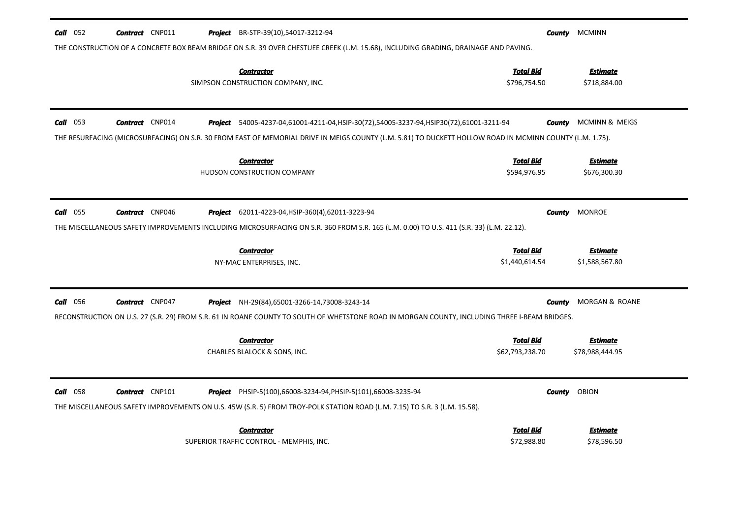**Call** 052 **Contract** CNP011 **Project** BR-STP-39(10),54017-3212-94 **County** MCMINN

THE CONSTRUCTION OF A CONCRETE BOX BEAM BRIDGE ON S.R. 39 OVER CHESTUEE CREEK (L.M. 15.68), INCLUDING GRADING, DRAINAGE AND PAVING.

| Contractor | Total Bid | Estimate |
|---|---|---|
| SIMPSON CONSTRUCTION COMPANY, INC. | $796,754.50 | $718,884.00 |

---

**Call** 053 **Contract** CNP014 **Project** 54005-4237-04,61001-4211-04,HSIP-30(72),54005-3237-94,HSIP30(72),61001-3211-94 **County** MCMINN & MEIGS

THE RESURFACING (MICROSURFACING) ON S.R. 30 FROM EAST OF MEMORIAL DRIVE IN MEIGS COUNTY (L.M. 5.81) TO DUCKETT HOLLOW ROAD IN MCMINN COUNTY (L.M. 1.75).

| Contractor | Total Bid | Estimate |
|---|---|---|
| HUDSON CONSTRUCTION COMPANY | $594,976.95 | $676,300.30 |

---

**Call** 055 **Contract** CNP046 **Project** 62011-4223-04,HSIP-360(4),62011-3223-94 **County** MONROE

THE MISCELLANEOUS SAFETY IMPROVEMENTS INCLUDING MICROSURFACING ON S.R. 360 FROM S.R. 165 (L.M. 0.00) TO U.S. 411 (S.R. 33) (L.M. 22.12).

| Contractor | Total Bid | Estimate |
|---|---|---|
| NY-MAC ENTERPRISES, INC. | $1,440,614.54 | $1,588,567.80 |

---

**Call** 056 **Contract** CNP047 **Project** NH-29(84),65001-3266-14,73008-3243-14 **County** MORGAN & ROANE

RECONSTRUCTION ON U.S. 27 (S.R. 29) FROM S.R. 61 IN ROANE COUNTY TO SOUTH OF WHETSTONE ROAD IN MORGAN COUNTY, INCLUDING THREE I-BEAM BRIDGES.

| Contractor | Total Bid | Estimate |
|---|---|---|
| CHARLES BLALOCK & SONS, INC. | $62,793,238.70 | $78,988,444.95 |

---

**Call** 058 **Contract** CNP101 **Project** PHSIP-5(100),66008-3234-94,PHSIP-5(101),66008-3235-94 **County** OBION

THE MISCELLANEOUS SAFETY IMPROVEMENTS ON U.S. 45W (S.R. 5) FROM TROY-POLK STATION ROAD (L.M. 7.15) TO S.R. 3 (L.M. 15.58).

| Contractor | Total Bid | Estimate |
|---|---|---|
| SUPERIOR TRAFFIC CONTROL - MEMPHIS, INC. | $72,988.80 | $78,596.50 |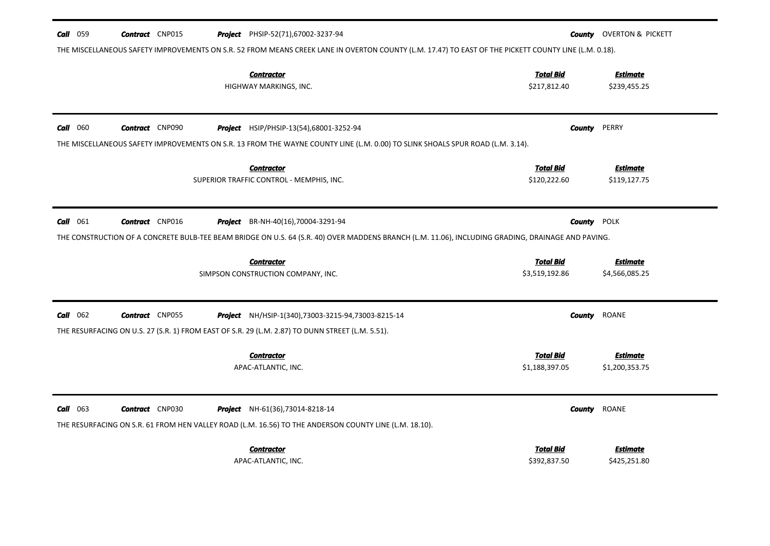**Call** 059 **Contract** CNP015 **Project** PHSIP-52(71),67002-3237-94 **County** OVERTON & PICKETT

THE MISCELLANEOUS SAFETY IMPROVEMENTS ON S.R. 52 FROM MEANS CREEK LANE IN OVERTON COUNTY (L.M. 17.47) TO EAST OF THE PICKETT COUNTY LINE (L.M. 0.18).

| Contractor | Total Bid | Estimate |
|---|---|---|
| HIGHWAY MARKINGS, INC. | $217,812.40 | $239,455.25 |

---

**Call** 060 **Contract** CNP090 **Project** HSIP/PHSIP-13(54),68001-3252-94 **County** PERRY

THE MISCELLANEOUS SAFETY IMPROVEMENTS ON S.R. 13 FROM THE WAYNE COUNTY LINE (L.M. 0.00) TO SLINK SHOALS SPUR ROAD (L.M. 3.14).

| Contractor | Total Bid | Estimate |
|---|---|---|
| SUPERIOR TRAFFIC CONTROL - MEMPHIS, INC. | $120,222.60 | $119,127.75 |

---

**Call** 061 **Contract** CNP016 **Project** BR-NH-40(16),70004-3291-94 **County** POLK

THE CONSTRUCTION OF A CONCRETE BULB-TEE BEAM BRIDGE ON U.S. 64 (S.R. 40) OVER MADDENS BRANCH (L.M. 11.06), INCLUDING GRADING, DRAINAGE AND PAVING.

| Contractor | Total Bid | Estimate |
|---|---|---|
| SIMPSON CONSTRUCTION COMPANY, INC. | $3,519,192.86 | $4,566,085.25 |

---

**Call** 062 **Contract** CNP055 **Project** NH/HSIP-1(340),73003-3215-94,73003-8215-14 **County** ROANE

THE RESURFACING ON U.S. 27 (S.R. 1) FROM EAST OF S.R. 29 (L.M. 2.87) TO DUNN STREET (L.M. 5.51).

| Contractor | Total Bid | Estimate |
|---|---|---|
| APAC-ATLANTIC, INC. | $1,188,397.05 | $1,200,353.75 |

---

**Call** 063 **Contract** CNP030 **Project** NH-61(36),73014-8218-14 **County** ROANE

THE RESURFACING ON S.R. 61 FROM HEN VALLEY ROAD (L.M. 16.56) TO THE ANDERSON COUNTY LINE (L.M. 18.10).

| Contractor | Total Bid | Estimate |
|---|---|---|
| APAC-ATLANTIC, INC. | $392,837.50 | $425,251.80 |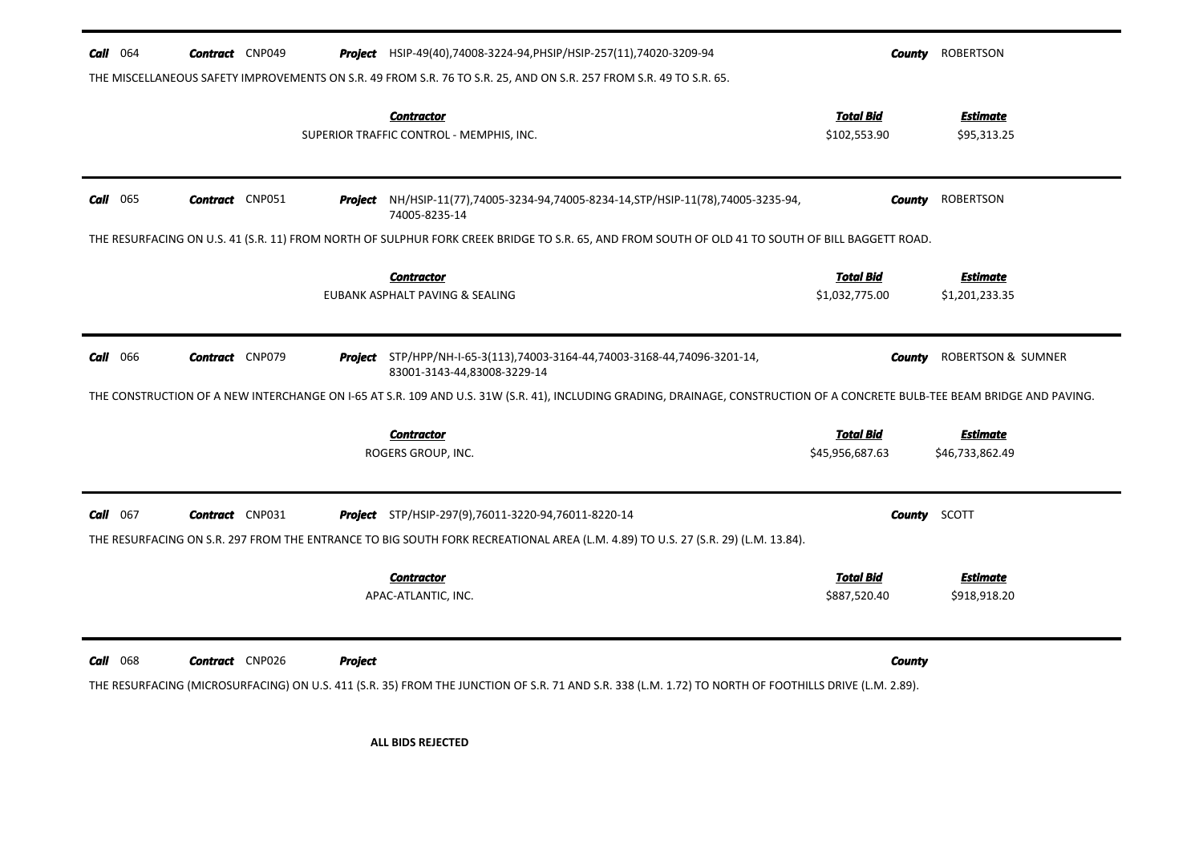**Call** 064 **Contract** CNP049 **Project** HSIP-49(40),74008-3224-94,PHSIP/HSIP-257(11),74020-3209-94 **County** ROBERTSON

THE MISCELLANEOUS SAFETY IMPROVEMENTS ON S.R. 49 FROM S.R. 76 TO S.R. 25, AND ON S.R. 257 FROM S.R. 49 TO S.R. 65.

| Contractor | Total Bid | Estimate |
|---|---|---|
| SUPERIOR TRAFFIC CONTROL - MEMPHIS, INC. | $102,553.90 | $95,313.25 |

---

**Call** 065 **Contract** CNP051 **Project** NH/HSIP-11(77),74005-3234-94,74005-8234-14,STP/HSIP-11(78),74005-3235-94, 74005-8235-14 **County** ROBERTSON

THE RESURFACING ON U.S. 41 (S.R. 11) FROM NORTH OF SULPHUR FORK CREEK BRIDGE TO S.R. 65, AND FROM SOUTH OF OLD 41 TO SOUTH OF BILL BAGGETT ROAD.

| Contractor | Total Bid | Estimate |
|---|---|---|
| EUBANK ASPHALT PAVING & SEALING | $1,032,775.00 | $1,201,233.35 |

---

**Call** 066 **Contract** CNP079 **Project** STP/HPP/NH-I-65-3(113),74003-3164-44,74003-3168-44,74096-3201-14, 83001-3143-44,83008-3229-14 **County** ROBERTSON & SUMNER

THE CONSTRUCTION OF A NEW INTERCHANGE ON I-65 AT S.R. 109 AND U.S. 31W (S.R. 41), INCLUDING GRADING, DRAINAGE, CONSTRUCTION OF A CONCRETE BULB-TEE BEAM BRIDGE AND PAVING.

| Contractor | Total Bid | Estimate |
|---|---|---|
| ROGERS GROUP, INC. | $45,956,687.63 | $46,733,862.49 |

---

**Call** 067 **Contract** CNP031 **Project** STP/HSIP-297(9),76011-3220-94,76011-8220-14 **County** SCOTT

THE RESURFACING ON S.R. 297 FROM THE ENTRANCE TO BIG SOUTH FORK RECREATIONAL AREA (L.M. 4.89) TO U.S. 27 (S.R. 29) (L.M. 13.84).

| Contractor | Total Bid | Estimate |
|---|---|---|
| APAC-ATLANTIC, INC. | $887,520.40 | $918,918.20 |

---

**Call** 068 **Contract** CNP026 **Project** **County**

THE RESURFACING (MICROSURFACING) ON U.S. 411 (S.R. 35) FROM THE JUNCTION OF S.R. 71 AND S.R. 338 (L.M. 1.72) TO NORTH OF FOOTHILLS DRIVE (L.M. 2.89).

**ALL BIDS REJECTED**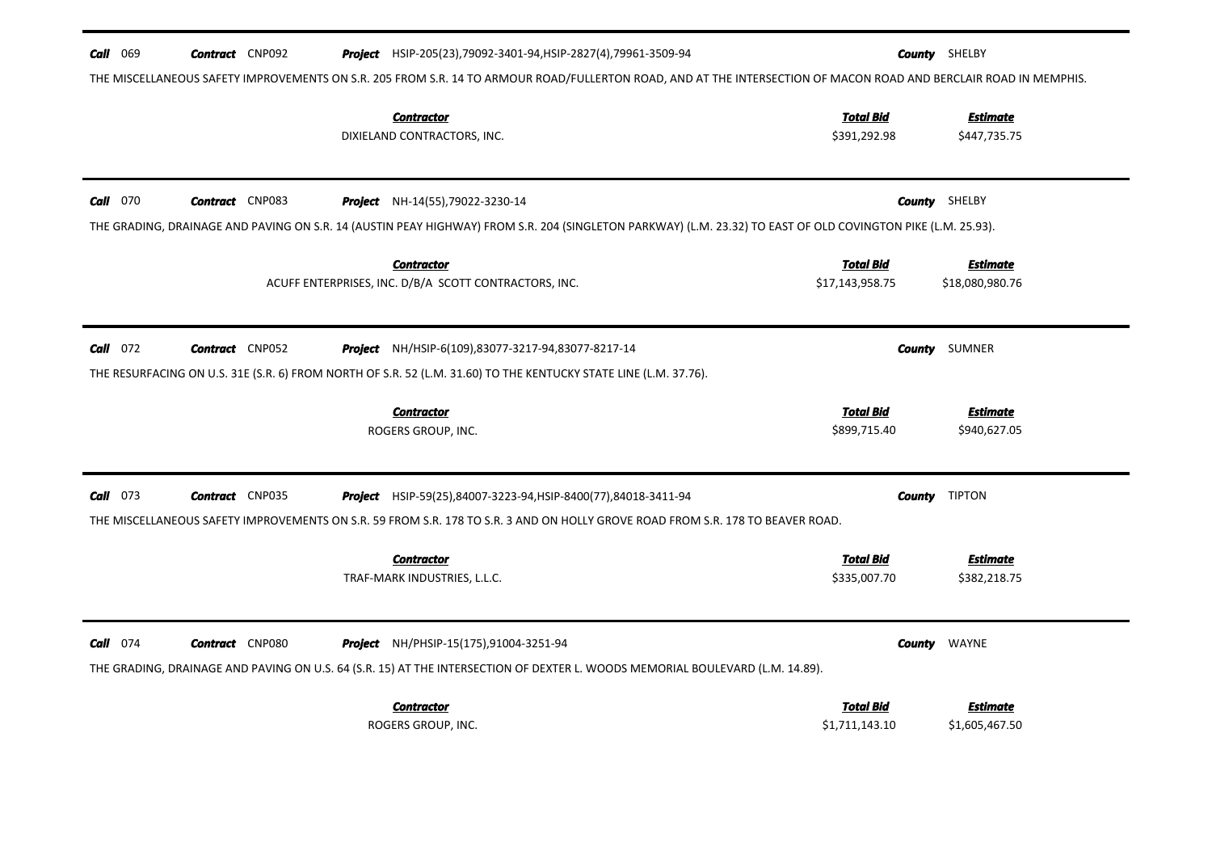**Call** 069 **Contract** CNP092 **Project** HSIP-205(23),79092-3401-94,HSIP-2827(4),79961-3509-94 **County** SHELBY

THE MISCELLANEOUS SAFETY IMPROVEMENTS ON S.R. 205 FROM S.R. 14 TO ARMOUR ROAD/FULLERTON ROAD, AND AT THE INTERSECTION OF MACON ROAD AND BERCLAIR ROAD IN MEMPHIS.

| Contractor | Total Bid | Estimate |
|---|---|---|
| DIXIELAND CONTRACTORS, INC. | $391,292.98 | $447,735.75 |

---

**Call** 070 **Contract** CNP083 **Project** NH-14(55),79022-3230-14 **County** SHELBY

THE GRADING, DRAINAGE AND PAVING ON S.R. 14 (AUSTIN PEAY HIGHWAY) FROM S.R. 204 (SINGLETON PARKWAY) (L.M. 23.32) TO EAST OF OLD COVINGTON PIKE (L.M. 25.93).

| Contractor | Total Bid | Estimate |
|---|---|---|
| ACUFF ENTERPRISES, INC. D/B/A SCOTT CONTRACTORS, INC. | $17,143,958.75 | $18,080,980.76 |

---

**Call** 072 **Contract** CNP052 **Project** NH/HSIP-6(109),83077-3217-94,83077-8217-14 **County** SUMNER

THE RESURFACING ON U.S. 31E (S.R. 6) FROM NORTH OF S.R. 52 (L.M. 31.60) TO THE KENTUCKY STATE LINE (L.M. 37.76).

| Contractor | Total Bid | Estimate |
|---|---|---|
| ROGERS GROUP, INC. | $899,715.40 | $940,627.05 |

---

**Call** 073 **Contract** CNP035 **Project** HSIP-59(25),84007-3223-94,HSIP-8400(77),84018-3411-94 **County** TIPTON

THE MISCELLANEOUS SAFETY IMPROVEMENTS ON S.R. 59 FROM S.R. 178 TO S.R. 3 AND ON HOLLY GROVE ROAD FROM S.R. 178 TO BEAVER ROAD.

| Contractor | Total Bid | Estimate |
|---|---|---|
| TRAF-MARK INDUSTRIES, L.L.C. | $335,007.70 | $382,218.75 |

---

**Call** 074 **Contract** CNP080 **Project** NH/PHSIP-15(175),91004-3251-94 **County** WAYNE

THE GRADING, DRAINAGE AND PAVING ON U.S. 64 (S.R. 15) AT THE INTERSECTION OF DEXTER L. WOODS MEMORIAL BOULEVARD (L.M. 14.89).

| Contractor | Total Bid | Estimate |
|---|---|---|
| ROGERS GROUP, INC. | $1,711,143.10 | $1,605,467.50 |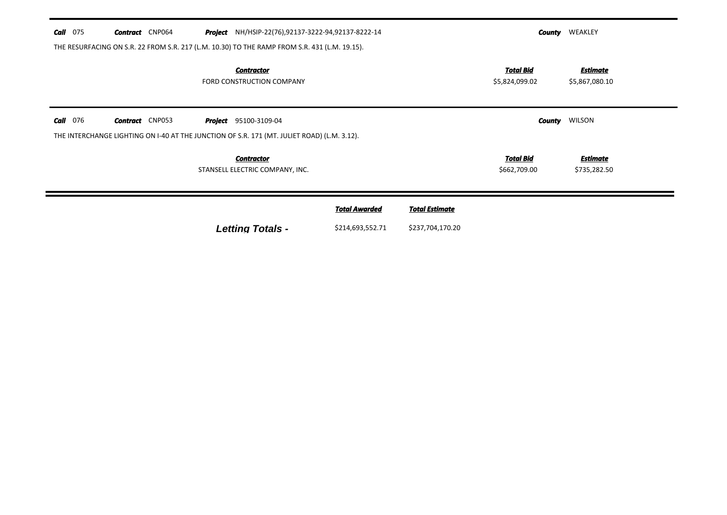**Call** 075 **Contract** CNP064 **Project** NH/HSIP-22(76),92137-3222-94,92137-8222-14 **County** WEAKLEY

THE RESURFACING ON S.R. 22 FROM S.R. 217 (L.M. 10.30) TO THE RAMP FROM S.R. 431 (L.M. 19.15).

| Contractor | Total Bid | Estimate |
|---|---|---|
| FORD CONSTRUCTION COMPANY | $5,824,099.02 | $5,867,080.10 |

**Call** 076 **Contract** CNP053 **Project** 95100-3109-04 **County** WILSON

THE INTERCHANGE LIGHTING ON I-40 AT THE JUNCTION OF S.R. 171 (MT. JULIET ROAD) (L.M. 3.12).

| Contractor | Total Bid | Estimate |
|---|---|---|
| STANSELL ELECTRIC COMPANY, INC. | $662,709.00 | $735,282.50 |

| | Total Awarded | Total Estimate |
|---|---|---|
| **Letting Totals -** | $214,693,552.71 | $237,704,170.20 |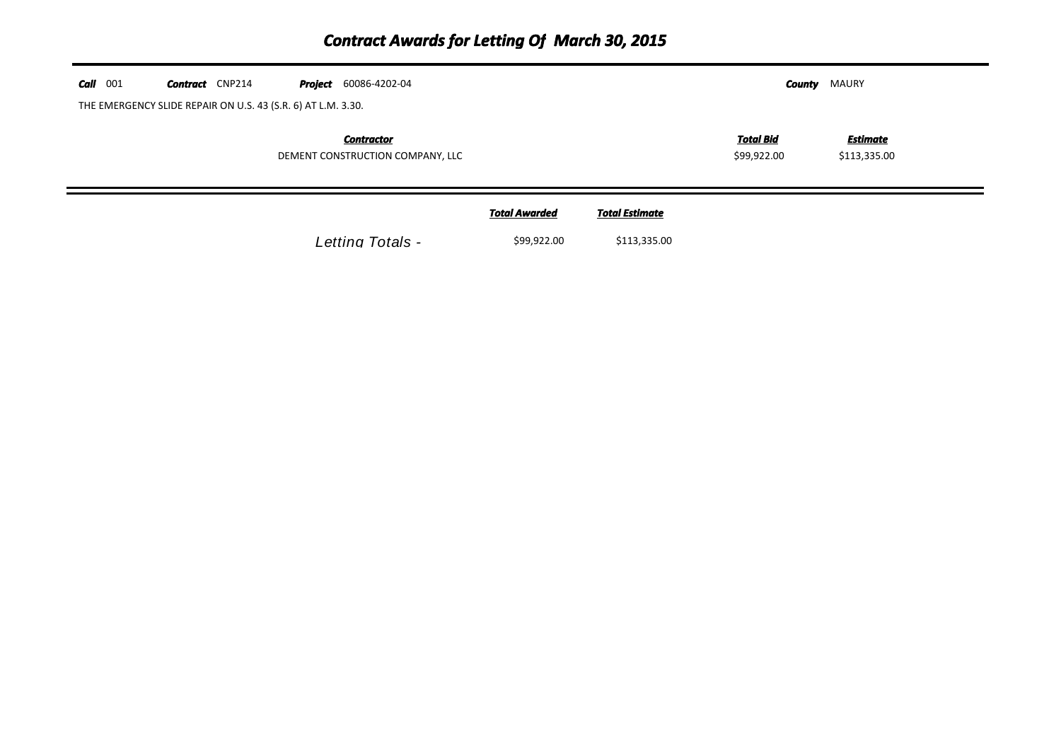# *Contract Awards for Letting Of March 30, 2015*

***Call*** 001 ***Contract*** CNP214 ***Project*** 60086-4202-04 ***County*** MAURY

THE EMERGENCY SLIDE REPAIR ON U.S. 43 (S.R. 6) AT L.M. 3.30.

| *Contractor* | *Total Bid* | *Estimate* |
|---|---|---|
| DEMENT CONSTRUCTION COMPANY, LLC | $99,922.00 | $113,335.00 |

| | *Total Awarded* | *Total Estimate* |
|---|---|---|
| *Letting Totals -* | $99,922.00 | $113,335.00 |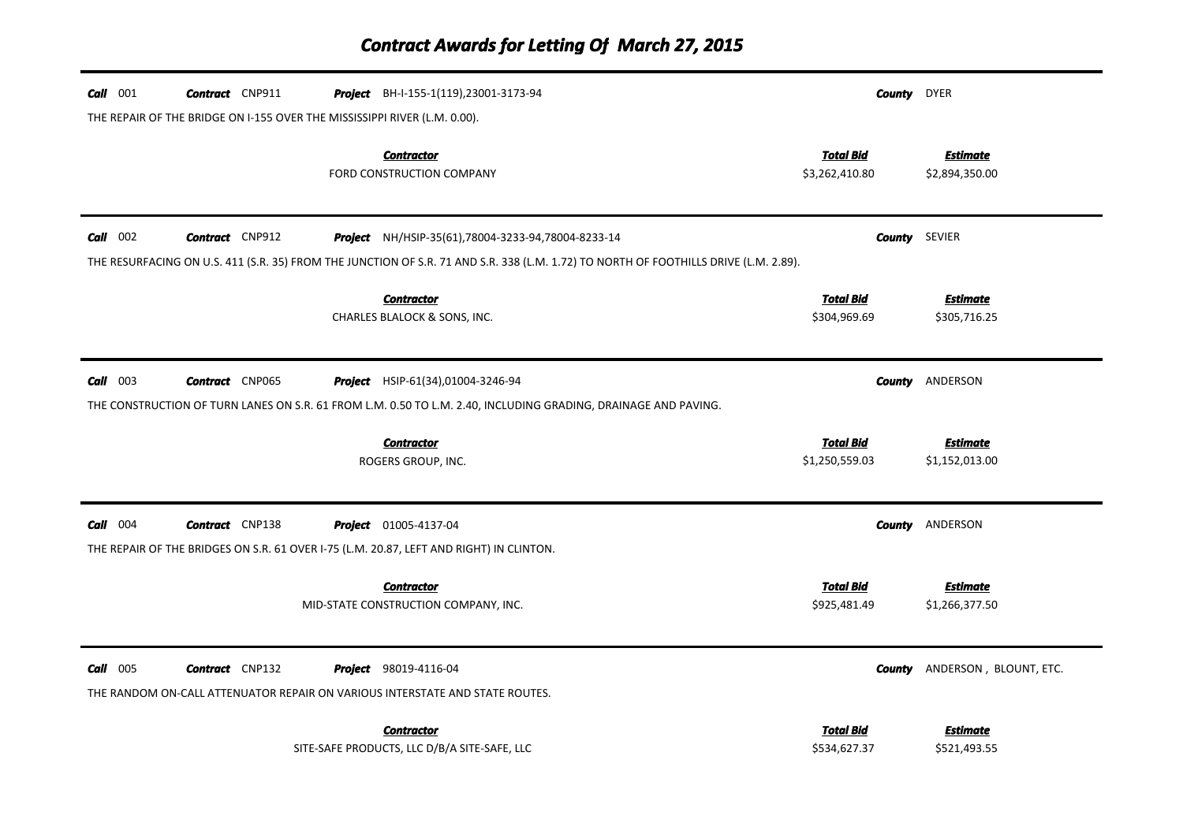# Contract Awards for Letting Of March 27, 2015

---

***Call*** 001 ***Contract*** CNP911 ***Project*** BH-I-155-1(119),23001-3173-94 ***County*** DYER

THE REPAIR OF THE BRIDGE ON I-155 OVER THE MISSISSIPPI RIVER (L.M. 0.00).

| *Contractor* | *Total Bid* | *Estimate* |
|---|---|---|
| FORD CONSTRUCTION COMPANY | $3,262,410.80 | $2,894,350.00 |

---

***Call*** 002 ***Contract*** CNP912 ***Project*** NH/HSIP-35(61),78004-3233-94,78004-8233-14 ***County*** SEVIER

THE RESURFACING ON U.S. 411 (S.R. 35) FROM THE JUNCTION OF S.R. 71 AND S.R. 338 (L.M. 1.72) TO NORTH OF FOOTHILLS DRIVE (L.M. 2.89).

| *Contractor* | *Total Bid* | *Estimate* |
|---|---|---|
| CHARLES BLALOCK & SONS, INC. | $304,969.69 | $305,716.25 |

---

***Call*** 003 ***Contract*** CNP065 ***Project*** HSIP-61(34),01004-3246-94 ***County*** ANDERSON

THE CONSTRUCTION OF TURN LANES ON S.R. 61 FROM L.M. 0.50 TO L.M. 2.40, INCLUDING GRADING, DRAINAGE AND PAVING.

| *Contractor* | *Total Bid* | *Estimate* |
|---|---|---|
| ROGERS GROUP, INC. | $1,250,559.03 | $1,152,013.00 |

---

***Call*** 004 ***Contract*** CNP138 ***Project*** 01005-4137-04 ***County*** ANDERSON

THE REPAIR OF THE BRIDGES ON S.R. 61 OVER I-75 (L.M. 20.87, LEFT AND RIGHT) IN CLINTON.

| *Contractor* | *Total Bid* | *Estimate* |
|---|---|---|
| MID-STATE CONSTRUCTION COMPANY, INC. | $925,481.49 | $1,266,377.50 |

---

***Call*** 005 ***Contract*** CNP132 ***Project*** 98019-4116-04 ***County*** ANDERSON , BLOUNT, ETC.

THE RANDOM ON-CALL ATTENUATOR REPAIR ON VARIOUS INTERSTATE AND STATE ROUTES.

| *Contractor* | *Total Bid* | *Estimate* |
|---|---|---|
| SITE-SAFE PRODUCTS, LLC D/B/A SITE-SAFE, LLC | $534,627.37 | $521,493.55 |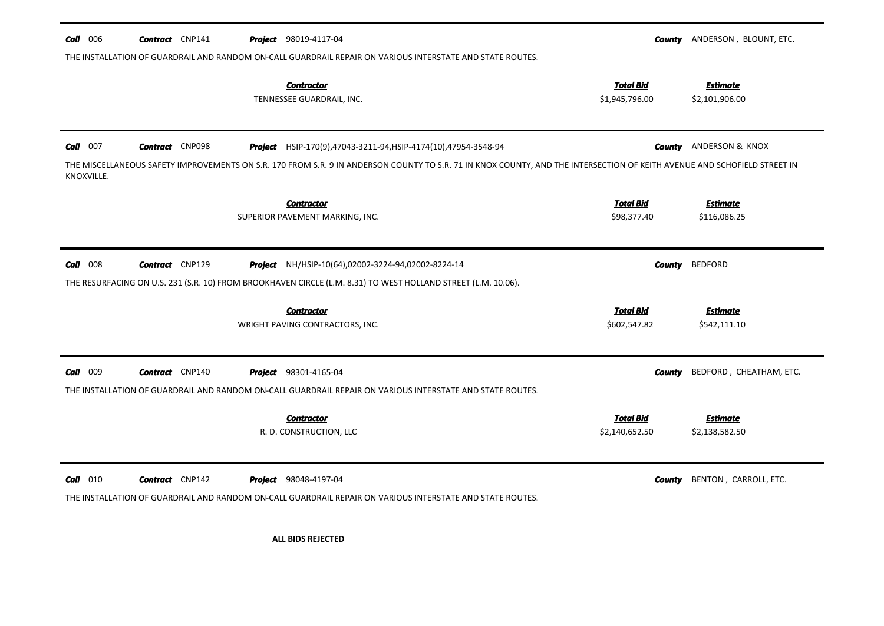**Call** 006 **Contract** CNP141 **Project** 98019-4117-04 **County** ANDERSON , BLOUNT, ETC.

THE INSTALLATION OF GUARDRAIL AND RANDOM ON-CALL GUARDRAIL REPAIR ON VARIOUS INTERSTATE AND STATE ROUTES.

| Contractor | Total Bid | Estimate |
|---|---|---|
| TENNESSEE GUARDRAIL, INC. | $1,945,796.00 | $2,101,906.00 |

---

**Call** 007 **Contract** CNP098 **Project** HSIP-170(9),47043-3211-94,HSIP-4174(10),47954-3548-94 **County** ANDERSON & KNOX

THE MISCELLANEOUS SAFETY IMPROVEMENTS ON S.R. 170 FROM S.R. 9 IN ANDERSON COUNTY TO S.R. 71 IN KNOX COUNTY, AND THE INTERSECTION OF KEITH AVENUE AND SCHOFIELD STREET IN KNOXVILLE.

| Contractor | Total Bid | Estimate |
|---|---|---|
| SUPERIOR PAVEMENT MARKING, INC. | $98,377.40 | $116,086.25 |

---

**Call** 008 **Contract** CNP129 **Project** NH/HSIP-10(64),02002-3224-94,02002-8224-14 **County** BEDFORD

THE RESURFACING ON U.S. 231 (S.R. 10) FROM BROOKHAVEN CIRCLE (L.M. 8.31) TO WEST HOLLAND STREET (L.M. 10.06).

| Contractor | Total Bid | Estimate |
|---|---|---|
| WRIGHT PAVING CONTRACTORS, INC. | $602,547.82 | $542,111.10 |

---

**Call** 009 **Contract** CNP140 **Project** 98301-4165-04 **County** BEDFORD , CHEATHAM, ETC.

THE INSTALLATION OF GUARDRAIL AND RANDOM ON-CALL GUARDRAIL REPAIR ON VARIOUS INTERSTATE AND STATE ROUTES.

| Contractor | Total Bid | Estimate |
|---|---|---|
| R. D. CONSTRUCTION, LLC | $2,140,652.50 | $2,138,582.50 |

---

**Call** 010 **Contract** CNP142 **Project** 98048-4197-04 **County** BENTON , CARROLL, ETC.

THE INSTALLATION OF GUARDRAIL AND RANDOM ON-CALL GUARDRAIL REPAIR ON VARIOUS INTERSTATE AND STATE ROUTES.

**ALL BIDS REJECTED**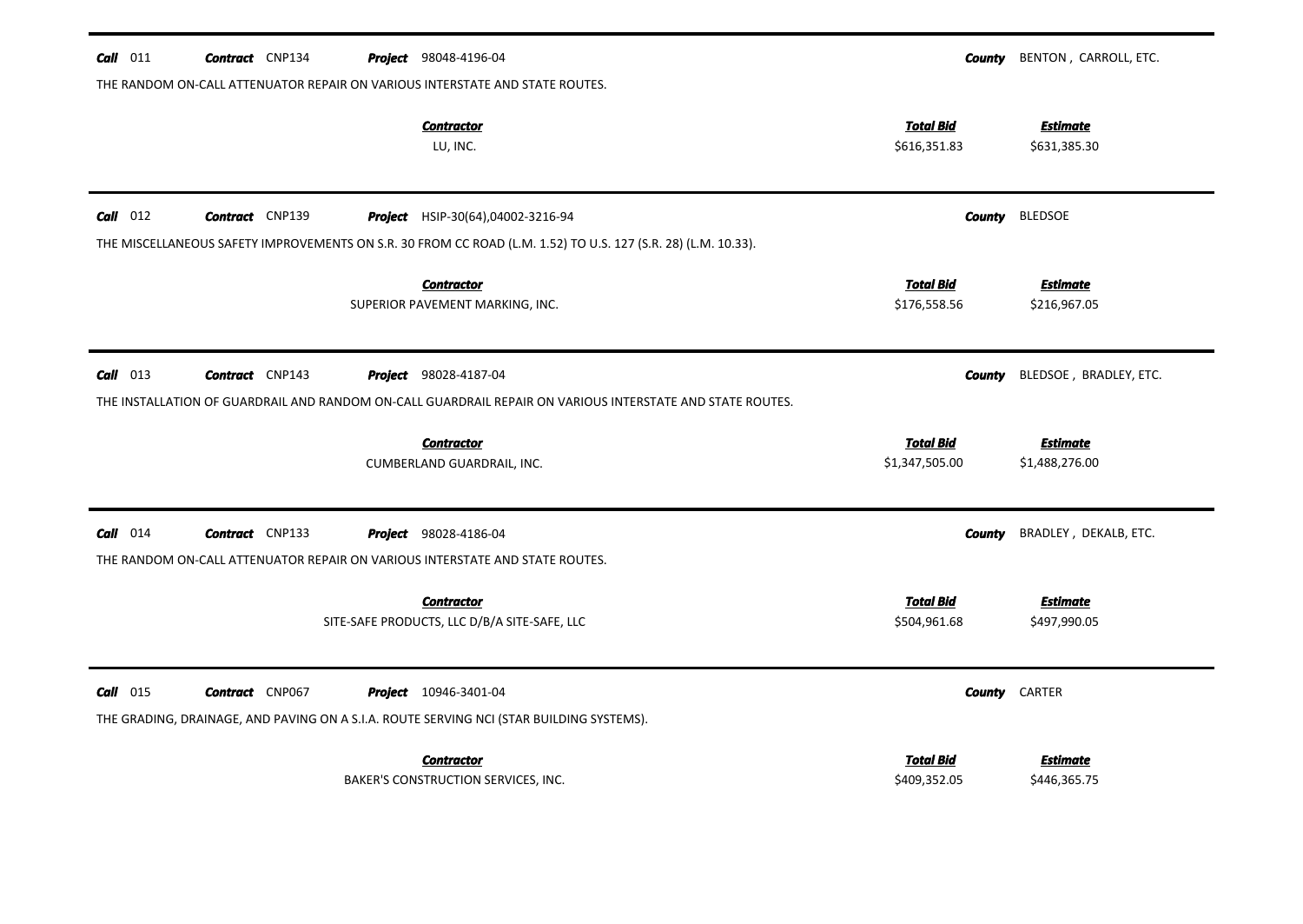**Call** 011 **Contract** CNP134 **Project** 98048-4196-04 **County** BENTON , CARROLL, ETC.

THE RANDOM ON-CALL ATTENUATOR REPAIR ON VARIOUS INTERSTATE AND STATE ROUTES.

| Contractor | Total Bid | Estimate |
| --- | --- | --- |
| LU, INC. | $616,351.83 | $631,385.30 |

---

**Call** 012 **Contract** CNP139 **Project** HSIP-30(64),04002-3216-94 **County** BLEDSOE

THE MISCELLANEOUS SAFETY IMPROVEMENTS ON S.R. 30 FROM CC ROAD (L.M. 1.52) TO U.S. 127 (S.R. 28) (L.M. 10.33).

| Contractor | Total Bid | Estimate |
| --- | --- | --- |
| SUPERIOR PAVEMENT MARKING, INC. | $176,558.56 | $216,967.05 |

---

**Call** 013 **Contract** CNP143 **Project** 98028-4187-04 **County** BLEDSOE , BRADLEY, ETC.

THE INSTALLATION OF GUARDRAIL AND RANDOM ON-CALL GUARDRAIL REPAIR ON VARIOUS INTERSTATE AND STATE ROUTES.

| Contractor | Total Bid | Estimate |
| --- | --- | --- |
| CUMBERLAND GUARDRAIL, INC. | $1,347,505.00 | $1,488,276.00 |

---

**Call** 014 **Contract** CNP133 **Project** 98028-4186-04 **County** BRADLEY , DEKALB, ETC.

THE RANDOM ON-CALL ATTENUATOR REPAIR ON VARIOUS INTERSTATE AND STATE ROUTES.

| Contractor | Total Bid | Estimate |
| --- | --- | --- |
| SITE-SAFE PRODUCTS, LLC D/B/A SITE-SAFE, LLC | $504,961.68 | $497,990.05 |

---

**Call** 015 **Contract** CNP067 **Project** 10946-3401-04 **County** CARTER

THE GRADING, DRAINAGE, AND PAVING ON A S.I.A. ROUTE SERVING NCI (STAR BUILDING SYSTEMS).

| Contractor | Total Bid | Estimate |
| --- | --- | --- |
| BAKER'S CONSTRUCTION SERVICES, INC. | $409,352.05 | $446,365.75 |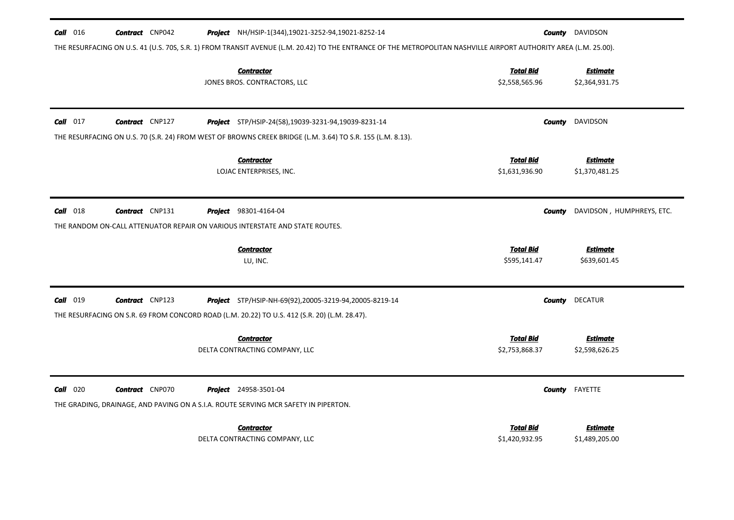**Call** 016 **Contract** CNP042 **Project** NH/HSIP-1(344),19021-3252-94,19021-8252-14 **County** DAVIDSON

THE RESURFACING ON U.S. 41 (U.S. 70S, S.R. 1) FROM TRANSIT AVENUE (L.M. 20.42) TO THE ENTRANCE OF THE METROPOLITAN NASHVILLE AIRPORT AUTHORITY AREA (L.M. 25.00).

| Contractor | Total Bid | Estimate |
|---|---|---|
| JONES BROS. CONTRACTORS, LLC | $2,558,565.96 | $2,364,931.75 |

---

**Call** 017 **Contract** CNP127 **Project** STP/HSIP-24(58),19039-3231-94,19039-8231-14 **County** DAVIDSON

THE RESURFACING ON U.S. 70 (S.R. 24) FROM WEST OF BROWNS CREEK BRIDGE (L.M. 3.64) TO S.R. 155 (L.M. 8.13).

| Contractor | Total Bid | Estimate |
|---|---|---|
| LOJAC ENTERPRISES, INC. | $1,631,936.90 | $1,370,481.25 |

---

**Call** 018 **Contract** CNP131 **Project** 98301-4164-04 **County** DAVIDSON , HUMPHREYS, ETC.

THE RANDOM ON-CALL ATTENUATOR REPAIR ON VARIOUS INTERSTATE AND STATE ROUTES.

| Contractor | Total Bid | Estimate |
|---|---|---|
| LU, INC. | $595,141.47 | $639,601.45 |

---

**Call** 019 **Contract** CNP123 **Project** STP/HSIP-NH-69(92),20005-3219-94,20005-8219-14 **County** DECATUR

THE RESURFACING ON S.R. 69 FROM CONCORD ROAD (L.M. 20.22) TO U.S. 412 (S.R. 20) (L.M. 28.47).

| Contractor | Total Bid | Estimate |
|---|---|---|
| DELTA CONTRACTING COMPANY, LLC | $2,753,868.37 | $2,598,626.25 |

---

**Call** 020 **Contract** CNP070 **Project** 24958-3501-04 **County** FAYETTE

THE GRADING, DRAINAGE, AND PAVING ON A S.I.A. ROUTE SERVING MCR SAFETY IN PIPERTON.

| Contractor | Total Bid | Estimate |
|---|---|---|
| DELTA CONTRACTING COMPANY, LLC | $1,420,932.95 | $1,489,205.00 |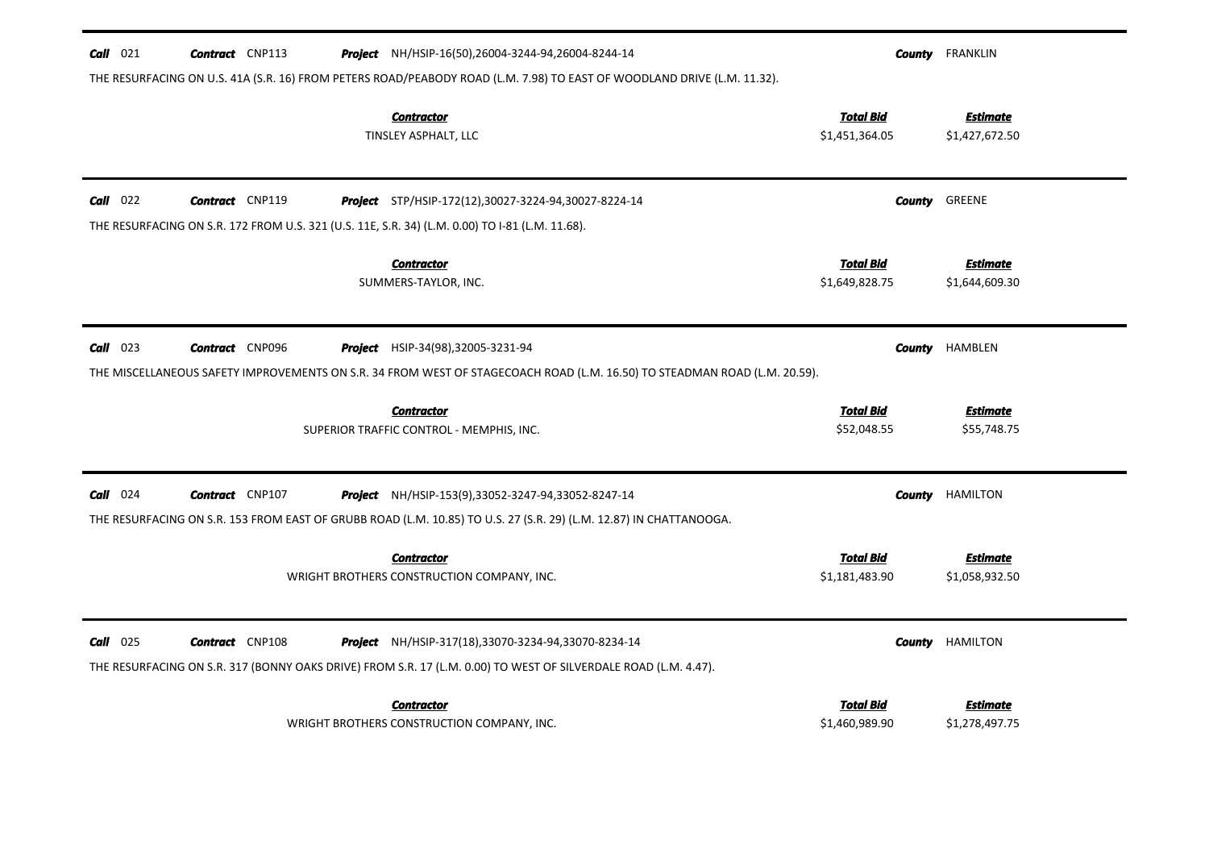**Call** 021 **Contract** CNP113 **Project** NH/HSIP-16(50),26004-3244-94,26004-8244-14 **County** FRANKLIN

THE RESURFACING ON U.S. 41A (S.R. 16) FROM PETERS ROAD/PEABODY ROAD (L.M. 7.98) TO EAST OF WOODLAND DRIVE (L.M. 11.32).

| Contractor | Total Bid | Estimate |
|---|---|---|
| TINSLEY ASPHALT, LLC | $1,451,364.05 | $1,427,672.50 |

---

**Call** 022 **Contract** CNP119 **Project** STP/HSIP-172(12),30027-3224-94,30027-8224-14 **County** GREENE

THE RESURFACING ON S.R. 172 FROM U.S. 321 (U.S. 11E, S.R. 34) (L.M. 0.00) TO I-81 (L.M. 11.68).

| Contractor | Total Bid | Estimate |
|---|---|---|
| SUMMERS-TAYLOR, INC. | $1,649,828.75 | $1,644,609.30 |

---

**Call** 023 **Contract** CNP096 **Project** HSIP-34(98),32005-3231-94 **County** HAMBLEN

THE MISCELLANEOUS SAFETY IMPROVEMENTS ON S.R. 34 FROM WEST OF STAGECOACH ROAD (L.M. 16.50) TO STEADMAN ROAD (L.M. 20.59).

| Contractor | Total Bid | Estimate |
|---|---|---|
| SUPERIOR TRAFFIC CONTROL - MEMPHIS, INC. | $52,048.55 | $55,748.75 |

---

**Call** 024 **Contract** CNP107 **Project** NH/HSIP-153(9),33052-3247-94,33052-8247-14 **County** HAMILTON

THE RESURFACING ON S.R. 153 FROM EAST OF GRUBB ROAD (L.M. 10.85) TO U.S. 27 (S.R. 29) (L.M. 12.87) IN CHATTANOOGA.

| Contractor | Total Bid | Estimate |
|---|---|---|
| WRIGHT BROTHERS CONSTRUCTION COMPANY, INC. | $1,181,483.90 | $1,058,932.50 |

---

**Call** 025 **Contract** CNP108 **Project** NH/HSIP-317(18),33070-3234-94,33070-8234-14 **County** HAMILTON

THE RESURFACING ON S.R. 317 (BONNY OAKS DRIVE) FROM S.R. 17 (L.M. 0.00) TO WEST OF SILVERDALE ROAD (L.M. 4.47).

| Contractor | Total Bid | Estimate |
|---|---|---|
| WRIGHT BROTHERS CONSTRUCTION COMPANY, INC. | $1,460,989.90 | $1,278,497.75 |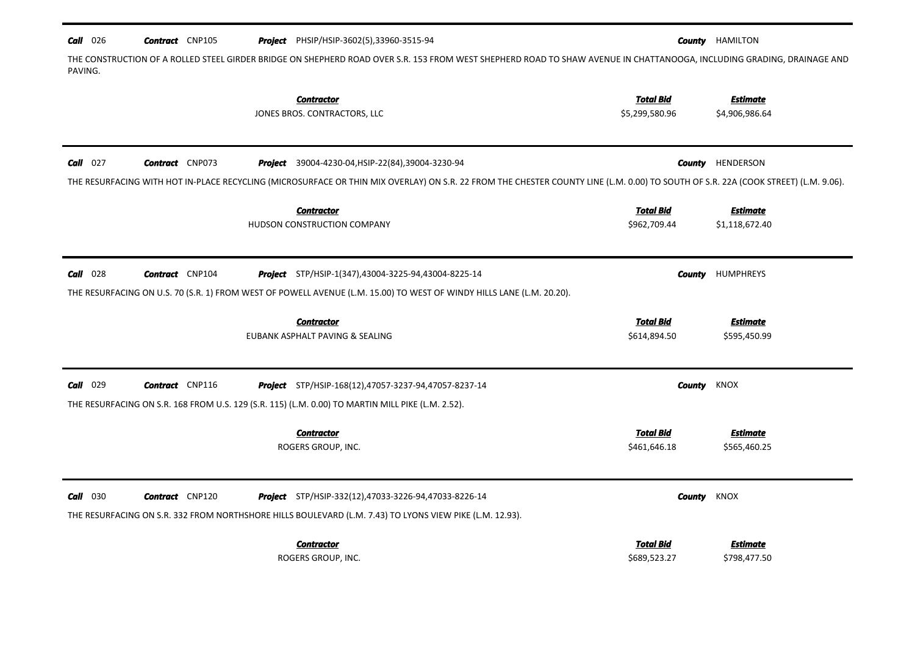**Call** 026 **Contract** CNP105 **Project** PHSIP/HSIP-3602(5),33960-3515-94 **County** HAMILTON

THE CONSTRUCTION OF A ROLLED STEEL GIRDER BRIDGE ON SHEPHERD ROAD OVER S.R. 153 FROM WEST SHEPHERD ROAD TO SHAW AVENUE IN CHATTANOOGA, INCLUDING GRADING, DRAINAGE AND PAVING.

| Contractor | Total Bid | Estimate |
|---|---|---|
| JONES BROS. CONTRACTORS, LLC | $5,299,580.96 | $4,906,986.64 |

---

**Call** 027 **Contract** CNP073 **Project** 39004-4230-04,HSIP-22(84),39004-3230-94 **County** HENDERSON

THE RESURFACING WITH HOT IN-PLACE RECYCLING (MICROSURFACE OR THIN MIX OVERLAY) ON S.R. 22 FROM THE CHESTER COUNTY LINE (L.M. 0.00) TO SOUTH OF S.R. 22A (COOK STREET) (L.M. 9.06).

| Contractor | Total Bid | Estimate |
|---|---|---|
| HUDSON CONSTRUCTION COMPANY | $962,709.44 | $1,118,672.40 |

---

**Call** 028 **Contract** CNP104 **Project** STP/HSIP-1(347),43004-3225-94,43004-8225-14 **County** HUMPHREYS

THE RESURFACING ON U.S. 70 (S.R. 1) FROM WEST OF POWELL AVENUE (L.M. 15.00) TO WEST OF WINDY HILLS LANE (L.M. 20.20).

| Contractor | Total Bid | Estimate |
|---|---|---|
| EUBANK ASPHALT PAVING & SEALING | $614,894.50 | $595,450.99 |

---

**Call** 029 **Contract** CNP116 **Project** STP/HSIP-168(12),47057-3237-94,47057-8237-14 **County** KNOX

THE RESURFACING ON S.R. 168 FROM U.S. 129 (S.R. 115) (L.M. 0.00) TO MARTIN MILL PIKE (L.M. 2.52).

| Contractor | Total Bid | Estimate |
|---|---|---|
| ROGERS GROUP, INC. | $461,646.18 | $565,460.25 |

---

**Call** 030 **Contract** CNP120 **Project** STP/HSIP-332(12),47033-3226-94,47033-8226-14 **County** KNOX

THE RESURFACING ON S.R. 332 FROM NORTHSHORE HILLS BOULEVARD (L.M. 7.43) TO LYONS VIEW PIKE (L.M. 12.93).

| Contractor | Total Bid | Estimate |
|---|---|---|
| ROGERS GROUP, INC. | $689,523.27 | $798,477.50 |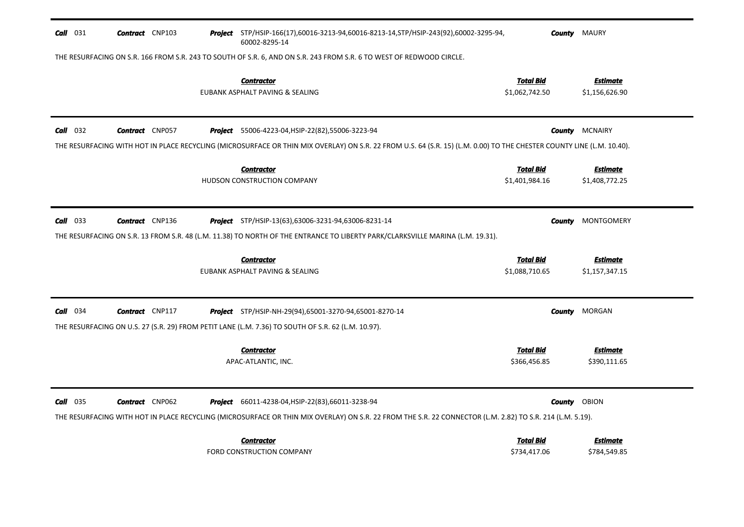**Call** 031 **Contract** CNP103 **Project** STP/HSIP-166(17),60016-3213-94,60016-8213-14,STP/HSIP-243(92),60002-3295-94, 60002-8295-14 **County** MAURY

THE RESURFACING ON S.R. 166 FROM S.R. 243 TO SOUTH OF S.R. 6, AND ON S.R. 243 FROM S.R. 6 TO WEST OF REDWOOD CIRCLE.

| Contractor | Total Bid | Estimate |
|---|---|---|
| EUBANK ASPHALT PAVING & SEALING | $1,062,742.50 | $1,156,626.90 |

---

**Call** 032 **Contract** CNP057 **Project** 55006-4223-04,HSIP-22(82),55006-3223-94 **County** MCNAIRY

THE RESURFACING WITH HOT IN PLACE RECYCLING (MICROSURFACE OR THIN MIX OVERLAY) ON S.R. 22 FROM U.S. 64 (S.R. 15) (L.M. 0.00) TO THE CHESTER COUNTY LINE (L.M. 10.40).

| Contractor | Total Bid | Estimate |
|---|---|---|
| HUDSON CONSTRUCTION COMPANY | $1,401,984.16 | $1,408,772.25 |

---

**Call** 033 **Contract** CNP136 **Project** STP/HSIP-13(63),63006-3231-94,63006-8231-14 **County** MONTGOMERY

THE RESURFACING ON S.R. 13 FROM S.R. 48 (L.M. 11.38) TO NORTH OF THE ENTRANCE TO LIBERTY PARK/CLARKSVILLE MARINA (L.M. 19.31).

| Contractor | Total Bid | Estimate |
|---|---|---|
| EUBANK ASPHALT PAVING & SEALING | $1,088,710.65 | $1,157,347.15 |

---

**Call** 034 **Contract** CNP117 **Project** STP/HSIP-NH-29(94),65001-3270-94,65001-8270-14 **County** MORGAN

THE RESURFACING ON U.S. 27 (S.R. 29) FROM PETIT LANE (L.M. 7.36) TO SOUTH OF S.R. 62 (L.M. 10.97).

| Contractor | Total Bid | Estimate |
|---|---|---|
| APAC-ATLANTIC, INC. | $366,456.85 | $390,111.65 |

---

**Call** 035 **Contract** CNP062 **Project** 66011-4238-04,HSIP-22(83),66011-3238-94 **County** OBION

THE RESURFACING WITH HOT IN PLACE RECYCLING (MICROSURFACE OR THIN MIX OVERLAY) ON S.R. 22 FROM THE S.R. 22 CONNECTOR (L.M. 2.82) TO S.R. 214 (L.M. 5.19).

| Contractor | Total Bid | Estimate |
|---|---|---|
| FORD CONSTRUCTION COMPANY | $734,417.06 | $784,549.85 |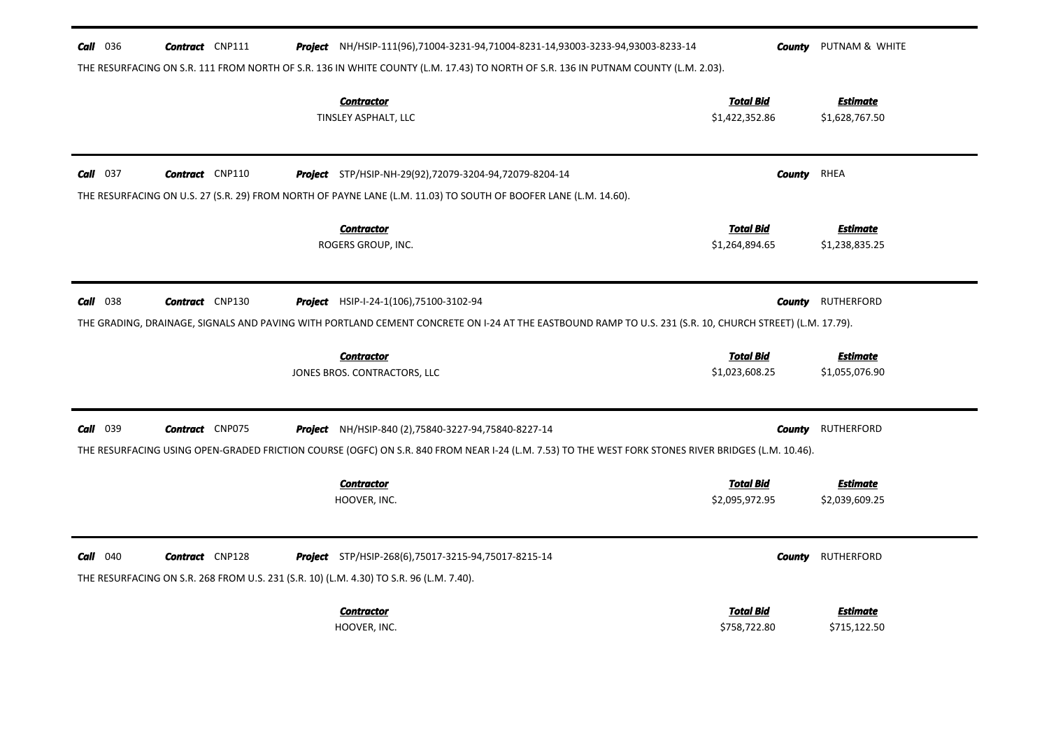**Call** 036 **Contract** CNP111 **Project** NH/HSIP-111(96),71004-3231-94,71004-8231-14,93003-3233-94,93003-8233-14 **County** PUTNAM & WHITE

THE RESURFACING ON S.R. 111 FROM NORTH OF S.R. 136 IN WHITE COUNTY (L.M. 17.43) TO NORTH OF S.R. 136 IN PUTNAM COUNTY (L.M. 2.03).

| Contractor | Total Bid | Estimate |
|---|---|---|
| TINSLEY ASPHALT, LLC | $1,422,352.86 | $1,628,767.50 |

---

**Call** 037 **Contract** CNP110 **Project** STP/HSIP-NH-29(92),72079-3204-94,72079-8204-14 **County** RHEA

THE RESURFACING ON U.S. 27 (S.R. 29) FROM NORTH OF PAYNE LANE (L.M. 11.03) TO SOUTH OF BOOFER LANE (L.M. 14.60).

| Contractor | Total Bid | Estimate |
|---|---|---|
| ROGERS GROUP, INC. | $1,264,894.65 | $1,238,835.25 |

---

**Call** 038 **Contract** CNP130 **Project** HSIP-I-24-1(106),75100-3102-94 **County** RUTHERFORD

THE GRADING, DRAINAGE, SIGNALS AND PAVING WITH PORTLAND CEMENT CONCRETE ON I-24 AT THE EASTBOUND RAMP TO U.S. 231 (S.R. 10, CHURCH STREET) (L.M. 17.79).

| Contractor | Total Bid | Estimate |
|---|---|---|
| JONES BROS. CONTRACTORS, LLC | $1,023,608.25 | $1,055,076.90 |

---

**Call** 039 **Contract** CNP075 **Project** NH/HSIP-840 (2),75840-3227-94,75840-8227-14 **County** RUTHERFORD

THE RESURFACING USING OPEN-GRADED FRICTION COURSE (OGFC) ON S.R. 840 FROM NEAR I-24 (L.M. 7.53) TO THE WEST FORK STONES RIVER BRIDGES (L.M. 10.46).

| Contractor | Total Bid | Estimate |
|---|---|---|
| HOOVER, INC. | $2,095,972.95 | $2,039,609.25 |

---

**Call** 040 **Contract** CNP128 **Project** STP/HSIP-268(6),75017-3215-94,75017-8215-14 **County** RUTHERFORD

THE RESURFACING ON S.R. 268 FROM U.S. 231 (S.R. 10) (L.M. 4.30) TO S.R. 96 (L.M. 7.40).

| Contractor | Total Bid | Estimate |
|---|---|---|
| HOOVER, INC. | $758,722.80 | $715,122.50 |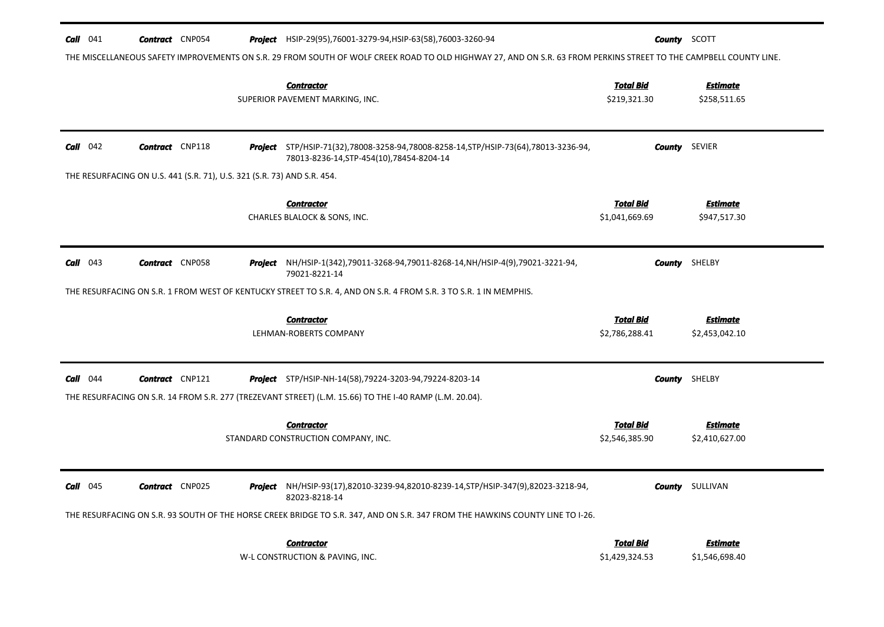**Call** 041 **Contract** CNP054 **Project** HSIP-29(95),76001-3279-94,HSIP-63(58),76003-3260-94 **County** SCOTT

THE MISCELLANEOUS SAFETY IMPROVEMENTS ON S.R. 29 FROM SOUTH OF WOLF CREEK ROAD TO OLD HIGHWAY 27, AND ON S.R. 63 FROM PERKINS STREET TO THE CAMPBELL COUNTY LINE.

| Contractor | Total Bid | Estimate |
|---|---|---|
| SUPERIOR PAVEMENT MARKING, INC. | \$219,321.30 | \$258,511.65 |

---

**Call** 042 **Contract** CNP118 **Project** STP/HSIP-71(32),78008-3258-94,78008-8258-14,STP/HSIP-73(64),78013-3236-94, 78013-8236-14,STP-454(10),78454-8204-14 **County** SEVIER

THE RESURFACING ON U.S. 441 (S.R. 71), U.S. 321 (S.R. 73) AND S.R. 454.

| Contractor | Total Bid | Estimate |
|---|---|---|
| CHARLES BLALOCK & SONS, INC. | \$1,041,669.69 | \$947,517.30 |

---

**Call** 043 **Contract** CNP058 **Project** NH/HSIP-1(342),79011-3268-94,79011-8268-14,NH/HSIP-4(9),79021-3221-94, 79021-8221-14 **County** SHELBY

THE RESURFACING ON S.R. 1 FROM WEST OF KENTUCKY STREET TO S.R. 4, AND ON S.R. 4 FROM S.R. 3 TO S.R. 1 IN MEMPHIS.

| Contractor | Total Bid | Estimate |
|---|---|---|
| LEHMAN-ROBERTS COMPANY | \$2,786,288.41 | \$2,453,042.10 |

---

**Call** 044 **Contract** CNP121 **Project** STP/HSIP-NH-14(58),79224-3203-94,79224-8203-14 **County** SHELBY

THE RESURFACING ON S.R. 14 FROM S.R. 277 (TREZEVANT STREET) (L.M. 15.66) TO THE I-40 RAMP (L.M. 20.04).

| Contractor | Total Bid | Estimate |
|---|---|---|
| STANDARD CONSTRUCTION COMPANY, INC. | \$2,546,385.90 | \$2,410,627.00 |

---

**Call** 045 **Contract** CNP025 **Project** NH/HSIP-93(17),82010-3239-94,82010-8239-14,STP/HSIP-347(9),82023-3218-94, 82023-8218-14 **County** SULLIVAN

THE RESURFACING ON S.R. 93 SOUTH OF THE HORSE CREEK BRIDGE TO S.R. 347, AND ON S.R. 347 FROM THE HAWKINS COUNTY LINE TO I-26.

| Contractor | Total Bid | Estimate |
|---|---|---|
| W-L CONSTRUCTION & PAVING, INC. | \$1,429,324.53 | \$1,546,698.40 |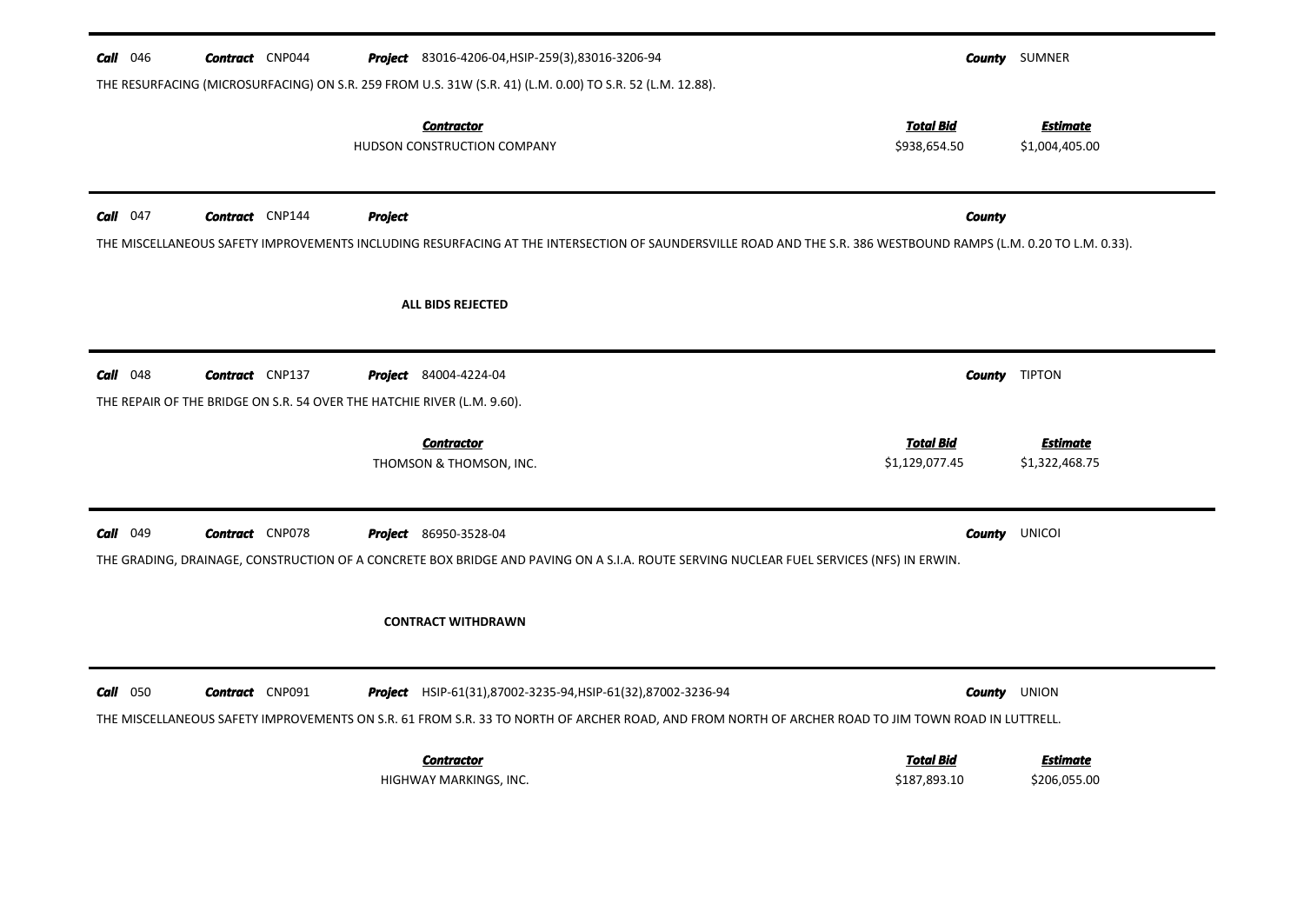**Call** 046 **Contract** CNP044 **Project** 83016-4206-04,HSIP-259(3),83016-3206-94 **County** SUMNER

THE RESURFACING (MICROSURFACING) ON S.R. 259 FROM U.S. 31W (S.R. 41) (L.M. 0.00) TO S.R. 52 (L.M. 12.88).

| Contractor | Total Bid | Estimate |
|---|---|---|
| HUDSON CONSTRUCTION COMPANY | $938,654.50 | $1,004,405.00 |

---

**Call** 047 **Contract** CNP144 **Project** **County**

THE MISCELLANEOUS SAFETY IMPROVEMENTS INCLUDING RESURFACING AT THE INTERSECTION OF SAUNDERSVILLE ROAD AND THE S.R. 386 WESTBOUND RAMPS (L.M. 0.20 TO L.M. 0.33).

**ALL BIDS REJECTED**

---

**Call** 048 **Contract** CNP137 **Project** 84004-4224-04 **County** TIPTON

THE REPAIR OF THE BRIDGE ON S.R. 54 OVER THE HATCHIE RIVER (L.M. 9.60).

| Contractor | Total Bid | Estimate |
|---|---|---|
| THOMSON & THOMSON, INC. | $1,129,077.45 | $1,322,468.75 |

---

**Call** 049 **Contract** CNP078 **Project** 86950-3528-04 **County** UNICOI

THE GRADING, DRAINAGE, CONSTRUCTION OF A CONCRETE BOX BRIDGE AND PAVING ON A S.I.A. ROUTE SERVING NUCLEAR FUEL SERVICES (NFS) IN ERWIN.

**CONTRACT WITHDRAWN**

---

**Call** 050 **Contract** CNP091 **Project** HSIP-61(31),87002-3235-94,HSIP-61(32),87002-3236-94 **County** UNION

THE MISCELLANEOUS SAFETY IMPROVEMENTS ON S.R. 61 FROM S.R. 33 TO NORTH OF ARCHER ROAD, AND FROM NORTH OF ARCHER ROAD TO JIM TOWN ROAD IN LUTTRELL.

| Contractor | Total Bid | Estimate |
|---|---|---|
| HIGHWAY MARKINGS, INC. | $187,893.10 | $206,055.00 |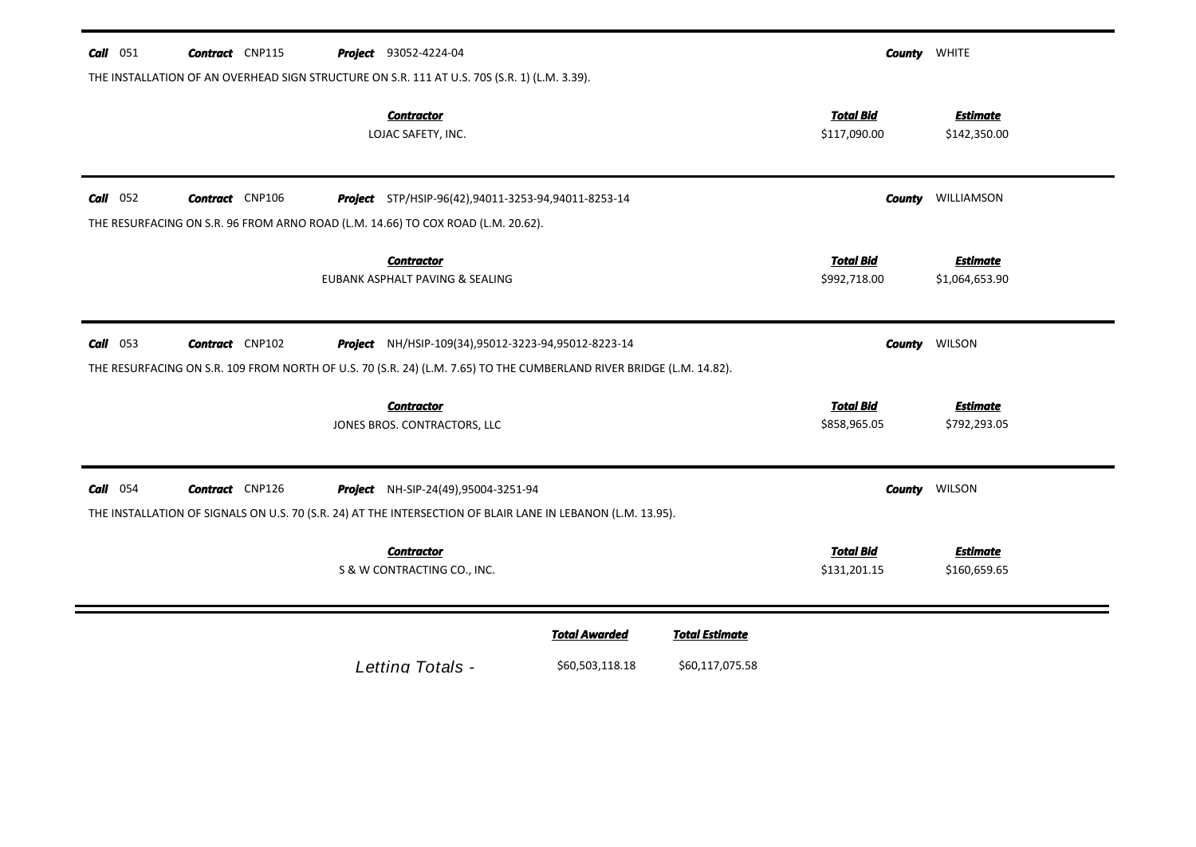**Call** 051 **Contract** CNP115 **Project** 93052-4224-04 **County** WHITE

THE INSTALLATION OF AN OVERHEAD SIGN STRUCTURE ON S.R. 111 AT U.S. 70S (S.R. 1) (L.M. 3.39).

| Contractor | Total Bid | Estimate |
|---|---|---|
| LOJAC SAFETY, INC. | $117,090.00 | $142,350.00 |

---

**Call** 052 **Contract** CNP106 **Project** STP/HSIP-96(42),94011-3253-94,94011-8253-14 **County** WILLIAMSON

THE RESURFACING ON S.R. 96 FROM ARNO ROAD (L.M. 14.66) TO COX ROAD (L.M. 20.62).

| Contractor | Total Bid | Estimate |
|---|---|---|
| EUBANK ASPHALT PAVING & SEALING | $992,718.00 | $1,064,653.90 |

---

**Call** 053 **Contract** CNP102 **Project** NH/HSIP-109(34),95012-3223-94,95012-8223-14 **County** WILSON

THE RESURFACING ON S.R. 109 FROM NORTH OF U.S. 70 (S.R. 24) (L.M. 7.65) TO THE CUMBERLAND RIVER BRIDGE (L.M. 14.82).

| Contractor | Total Bid | Estimate |
|---|---|---|
| JONES BROS. CONTRACTORS, LLC | $858,965.05 | $792,293.05 |

---

**Call** 054 **Contract** CNP126 **Project** NH-SIP-24(49),95004-3251-94 **County** WILSON

THE INSTALLATION OF SIGNALS ON U.S. 70 (S.R. 24) AT THE INTERSECTION OF BLAIR LANE IN LEBANON (L.M. 13.95).

| Contractor | Total Bid | Estimate |
|---|---|---|
| S & W CONTRACTING CO., INC. | $131,201.15 | $160,659.65 |

---

| | Total Awarded | Total Estimate |
|---|---|---|
| Letting Totals - | $60,503,118.18 | $60,117,075.58 |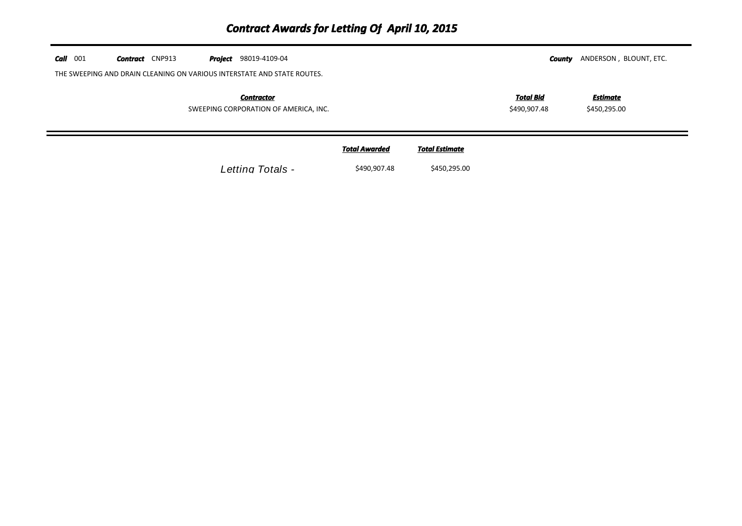# Contract Awards for Letting Of April 10, 2015

**Call** 001 **Contract** CNP913 **Project** 98019-4109-04 **County** ANDERSON , BLOUNT, ETC.

THE SWEEPING AND DRAIN CLEANING ON VARIOUS INTERSTATE AND STATE ROUTES.

| Contractor | Total Bid | Estimate |
|---|---|---|
| SWEEPING CORPORATION OF AMERICA, INC. | \$490,907.48 | \$450,295.00 |

| | Total Awarded | Total Estimate |
|---|---|---|
| Letting Totals - | \$490,907.48 | \$450,295.00 |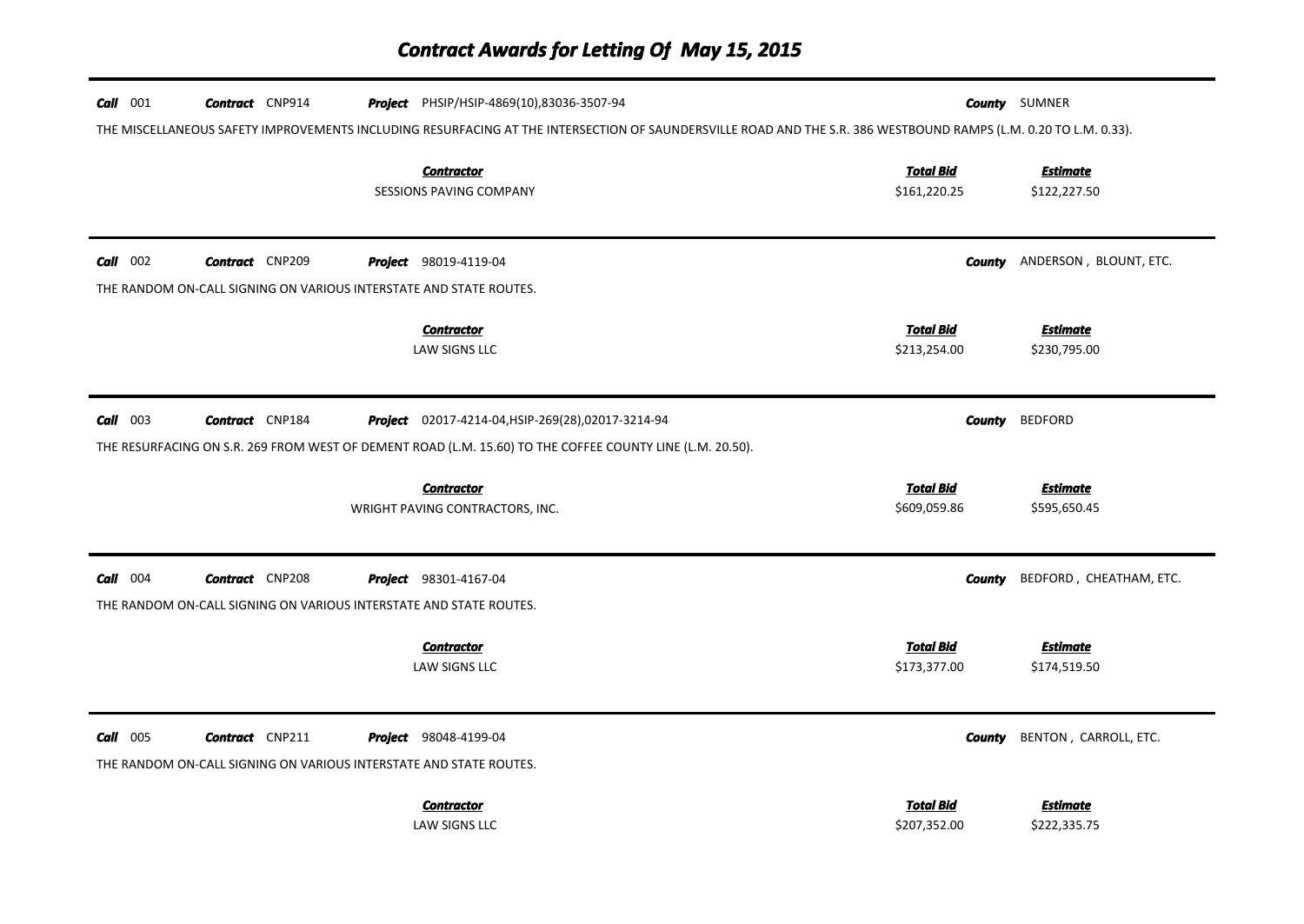# Contract Awards for Letting Of May 15, 2015

**Call** 001 **Contract** CNP914 **Project** PHSIP/HSIP-4869(10),83036-3507-94 **County** SUMNER

THE MISCELLANEOUS SAFETY IMPROVEMENTS INCLUDING RESURFACING AT THE INTERSECTION OF SAUNDERSVILLE ROAD AND THE S.R. 386 WESTBOUND RAMPS (L.M. 0.20 TO L.M. 0.33).

| Contractor | Total Bid | Estimate |
|---|---|---|
| SESSIONS PAVING COMPANY | $161,220.25 | $122,227.50 |

---

**Call** 002 **Contract** CNP209 **Project** 98019-4119-04 **County** ANDERSON , BLOUNT, ETC.

THE RANDOM ON-CALL SIGNING ON VARIOUS INTERSTATE AND STATE ROUTES.

| Contractor | Total Bid | Estimate |
|---|---|---|
| LAW SIGNS LLC | $213,254.00 | $230,795.00 |

---

**Call** 003 **Contract** CNP184 **Project** 02017-4214-04,HSIP-269(28),02017-3214-94 **County** BEDFORD

THE RESURFACING ON S.R. 269 FROM WEST OF DEMENT ROAD (L.M. 15.60) TO THE COFFEE COUNTY LINE (L.M. 20.50).

| Contractor | Total Bid | Estimate |
|---|---|---|
| WRIGHT PAVING CONTRACTORS, INC. | $609,059.86 | $595,650.45 |

---

**Call** 004 **Contract** CNP208 **Project** 98301-4167-04 **County** BEDFORD , CHEATHAM, ETC.

THE RANDOM ON-CALL SIGNING ON VARIOUS INTERSTATE AND STATE ROUTES.

| Contractor | Total Bid | Estimate |
|---|---|---|
| LAW SIGNS LLC | $173,377.00 | $174,519.50 |

---

**Call** 005 **Contract** CNP211 **Project** 98048-4199-04 **County** BENTON , CARROLL, ETC.

THE RANDOM ON-CALL SIGNING ON VARIOUS INTERSTATE AND STATE ROUTES.

| Contractor | Total Bid | Estimate |
|---|---|---|
| LAW SIGNS LLC | $207,352.00 | $222,335.75 |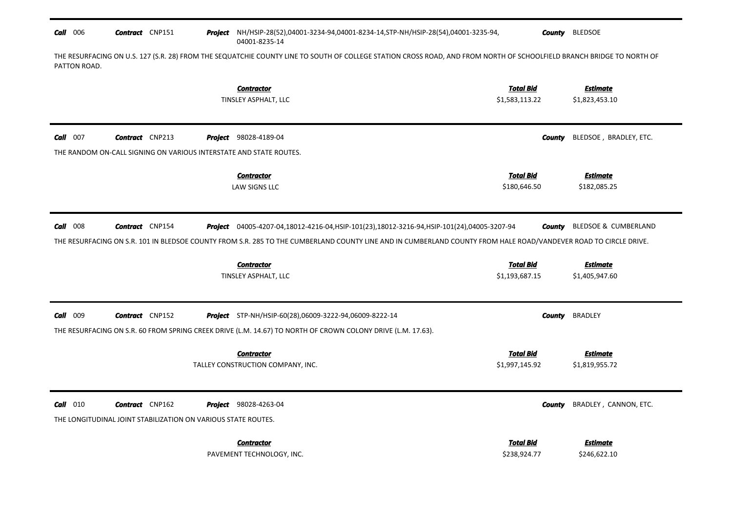**Call** 006 **Contract** CNP151 **Project** NH/HSIP-28(52),04001-3234-94,04001-8234-14,STP-NH/HSIP-28(54),04001-3235-94, 04001-8235-14 **County** BLEDSOE

THE RESURFACING ON U.S. 127 (S.R. 28) FROM THE SEQUATCHIE COUNTY LINE TO SOUTH OF COLLEGE STATION CROSS ROAD, AND FROM NORTH OF SCHOOLFIELD BRANCH BRIDGE TO NORTH OF PATTON ROAD.

| Contractor | Total Bid | Estimate |
|---|---|---|
| TINSLEY ASPHALT, LLC | $1,583,113.22 | $1,823,453.10 |

---

**Call** 007 **Contract** CNP213 **Project** 98028-4189-04 **County** BLEDSOE , BRADLEY, ETC.

THE RANDOM ON-CALL SIGNING ON VARIOUS INTERSTATE AND STATE ROUTES.

| Contractor | Total Bid | Estimate |
|---|---|---|
| LAW SIGNS LLC | $180,646.50 | $182,085.25 |

---

**Call** 008 **Contract** CNP154 **Project** 04005-4207-04,18012-4216-04,HSIP-101(23),18012-3216-94,HSIP-101(24),04005-3207-94 **County** BLEDSOE & CUMBERLAND

THE RESURFACING ON S.R. 101 IN BLEDSOE COUNTY FROM S.R. 285 TO THE CUMBERLAND COUNTY LINE AND IN CUMBERLAND COUNTY FROM HALE ROAD/VANDEVER ROAD TO CIRCLE DRIVE.

| Contractor | Total Bid | Estimate |
|---|---|---|
| TINSLEY ASPHALT, LLC | $1,193,687.15 | $1,405,947.60 |

---

**Call** 009 **Contract** CNP152 **Project** STP-NH/HSIP-60(28),06009-3222-94,06009-8222-14 **County** BRADLEY

THE RESURFACING ON S.R. 60 FROM SPRING CREEK DRIVE (L.M. 14.67) TO NORTH OF CROWN COLONY DRIVE (L.M. 17.63).

| Contractor | Total Bid | Estimate |
|---|---|---|
| TALLEY CONSTRUCTION COMPANY, INC. | $1,997,145.92 | $1,819,955.72 |

---

**Call** 010 **Contract** CNP162 **Project** 98028-4263-04 **County** BRADLEY , CANNON, ETC.

THE LONGITUDINAL JOINT STABILIZATION ON VARIOUS STATE ROUTES.

| Contractor | Total Bid | Estimate |
|---|---|---|
| PAVEMENT TECHNOLOGY, INC. | $238,924.77 | $246,622.10 |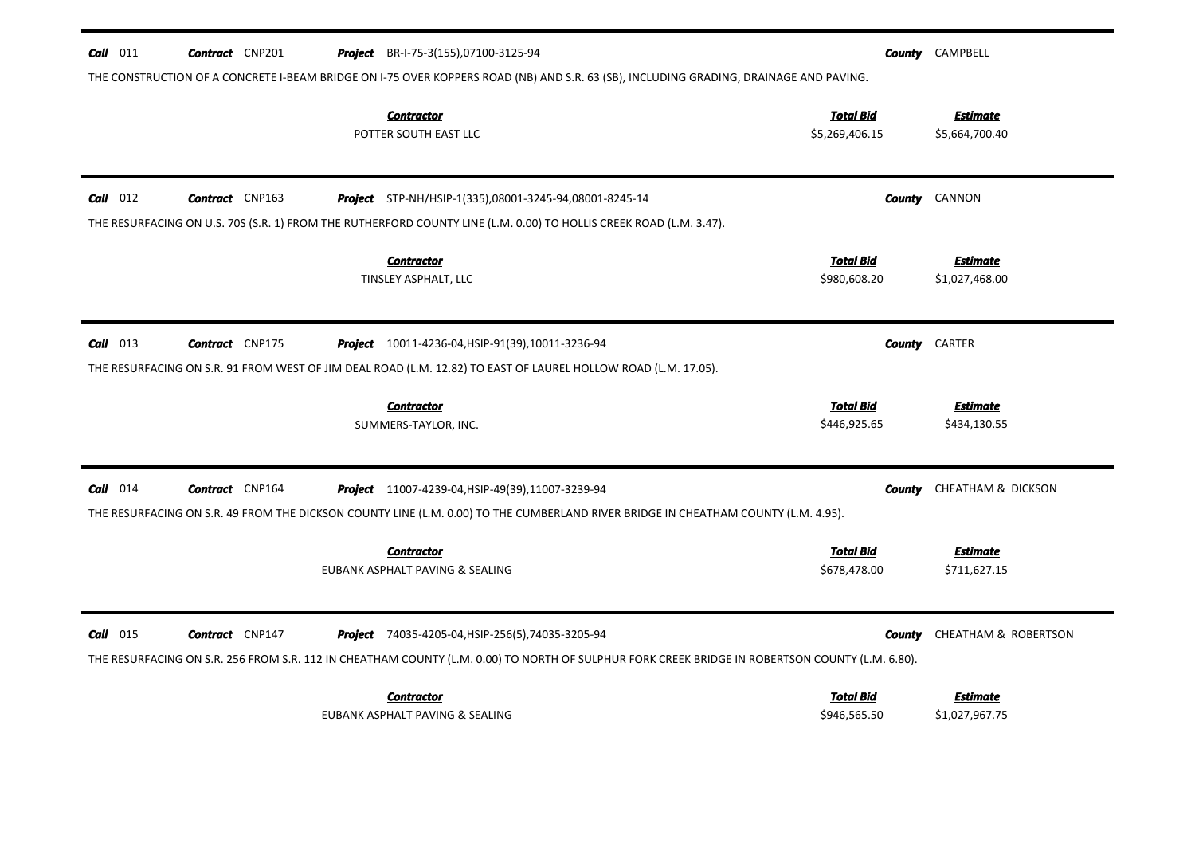**Call** 011 **Contract** CNP201 **Project** BR-I-75-3(155),07100-3125-94 **County** CAMPBELL

THE CONSTRUCTION OF A CONCRETE I-BEAM BRIDGE ON I-75 OVER KOPPERS ROAD (NB) AND S.R. 63 (SB), INCLUDING GRADING, DRAINAGE AND PAVING.

| Contractor | Total Bid | Estimate |
|---|---|---|
| POTTER SOUTH EAST LLC | $5,269,406.15 | $5,664,700.40 |

---

**Call** 012 **Contract** CNP163 **Project** STP-NH/HSIP-1(335),08001-3245-94,08001-8245-14 **County** CANNON

THE RESURFACING ON U.S. 70S (S.R. 1) FROM THE RUTHERFORD COUNTY LINE (L.M. 0.00) TO HOLLIS CREEK ROAD (L.M. 3.47).

| Contractor | Total Bid | Estimate |
|---|---|---|
| TINSLEY ASPHALT, LLC | $980,608.20 | $1,027,468.00 |

---

**Call** 013 **Contract** CNP175 **Project** 10011-4236-04,HSIP-91(39),10011-3236-94 **County** CARTER

THE RESURFACING ON S.R. 91 FROM WEST OF JIM DEAL ROAD (L.M. 12.82) TO EAST OF LAUREL HOLLOW ROAD (L.M. 17.05).

| Contractor | Total Bid | Estimate |
|---|---|---|
| SUMMERS-TAYLOR, INC. | $446,925.65 | $434,130.55 |

---

**Call** 014 **Contract** CNP164 **Project** 11007-4239-04,HSIP-49(39),11007-3239-94 **County** CHEATHAM & DICKSON

THE RESURFACING ON S.R. 49 FROM THE DICKSON COUNTY LINE (L.M. 0.00) TO THE CUMBERLAND RIVER BRIDGE IN CHEATHAM COUNTY (L.M. 4.95).

| Contractor | Total Bid | Estimate |
|---|---|---|
| EUBANK ASPHALT PAVING & SEALING | $678,478.00 | $711,627.15 |

---

**Call** 015 **Contract** CNP147 **Project** 74035-4205-04,HSIP-256(5),74035-3205-94 **County** CHEATHAM & ROBERTSON

THE RESURFACING ON S.R. 256 FROM S.R. 112 IN CHEATHAM COUNTY (L.M. 0.00) TO NORTH OF SULPHUR FORK CREEK BRIDGE IN ROBERTSON COUNTY (L.M. 6.80).

| Contractor | Total Bid | Estimate |
|---|---|---|
| EUBANK ASPHALT PAVING & SEALING | $946,565.50 | $1,027,967.75 |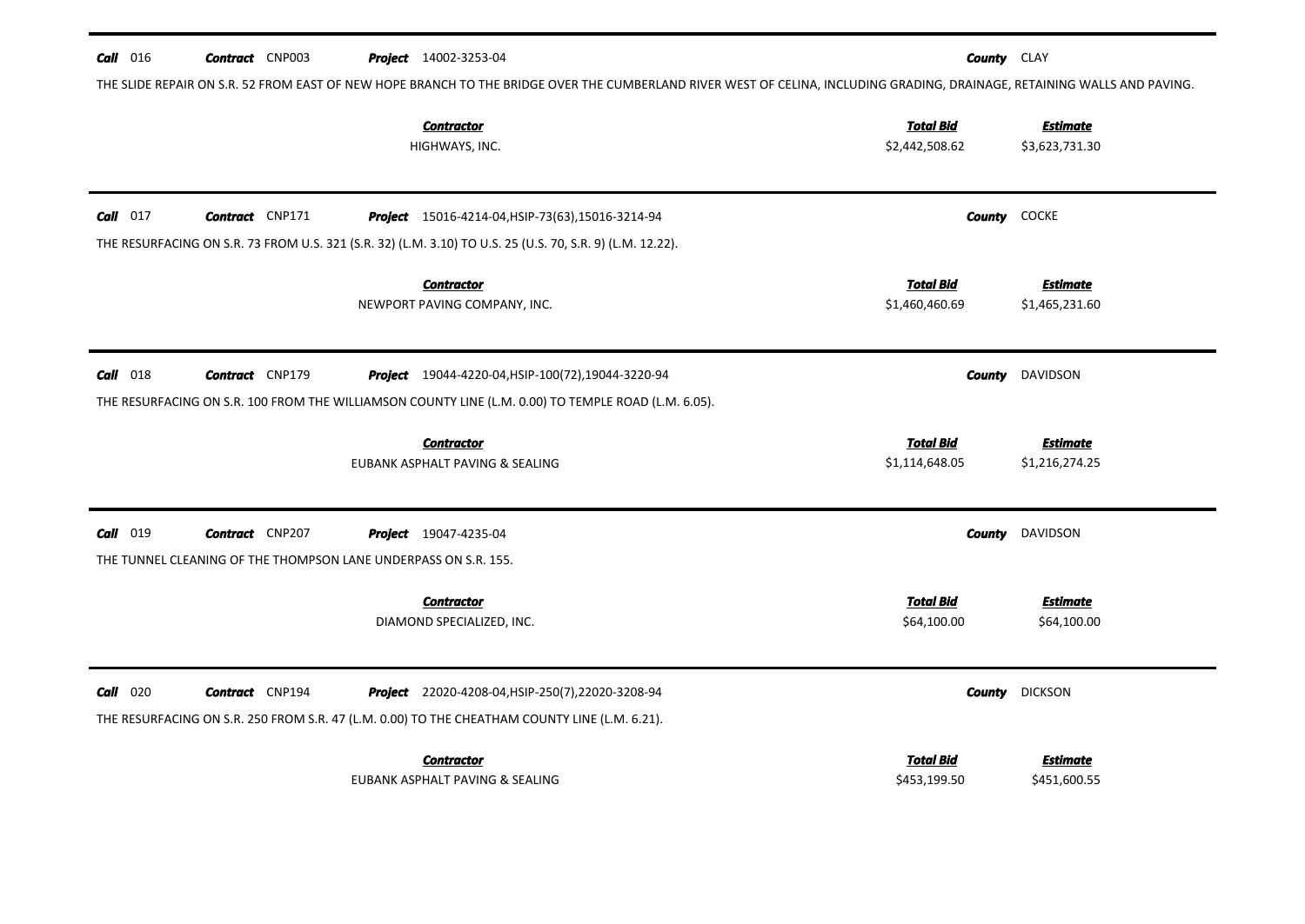**Call** 016 **Contract** CNP003 **Project** 14002-3253-04 **County** CLAY

THE SLIDE REPAIR ON S.R. 52 FROM EAST OF NEW HOPE BRANCH TO THE BRIDGE OVER THE CUMBERLAND RIVER WEST OF CELINA, INCLUDING GRADING, DRAINAGE, RETAINING WALLS AND PAVING.

| Contractor | Total Bid | Estimate |
|---|---|---|
| HIGHWAYS, INC. | $2,442,508.62 | $3,623,731.30 |

---

**Call** 017 **Contract** CNP171 **Project** 15016-4214-04,HSIP-73(63),15016-3214-94 **County** COCKE

THE RESURFACING ON S.R. 73 FROM U.S. 321 (S.R. 32) (L.M. 3.10) TO U.S. 25 (U.S. 70, S.R. 9) (L.M. 12.22).

| Contractor | Total Bid | Estimate |
|---|---|---|
| NEWPORT PAVING COMPANY, INC. | $1,460,460.69 | $1,465,231.60 |

---

**Call** 018 **Contract** CNP179 **Project** 19044-4220-04,HSIP-100(72),19044-3220-94 **County** DAVIDSON

THE RESURFACING ON S.R. 100 FROM THE WILLIAMSON COUNTY LINE (L.M. 0.00) TO TEMPLE ROAD (L.M. 6.05).

| Contractor | Total Bid | Estimate |
|---|---|---|
| EUBANK ASPHALT PAVING & SEALING | $1,114,648.05 | $1,216,274.25 |

---

**Call** 019 **Contract** CNP207 **Project** 19047-4235-04 **County** DAVIDSON

THE TUNNEL CLEANING OF THE THOMPSON LANE UNDERPASS ON S.R. 155.

| Contractor | Total Bid | Estimate |
|---|---|---|
| DIAMOND SPECIALIZED, INC. | $64,100.00 | $64,100.00 |

---

**Call** 020 **Contract** CNP194 **Project** 22020-4208-04,HSIP-250(7),22020-3208-94 **County** DICKSON

THE RESURFACING ON S.R. 250 FROM S.R. 47 (L.M. 0.00) TO THE CHEATHAM COUNTY LINE (L.M. 6.21).

| Contractor | Total Bid | Estimate |
|---|---|---|
| EUBANK ASPHALT PAVING & SEALING | $453,199.50 | $451,600.55 |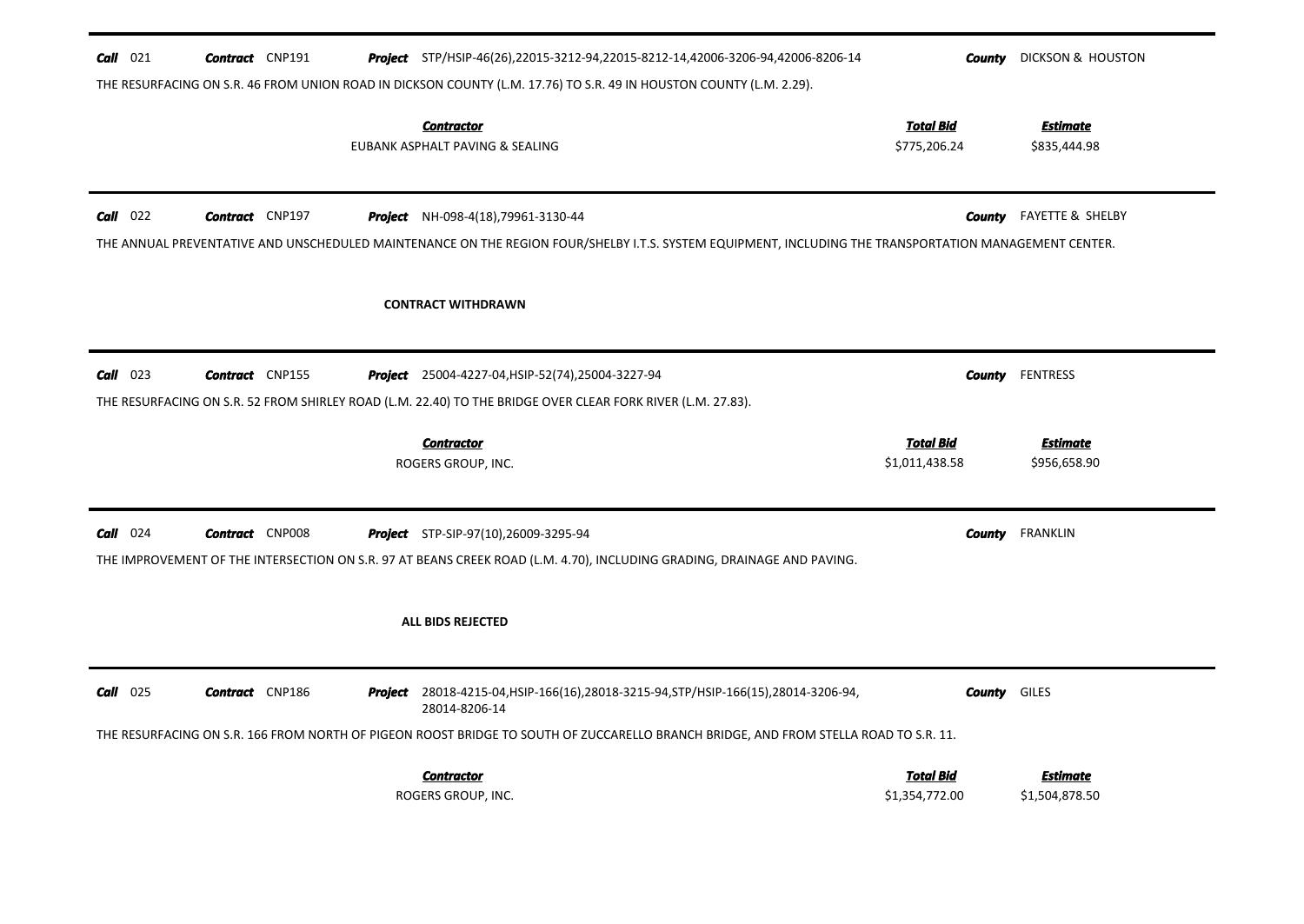**Call** 021 **Contract** CNP191 **Project** STP/HSIP-46(26),22015-3212-94,22015-8212-14,42006-3206-94,42006-8206-14 **County** DICKSON & HOUSTON

THE RESURFACING ON S.R. 46 FROM UNION ROAD IN DICKSON COUNTY (L.M. 17.76) TO S.R. 49 IN HOUSTON COUNTY (L.M. 2.29).

| Contractor | Total Bid | Estimate |
|---|---|---|
| EUBANK ASPHALT PAVING & SEALING | $775,206.24 | $835,444.98 |

---

**Call** 022 **Contract** CNP197 **Project** NH-098-4(18),79961-3130-44 **County** FAYETTE & SHELBY

THE ANNUAL PREVENTATIVE AND UNSCHEDULED MAINTENANCE ON THE REGION FOUR/SHELBY I.T.S. SYSTEM EQUIPMENT, INCLUDING THE TRANSPORTATION MANAGEMENT CENTER.

**CONTRACT WITHDRAWN**

---

**Call** 023 **Contract** CNP155 **Project** 25004-4227-04,HSIP-52(74),25004-3227-94 **County** FENTRESS

THE RESURFACING ON S.R. 52 FROM SHIRLEY ROAD (L.M. 22.40) TO THE BRIDGE OVER CLEAR FORK RIVER (L.M. 27.83).

| Contractor | Total Bid | Estimate |
|---|---|---|
| ROGERS GROUP, INC. | $1,011,438.58 | $956,658.90 |

---

**Call** 024 **Contract** CNP008 **Project** STP-SIP-97(10),26009-3295-94 **County** FRANKLIN

THE IMPROVEMENT OF THE INTERSECTION ON S.R. 97 AT BEANS CREEK ROAD (L.M. 4.70), INCLUDING GRADING, DRAINAGE AND PAVING.

**ALL BIDS REJECTED**

---

**Call** 025 **Contract** CNP186 **Project** 28018-4215-04,HSIP-166(16),28018-3215-94,STP/HSIP-166(15),28014-3206-94, 28014-8206-14 **County** GILES

THE RESURFACING ON S.R. 166 FROM NORTH OF PIGEON ROOST BRIDGE TO SOUTH OF ZUCCARELLO BRANCH BRIDGE, AND FROM STELLA ROAD TO S.R. 11.

| Contractor | Total Bid | Estimate |
|---|---|---|
| ROGERS GROUP, INC. | $1,354,772.00 | $1,504,878.50 |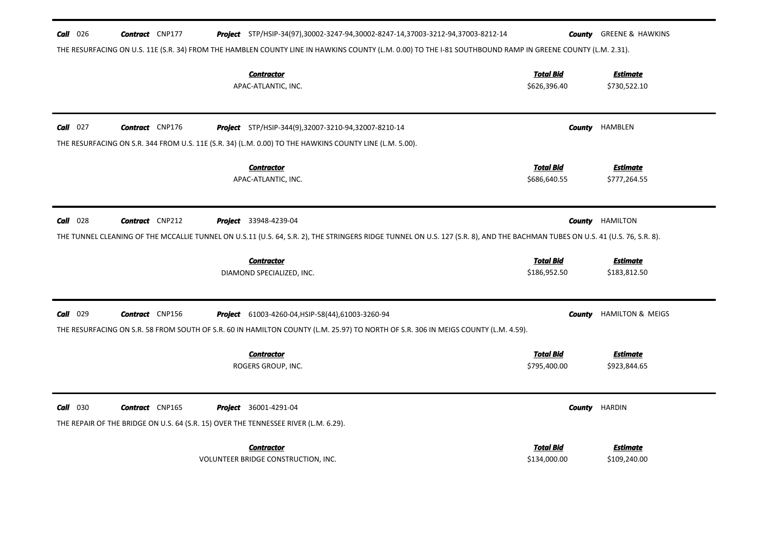**Call** 026 **Contract** CNP177 **Project** STP/HSIP-34(97),30002-3247-94,30002-8247-14,37003-3212-94,37003-8212-14 **County** GREENE & HAWKINS

THE RESURFACING ON U.S. 11E (S.R. 34) FROM THE HAMBLEN COUNTY LINE IN HAWKINS COUNTY (L.M. 0.00) TO THE I-81 SOUTHBOUND RAMP IN GREENE COUNTY (L.M. 2.31).

| Contractor | Total Bid | Estimate |
|---|---|---|
| APAC-ATLANTIC, INC. | $626,396.40 | $730,522.10 |

---

**Call** 027 **Contract** CNP176 **Project** STP/HSIP-344(9),32007-3210-94,32007-8210-14 **County** HAMBLEN

THE RESURFACING ON S.R. 344 FROM U.S. 11E (S.R. 34) (L.M. 0.00) TO THE HAWKINS COUNTY LINE (L.M. 5.00).

| Contractor | Total Bid | Estimate |
|---|---|---|
| APAC-ATLANTIC, INC. | $686,640.55 | $777,264.55 |

---

**Call** 028 **Contract** CNP212 **Project** 33948-4239-04 **County** HAMILTON

THE TUNNEL CLEANING OF THE MCCALLIE TUNNEL ON U.S.11 (U.S. 64, S.R. 2), THE STRINGERS RIDGE TUNNEL ON U.S. 127 (S.R. 8), AND THE BACHMAN TUBES ON U.S. 41 (U.S. 76, S.R. 8).

| Contractor | Total Bid | Estimate |
|---|---|---|
| DIAMOND SPECIALIZED, INC. | $186,952.50 | $183,812.50 |

---

**Call** 029 **Contract** CNP156 **Project** 61003-4260-04,HSIP-58(44),61003-3260-94 **County** HAMILTON & MEIGS

THE RESURFACING ON S.R. 58 FROM SOUTH OF S.R. 60 IN HAMILTON COUNTY (L.M. 25.97) TO NORTH OF S.R. 306 IN MEIGS COUNTY (L.M. 4.59).

| Contractor | Total Bid | Estimate |
|---|---|---|
| ROGERS GROUP, INC. | $795,400.00 | $923,844.65 |

---

**Call** 030 **Contract** CNP165 **Project** 36001-4291-04 **County** HARDIN

THE REPAIR OF THE BRIDGE ON U.S. 64 (S.R. 15) OVER THE TENNESSEE RIVER (L.M. 6.29).

| Contractor | Total Bid | Estimate |
|---|---|---|
| VOLUNTEER BRIDGE CONSTRUCTION, INC. | $134,000.00 | $109,240.00 |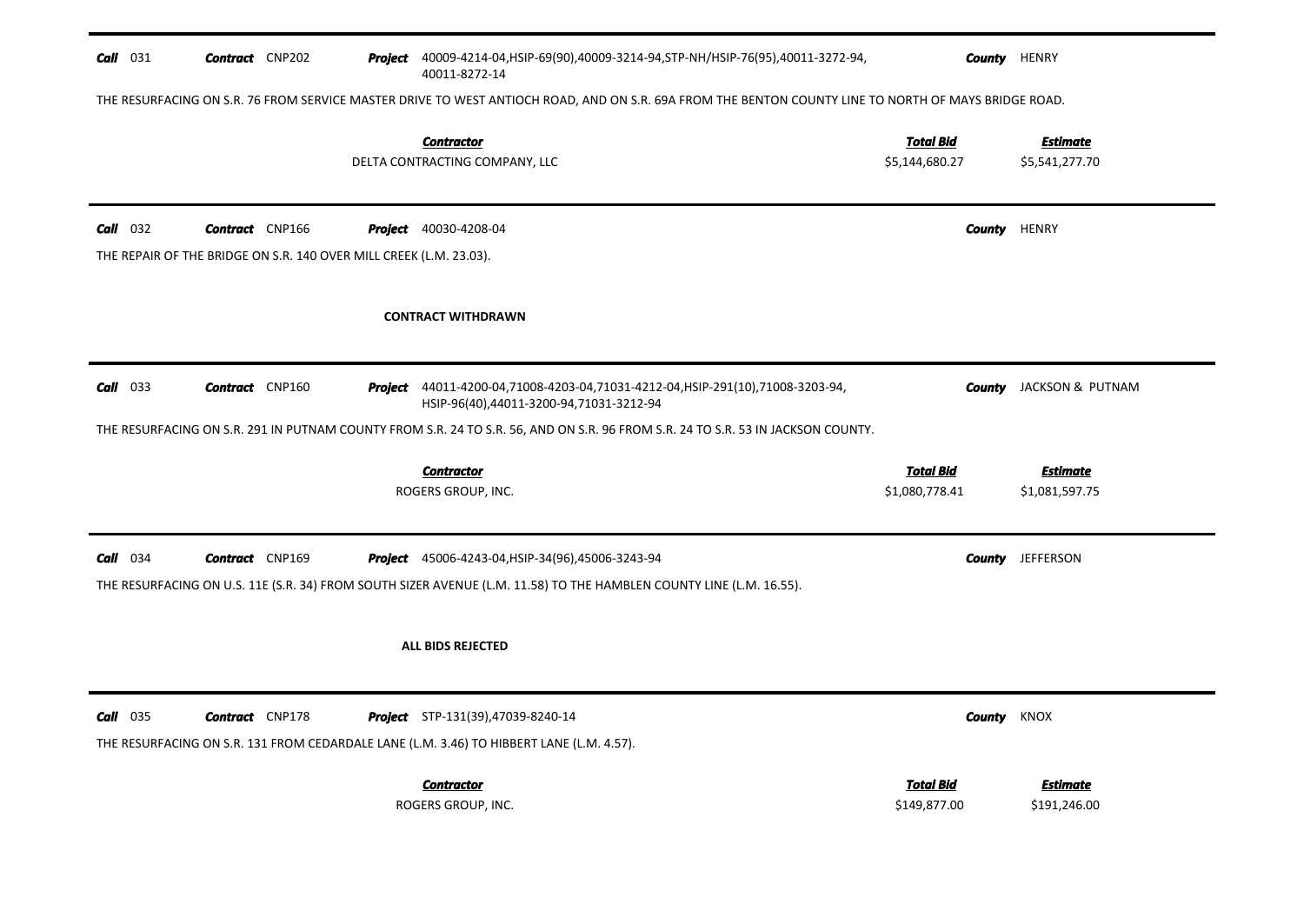**Call** 031 **Contract** CNP202 **Project** 40009-4214-04,HSIP-69(90),40009-3214-94,STP-NH/HSIP-76(95),40011-3272-94, 40011-8272-14 **County** HENRY

THE RESURFACING ON S.R. 76 FROM SERVICE MASTER DRIVE TO WEST ANTIOCH ROAD, AND ON S.R. 69A FROM THE BENTON COUNTY LINE TO NORTH OF MAYS BRIDGE ROAD.

| Contractor | Total Bid | Estimate |
| --- | --- | --- |
| DELTA CONTRACTING COMPANY, LLC | $5,144,680.27 | $5,541,277.70 |

---

**Call** 032 **Contract** CNP166 **Project** 40030-4208-04 **County** HENRY

THE REPAIR OF THE BRIDGE ON S.R. 140 OVER MILL CREEK (L.M. 23.03).

**CONTRACT WITHDRAWN**

---

**Call** 033 **Contract** CNP160 **Project** 44011-4200-04,71008-4203-04,71031-4212-04,HSIP-291(10),71008-3203-94, HSIP-96(40),44011-3200-94,71031-3212-94 **County** JACKSON & PUTNAM

THE RESURFACING ON S.R. 291 IN PUTNAM COUNTY FROM S.R. 24 TO S.R. 56, AND ON S.R. 96 FROM S.R. 24 TO S.R. 53 IN JACKSON COUNTY.

| Contractor | Total Bid | Estimate |
| --- | --- | --- |
| ROGERS GROUP, INC. | $1,080,778.41 | $1,081,597.75 |

---

**Call** 034 **Contract** CNP169 **Project** 45006-4243-04,HSIP-34(96),45006-3243-94 **County** JEFFERSON

THE RESURFACING ON U.S. 11E (S.R. 34) FROM SOUTH SIZER AVENUE (L.M. 11.58) TO THE HAMBLEN COUNTY LINE (L.M. 16.55).

**ALL BIDS REJECTED**

---

**Call** 035 **Contract** CNP178 **Project** STP-131(39),47039-8240-14 **County** KNOX

THE RESURFACING ON S.R. 131 FROM CEDARDALE LANE (L.M. 3.46) TO HIBBERT LANE (L.M. 4.57).

| Contractor | Total Bid | Estimate |
| --- | --- | --- |
| ROGERS GROUP, INC. | $149,877.00 | $191,246.00 |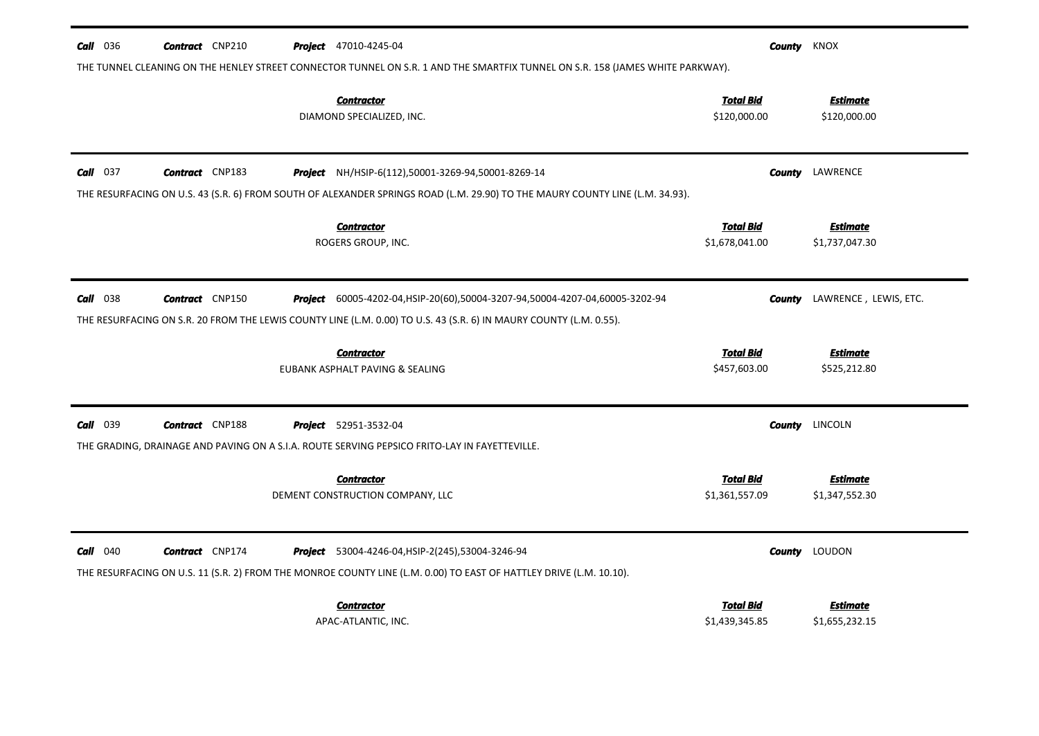**Call** 036 **Contract** CNP210 **Project** 47010-4245-04 **County** KNOX

THE TUNNEL CLEANING ON THE HENLEY STREET CONNECTOR TUNNEL ON S.R. 1 AND THE SMARTFIX TUNNEL ON S.R. 158 (JAMES WHITE PARKWAY).

| Contractor | Total Bid | Estimate |
|---|---|---|
| DIAMOND SPECIALIZED, INC. | $120,000.00 | $120,000.00 |

---

**Call** 037 **Contract** CNP183 **Project** NH/HSIP-6(112),50001-3269-94,50001-8269-14 **County** LAWRENCE

THE RESURFACING ON U.S. 43 (S.R. 6) FROM SOUTH OF ALEXANDER SPRINGS ROAD (L.M. 29.90) TO THE MAURY COUNTY LINE (L.M. 34.93).

| Contractor | Total Bid | Estimate |
|---|---|---|
| ROGERS GROUP, INC. | $1,678,041.00 | $1,737,047.30 |

---

**Call** 038 **Contract** CNP150 **Project** 60005-4202-04,HSIP-20(60),50004-3207-94,50004-4207-04,60005-3202-94 **County** LAWRENCE , LEWIS, ETC.

THE RESURFACING ON S.R. 20 FROM THE LEWIS COUNTY LINE (L.M. 0.00) TO U.S. 43 (S.R. 6) IN MAURY COUNTY (L.M. 0.55).

| Contractor | Total Bid | Estimate |
|---|---|---|
| EUBANK ASPHALT PAVING & SEALING | $457,603.00 | $525,212.80 |

---

**Call** 039 **Contract** CNP188 **Project** 52951-3532-04 **County** LINCOLN

THE GRADING, DRAINAGE AND PAVING ON A S.I.A. ROUTE SERVING PEPSICO FRITO-LAY IN FAYETTEVILLE.

| Contractor | Total Bid | Estimate |
|---|---|---|
| DEMENT CONSTRUCTION COMPANY, LLC | $1,361,557.09 | $1,347,552.30 |

---

**Call** 040 **Contract** CNP174 **Project** 53004-4246-04,HSIP-2(245),53004-3246-94 **County** LOUDON

THE RESURFACING ON U.S. 11 (S.R. 2) FROM THE MONROE COUNTY LINE (L.M. 0.00) TO EAST OF HATTLEY DRIVE (L.M. 10.10).

| Contractor | Total Bid | Estimate |
|---|---|---|
| APAC-ATLANTIC, INC. | $1,439,345.85 | $1,655,232.15 |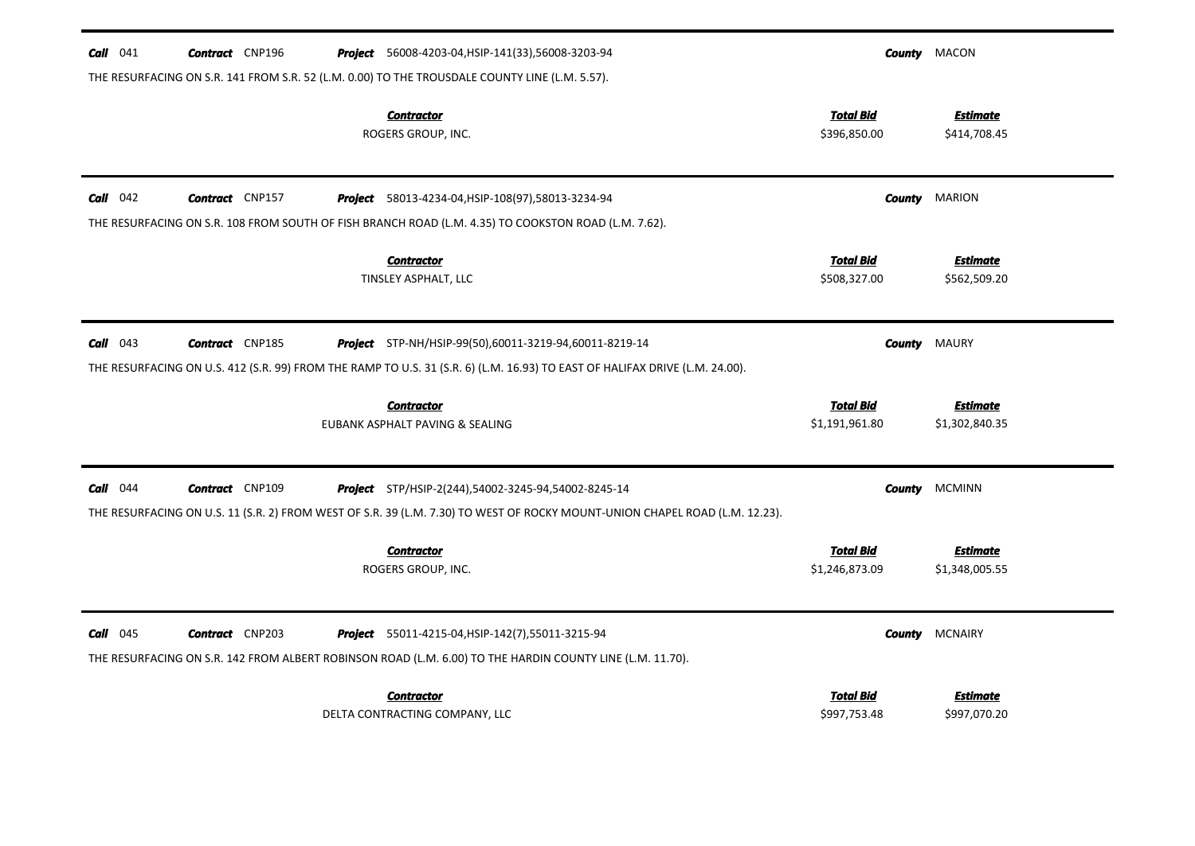**Call** 041 **Contract** CNP196 **Project** 56008-4203-04,HSIP-141(33),56008-3203-94 **County** MACON

THE RESURFACING ON S.R. 141 FROM S.R. 52 (L.M. 0.00) TO THE TROUSDALE COUNTY LINE (L.M. 5.57).

| Contractor | Total Bid | Estimate |
|---|---|---|
| ROGERS GROUP, INC. | $396,850.00 | $414,708.45 |

---

**Call** 042 **Contract** CNP157 **Project** 58013-4234-04,HSIP-108(97),58013-3234-94 **County** MARION

THE RESURFACING ON S.R. 108 FROM SOUTH OF FISH BRANCH ROAD (L.M. 4.35) TO COOKSTON ROAD (L.M. 7.62).

| Contractor | Total Bid | Estimate |
|---|---|---|
| TINSLEY ASPHALT, LLC | $508,327.00 | $562,509.20 |

---

**Call** 043 **Contract** CNP185 **Project** STP-NH/HSIP-99(50),60011-3219-94,60011-8219-14 **County** MAURY

THE RESURFACING ON U.S. 412 (S.R. 99) FROM THE RAMP TO U.S. 31 (S.R. 6) (L.M. 16.93) TO EAST OF HALIFAX DRIVE (L.M. 24.00).

| Contractor | Total Bid | Estimate |
|---|---|---|
| EUBANK ASPHALT PAVING & SEALING | $1,191,961.80 | $1,302,840.35 |

---

**Call** 044 **Contract** CNP109 **Project** STP/HSIP-2(244),54002-3245-94,54002-8245-14 **County** MCMINN

THE RESURFACING ON U.S. 11 (S.R. 2) FROM WEST OF S.R. 39 (L.M. 7.30) TO WEST OF ROCKY MOUNT-UNION CHAPEL ROAD (L.M. 12.23).

| Contractor | Total Bid | Estimate |
|---|---|---|
| ROGERS GROUP, INC. | $1,246,873.09 | $1,348,005.55 |

---

**Call** 045 **Contract** CNP203 **Project** 55011-4215-04,HSIP-142(7),55011-3215-94 **County** MCNAIRY

THE RESURFACING ON S.R. 142 FROM ALBERT ROBINSON ROAD (L.M. 6.00) TO THE HARDIN COUNTY LINE (L.M. 11.70).

| Contractor | Total Bid | Estimate |
|---|---|---|
| DELTA CONTRACTING COMPANY, LLC | $997,753.48 | $997,070.20 |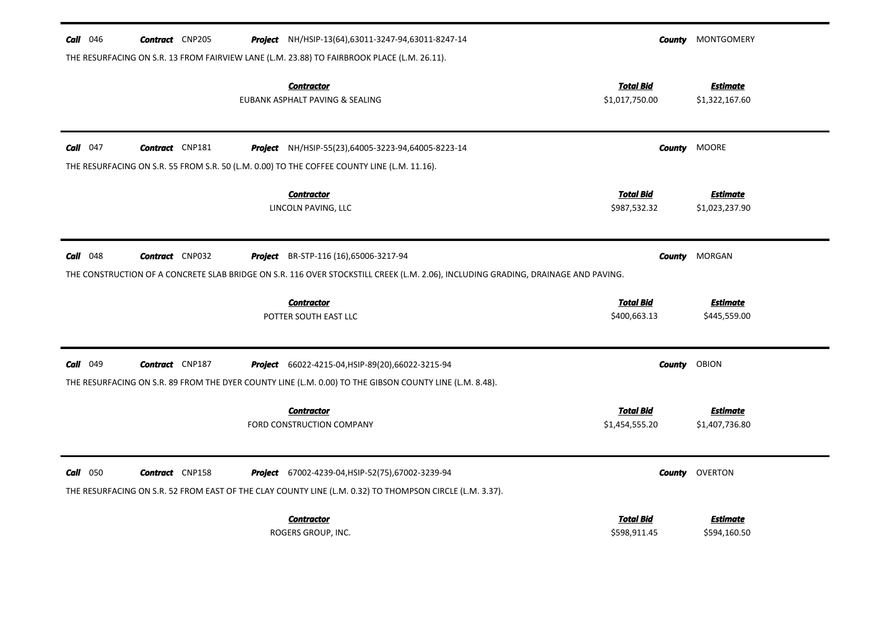**Call** 046 **Contract** CNP205 **Project** NH/HSIP-13(64),63011-3247-94,63011-8247-14 **County** MONTGOMERY

THE RESURFACING ON S.R. 13 FROM FAIRVIEW LANE (L.M. 23.88) TO FAIRBROOK PLACE (L.M. 26.11).

| Contractor | Total Bid | Estimate |
|---|---|---|
| EUBANK ASPHALT PAVING & SEALING | $1,017,750.00 | $1,322,167.60 |

---

**Call** 047 **Contract** CNP181 **Project** NH/HSIP-55(23),64005-3223-94,64005-8223-14 **County** MOORE

THE RESURFACING ON S.R. 55 FROM S.R. 50 (L.M. 0.00) TO THE COFFEE COUNTY LINE (L.M. 11.16).

| Contractor | Total Bid | Estimate |
|---|---|---|
| LINCOLN PAVING, LLC | $987,532.32 | $1,023,237.90 |

---

**Call** 048 **Contract** CNP032 **Project** BR-STP-116 (16),65006-3217-94 **County** MORGAN

THE CONSTRUCTION OF A CONCRETE SLAB BRIDGE ON S.R. 116 OVER STOCKSTILL CREEK (L.M. 2.06), INCLUDING GRADING, DRAINAGE AND PAVING.

| Contractor | Total Bid | Estimate |
|---|---|---|
| POTTER SOUTH EAST LLC | $400,663.13 | $445,559.00 |

---

**Call** 049 **Contract** CNP187 **Project** 66022-4215-04,HSIP-89(20),66022-3215-94 **County** OBION

THE RESURFACING ON S.R. 89 FROM THE DYER COUNTY LINE (L.M. 0.00) TO THE GIBSON COUNTY LINE (L.M. 8.48).

| Contractor | Total Bid | Estimate |
|---|---|---|
| FORD CONSTRUCTION COMPANY | $1,454,555.20 | $1,407,736.80 |

---

**Call** 050 **Contract** CNP158 **Project** 67002-4239-04,HSIP-52(75),67002-3239-94 **County** OVERTON

THE RESURFACING ON S.R. 52 FROM EAST OF THE CLAY COUNTY LINE (L.M. 0.32) TO THOMPSON CIRCLE (L.M. 3.37).

| Contractor | Total Bid | Estimate |
|---|---|---|
| ROGERS GROUP, INC. | $598,911.45 | $594,160.50 |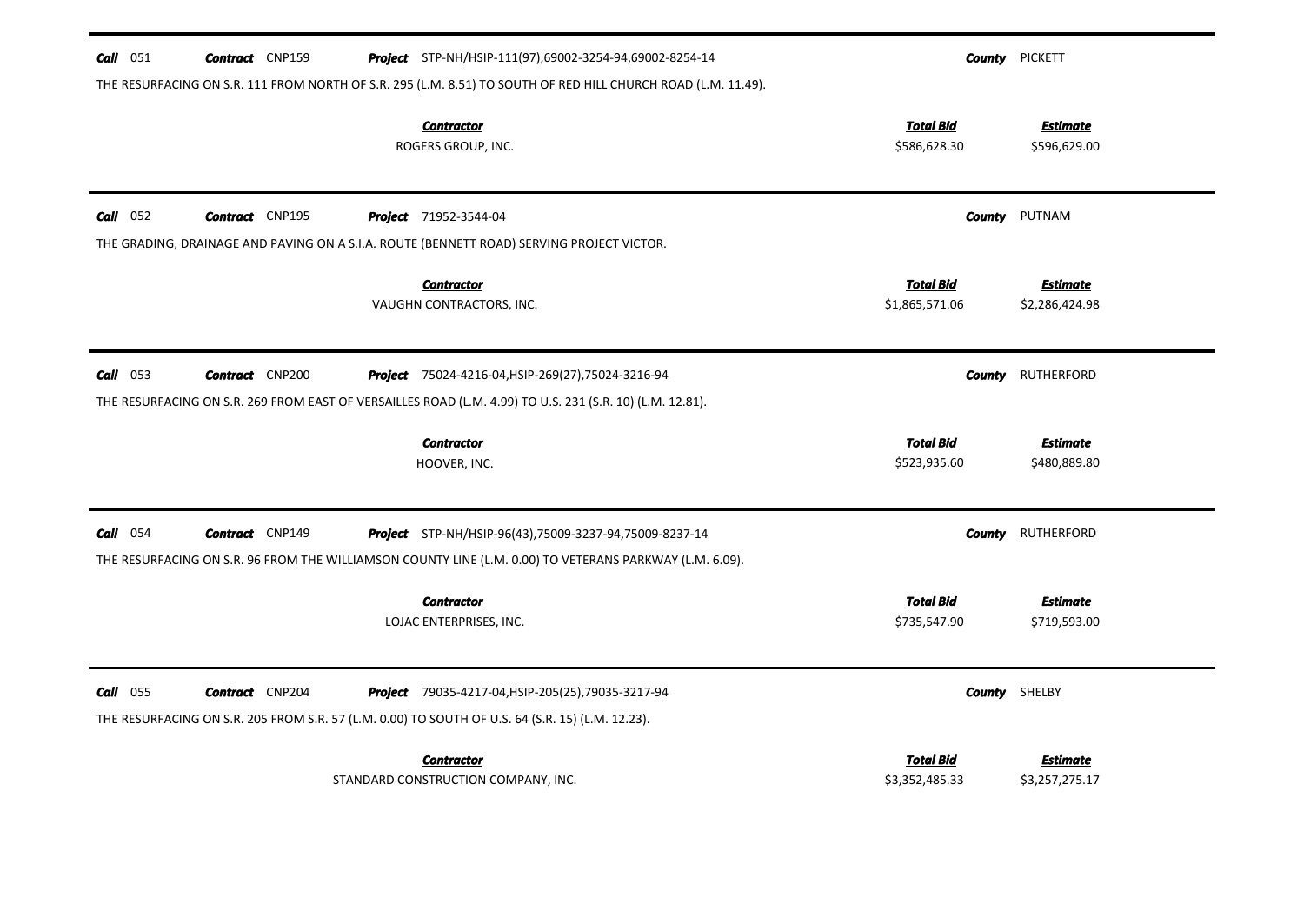**Call** 051 **Contract** CNP159 **Project** STP-NH/HSIP-111(97),69002-3254-94,69002-8254-14 **County** PICKETT

THE RESURFACING ON S.R. 111 FROM NORTH OF S.R. 295 (L.M. 8.51) TO SOUTH OF RED HILL CHURCH ROAD (L.M. 11.49).

| ***Contractor*** | ***Total Bid*** | ***Estimate*** |
|---|---|---|
| ROGERS GROUP, INC. | $586,628.30 | $596,629.00 |

---

**Call** 052 **Contract** CNP195 **Project** 71952-3544-04 **County** PUTNAM

THE GRADING, DRAINAGE AND PAVING ON A S.I.A. ROUTE (BENNETT ROAD) SERVING PROJECT VICTOR.

| ***Contractor*** | ***Total Bid*** | ***Estimate*** |
|---|---|---|
| VAUGHN CONTRACTORS, INC. | $1,865,571.06 | $2,286,424.98 |

---

**Call** 053 **Contract** CNP200 **Project** 75024-4216-04,HSIP-269(27),75024-3216-94 **County** RUTHERFORD

THE RESURFACING ON S.R. 269 FROM EAST OF VERSAILLES ROAD (L.M. 4.99) TO U.S. 231 (S.R. 10) (L.M. 12.81).

| ***Contractor*** | ***Total Bid*** | ***Estimate*** |
|---|---|---|
| HOOVER, INC. | $523,935.60 | $480,889.80 |

---

**Call** 054 **Contract** CNP149 **Project** STP-NH/HSIP-96(43),75009-3237-94,75009-8237-14 **County** RUTHERFORD

THE RESURFACING ON S.R. 96 FROM THE WILLIAMSON COUNTY LINE (L.M. 0.00) TO VETERANS PARKWAY (L.M. 6.09).

| ***Contractor*** | ***Total Bid*** | ***Estimate*** |
|---|---|---|
| LOJAC ENTERPRISES, INC. | $735,547.90 | $719,593.00 |

---

**Call** 055 **Contract** CNP204 **Project** 79035-4217-04,HSIP-205(25),79035-3217-94 **County** SHELBY

THE RESURFACING ON S.R. 205 FROM S.R. 57 (L.M. 0.00) TO SOUTH OF U.S. 64 (S.R. 15) (L.M. 12.23).

| ***Contractor*** | ***Total Bid*** | ***Estimate*** |
|---|---|---|
| STANDARD CONSTRUCTION COMPANY, INC. | $3,352,485.33 | $3,257,275.17 |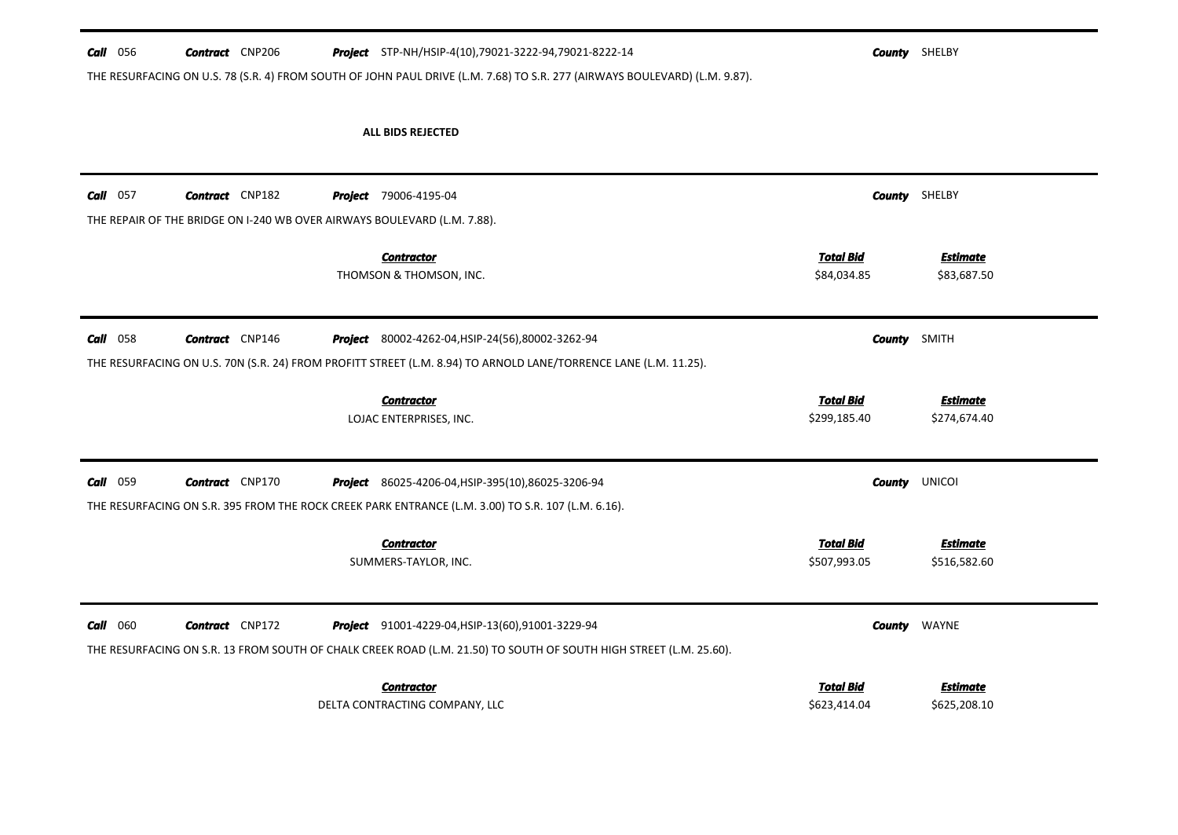**Call** 056 **Contract** CNP206 **Project** STP-NH/HSIP-4(10),79021-3222-94,79021-8222-14 **County** SHELBY

THE RESURFACING ON U.S. 78 (S.R. 4) FROM SOUTH OF JOHN PAUL DRIVE (L.M. 7.68) TO S.R. 277 (AIRWAYS BOULEVARD) (L.M. 9.87).

**ALL BIDS REJECTED**

---

**Call** 057 **Contract** CNP182 **Project** 79006-4195-04 **County** SHELBY

THE REPAIR OF THE BRIDGE ON I-240 WB OVER AIRWAYS BOULEVARD (L.M. 7.88).

| Contractor | Total Bid | Estimate |
|---|---|---|
| THOMSON & THOMSON, INC. | $84,034.85 | $83,687.50 |

---

**Call** 058 **Contract** CNP146 **Project** 80002-4262-04,HSIP-24(56),80002-3262-94 **County** SMITH

THE RESURFACING ON U.S. 70N (S.R. 24) FROM PROFITT STREET (L.M. 8.94) TO ARNOLD LANE/TORRENCE LANE (L.M. 11.25).

| Contractor | Total Bid | Estimate |
|---|---|---|
| LOJAC ENTERPRISES, INC. | $299,185.40 | $274,674.40 |

---

**Call** 059 **Contract** CNP170 **Project** 86025-4206-04,HSIP-395(10),86025-3206-94 **County** UNICOI

THE RESURFACING ON S.R. 395 FROM THE ROCK CREEK PARK ENTRANCE (L.M. 3.00) TO S.R. 107 (L.M. 6.16).

| Contractor | Total Bid | Estimate |
|---|---|---|
| SUMMERS-TAYLOR, INC. | $507,993.05 | $516,582.60 |

---

**Call** 060 **Contract** CNP172 **Project** 91001-4229-04,HSIP-13(60),91001-3229-94 **County** WAYNE

THE RESURFACING ON S.R. 13 FROM SOUTH OF CHALK CREEK ROAD (L.M. 21.50) TO SOUTH OF SOUTH HIGH STREET (L.M. 25.60).

| Contractor | Total Bid | Estimate |
|---|---|---|
| DELTA CONTRACTING COMPANY, LLC | $623,414.04 | $625,208.10 |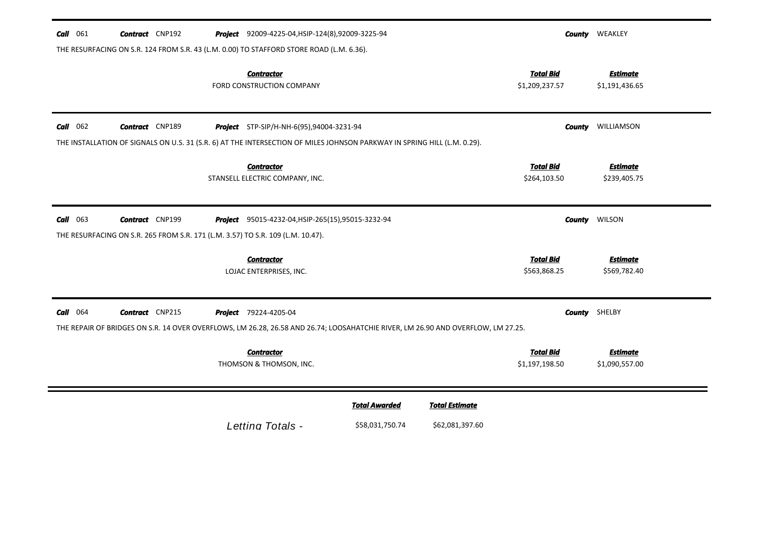**Call** 061 **Contract** CNP192 **Project** 92009-4225-04,HSIP-124(8),92009-3225-94 **County** WEAKLEY

THE RESURFACING ON S.R. 124 FROM S.R. 43 (L.M. 0.00) TO STAFFORD STORE ROAD (L.M. 6.36).

| Contractor | Total Bid | Estimate |
|---|---|---|
| FORD CONSTRUCTION COMPANY | $1,209,237.57 | $1,191,436.65 |

**Call** 062 **Contract** CNP189 **Project** STP-SIP/H-NH-6(95),94004-3231-94 **County** WILLIAMSON

THE INSTALLATION OF SIGNALS ON U.S. 31 (S.R. 6) AT THE INTERSECTION OF MILES JOHNSON PARKWAY IN SPRING HILL (L.M. 0.29).

| Contractor | Total Bid | Estimate |
|---|---|---|
| STANSELL ELECTRIC COMPANY, INC. | $264,103.50 | $239,405.75 |

**Call** 063 **Contract** CNP199 **Project** 95015-4232-04,HSIP-265(15),95015-3232-94 **County** WILSON

THE RESURFACING ON S.R. 265 FROM S.R. 171 (L.M. 3.57) TO S.R. 109 (L.M. 10.47).

| Contractor | Total Bid | Estimate |
|---|---|---|
| LOJAC ENTERPRISES, INC. | $563,868.25 | $569,782.40 |

**Call** 064 **Contract** CNP215 **Project** 79224-4205-04 **County** SHELBY

THE REPAIR OF BRIDGES ON S.R. 14 OVER OVERFLOWS, LM 26.28, 26.58 AND 26.74; LOOSAHATCHIE RIVER, LM 26.90 AND OVERFLOW, LM 27.25.

| Contractor | Total Bid | Estimate |
|---|---|---|
| THOMSON & THOMSON, INC. | $1,197,198.50 | $1,090,557.00 |

| | Total Awarded | Total Estimate |
|---|---|---|
| *Letting Totals -* | $58,031,750.74 | $62,081,397.60 |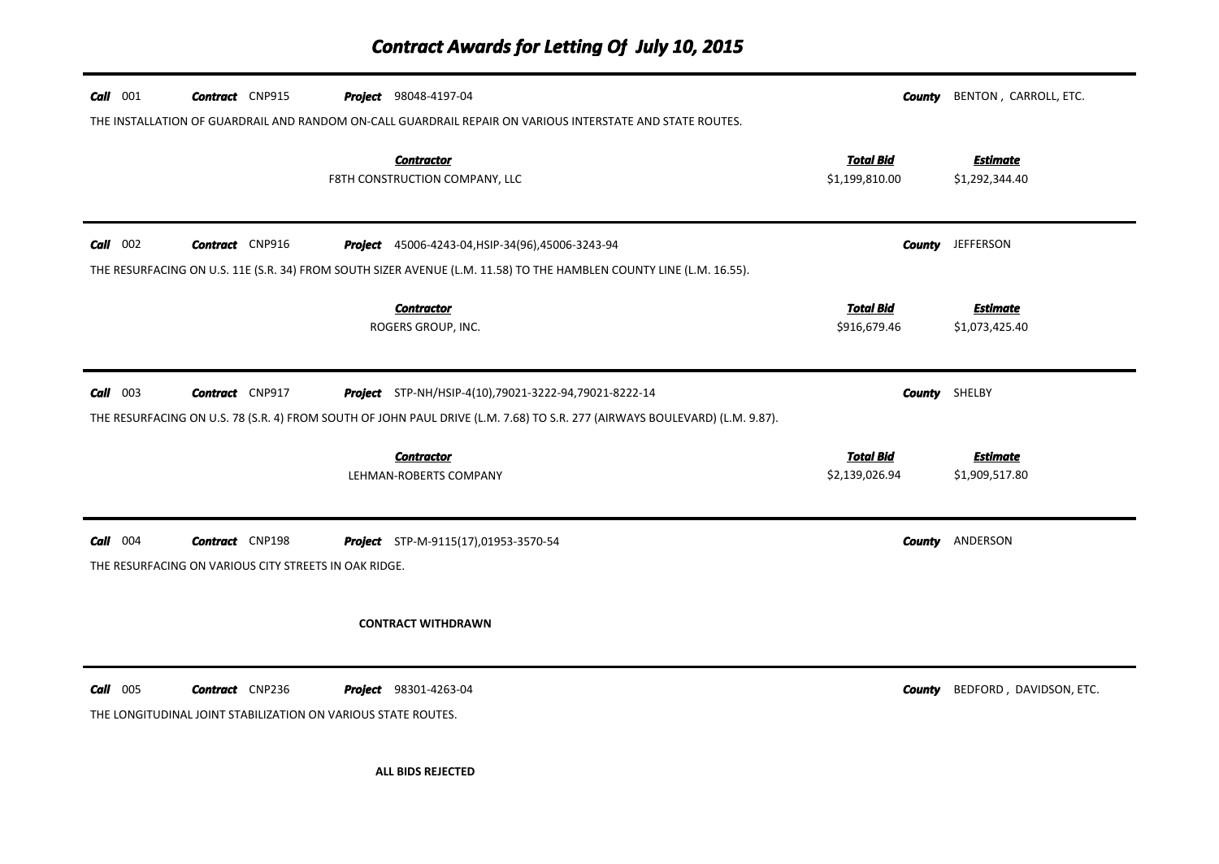# Contract Awards for Letting Of July 10, 2015

**Call** 001 **Contract** CNP915 **Project** 98048-4197-04 **County** BENTON , CARROLL, ETC.

THE INSTALLATION OF GUARDRAIL AND RANDOM ON-CALL GUARDRAIL REPAIR ON VARIOUS INTERSTATE AND STATE ROUTES.

| Contractor | Total Bid | Estimate |
|---|---|---|
| F8TH CONSTRUCTION COMPANY, LLC | $1,199,810.00 | $1,292,344.40 |

---

**Call** 002 **Contract** CNP916 **Project** 45006-4243-04,HSIP-34(96),45006-3243-94 **County** JEFFERSON

THE RESURFACING ON U.S. 11E (S.R. 34) FROM SOUTH SIZER AVENUE (L.M. 11.58) TO THE HAMBLEN COUNTY LINE (L.M. 16.55).

| Contractor | Total Bid | Estimate |
|---|---|---|
| ROGERS GROUP, INC. | $916,679.46 | $1,073,425.40 |

---

**Call** 003 **Contract** CNP917 **Project** STP-NH/HSIP-4(10),79021-3222-94,79021-8222-14 **County** SHELBY

THE RESURFACING ON U.S. 78 (S.R. 4) FROM SOUTH OF JOHN PAUL DRIVE (L.M. 7.68) TO S.R. 277 (AIRWAYS BOULEVARD) (L.M. 9.87).

| Contractor | Total Bid | Estimate |
|---|---|---|
| LEHMAN-ROBERTS COMPANY | $2,139,026.94 | $1,909,517.80 |

---

**Call** 004 **Contract** CNP198 **Project** STP-M-9115(17),01953-3570-54 **County** ANDERSON

THE RESURFACING ON VARIOUS CITY STREETS IN OAK RIDGE.

**CONTRACT WITHDRAWN**

---

**Call** 005 **Contract** CNP236 **Project** 98301-4263-04 **County** BEDFORD , DAVIDSON, ETC.

THE LONGITUDINAL JOINT STABILIZATION ON VARIOUS STATE ROUTES.

**ALL BIDS REJECTED**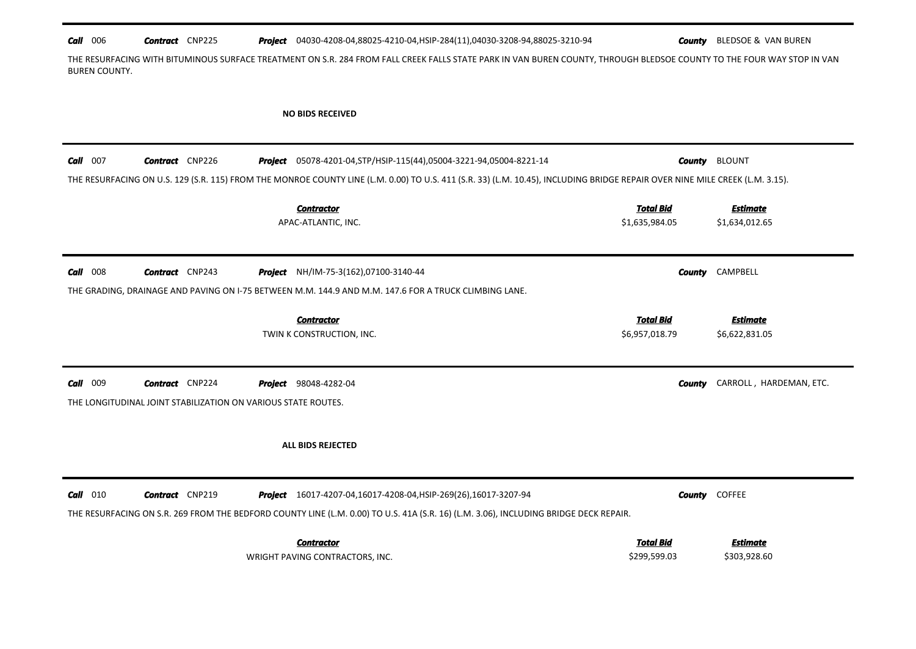**Call** 006 **Contract** CNP225 **Project** 04030-4208-04,88025-4210-04,HSIP-284(11),04030-3208-94,88025-3210-94 **County** BLEDSOE & VAN BUREN

THE RESURFACING WITH BITUMINOUS SURFACE TREATMENT ON S.R. 284 FROM FALL CREEK FALLS STATE PARK IN VAN BUREN COUNTY, THROUGH BLEDSOE COUNTY TO THE FOUR WAY STOP IN VAN BUREN COUNTY.

**NO BIDS RECEIVED**

---

**Call** 007 **Contract** CNP226 **Project** 05078-4201-04,STP/HSIP-115(44),05004-3221-94,05004-8221-14 **County** BLOUNT

THE RESURFACING ON U.S. 129 (S.R. 115) FROM THE MONROE COUNTY LINE (L.M. 0.00) TO U.S. 411 (S.R. 33) (L.M. 10.45), INCLUDING BRIDGE REPAIR OVER NINE MILE CREEK (L.M. 3.15).

| Contractor | Total Bid | Estimate |
|---|---|---|
| APAC-ATLANTIC, INC. | $1,635,984.05 | $1,634,012.65 |

---

**Call** 008 **Contract** CNP243 **Project** NH/IM-75-3(162),07100-3140-44 **County** CAMPBELL

THE GRADING, DRAINAGE AND PAVING ON I-75 BETWEEN M.M. 144.9 AND M.M. 147.6 FOR A TRUCK CLIMBING LANE.

| Contractor | Total Bid | Estimate |
|---|---|---|
| TWIN K CONSTRUCTION, INC. | $6,957,018.79 | $6,622,831.05 |

---

**Call** 009 **Contract** CNP224 **Project** 98048-4282-04 **County** CARROLL , HARDEMAN, ETC.

THE LONGITUDINAL JOINT STABILIZATION ON VARIOUS STATE ROUTES.

**ALL BIDS REJECTED**

---

**Call** 010 **Contract** CNP219 **Project** 16017-4207-04,16017-4208-04,HSIP-269(26),16017-3207-94 **County** COFFEE

THE RESURFACING ON S.R. 269 FROM THE BEDFORD COUNTY LINE (L.M. 0.00) TO U.S. 41A (S.R. 16) (L.M. 3.06), INCLUDING BRIDGE DECK REPAIR.

| Contractor | Total Bid | Estimate |
|---|---|---|
| WRIGHT PAVING CONTRACTORS, INC. | $299,599.03 | $303,928.60 |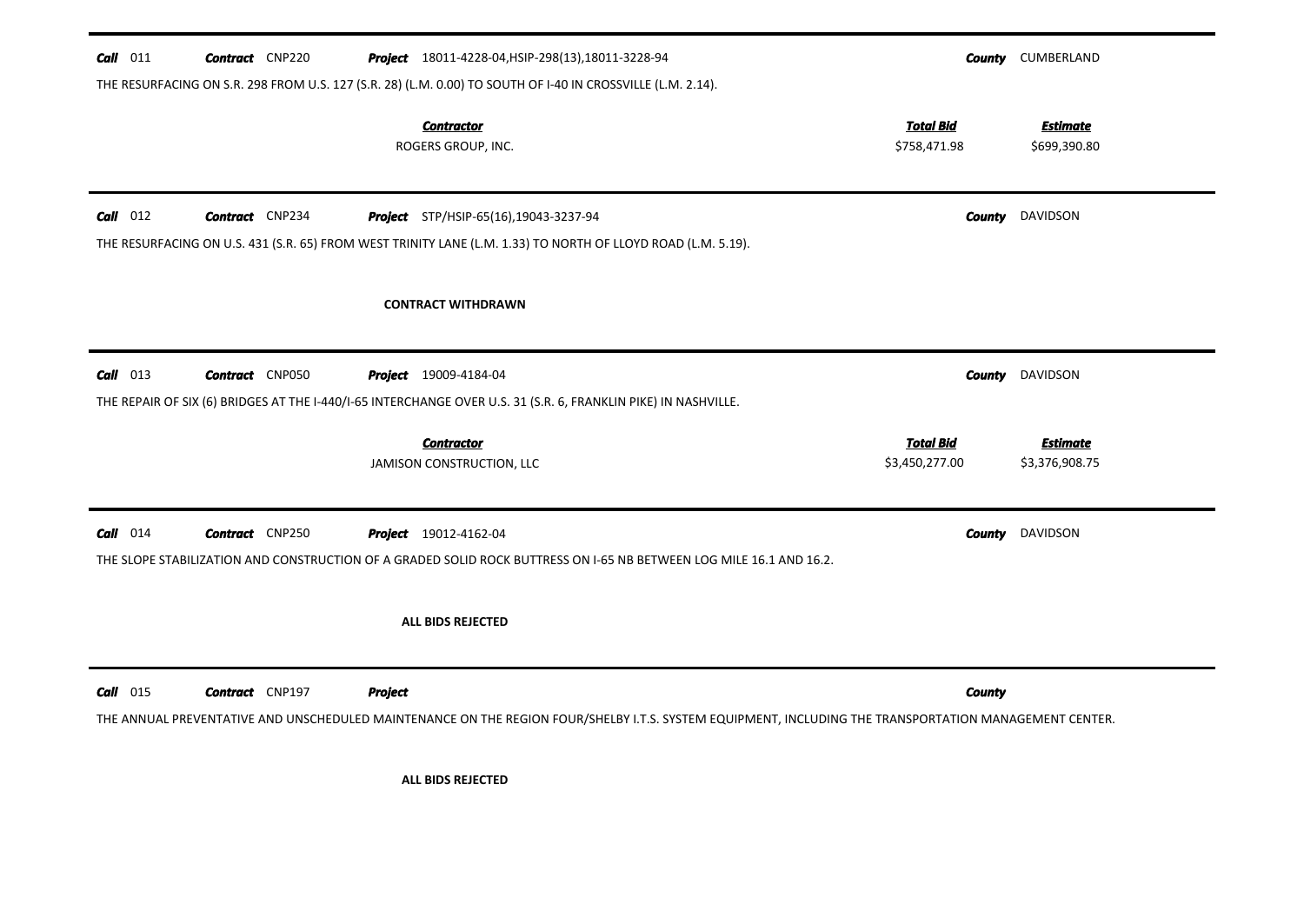**Call** 011 **Contract** CNP220 **Project** 18011-4228-04,HSIP-298(13),18011-3228-94 **County** CUMBERLAND

THE RESURFACING ON S.R. 298 FROM U.S. 127 (S.R. 28) (L.M. 0.00) TO SOUTH OF I-40 IN CROSSVILLE (L.M. 2.14).

| Contractor | Total Bid | Estimate |
|---|---|---|
| ROGERS GROUP, INC. | $758,471.98 | $699,390.80 |

---

**Call** 012 **Contract** CNP234 **Project** STP/HSIP-65(16),19043-3237-94 **County** DAVIDSON

THE RESURFACING ON U.S. 431 (S.R. 65) FROM WEST TRINITY LANE (L.M. 1.33) TO NORTH OF LLOYD ROAD (L.M. 5.19).

**CONTRACT WITHDRAWN**

---

**Call** 013 **Contract** CNP050 **Project** 19009-4184-04 **County** DAVIDSON

THE REPAIR OF SIX (6) BRIDGES AT THE I-440/I-65 INTERCHANGE OVER U.S. 31 (S.R. 6, FRANKLIN PIKE) IN NASHVILLE.

| Contractor | Total Bid | Estimate |
|---|---|---|
| JAMISON CONSTRUCTION, LLC | $3,450,277.00 | $3,376,908.75 |

---

**Call** 014 **Contract** CNP250 **Project** 19012-4162-04 **County** DAVIDSON

THE SLOPE STABILIZATION AND CONSTRUCTION OF A GRADED SOLID ROCK BUTTRESS ON I-65 NB BETWEEN LOG MILE 16.1 AND 16.2.

**ALL BIDS REJECTED**

---

**Call** 015 **Contract** CNP197 **Project** **County**

THE ANNUAL PREVENTATIVE AND UNSCHEDULED MAINTENANCE ON THE REGION FOUR/SHELBY I.T.S. SYSTEM EQUIPMENT, INCLUDING THE TRANSPORTATION MANAGEMENT CENTER.

**ALL BIDS REJECTED**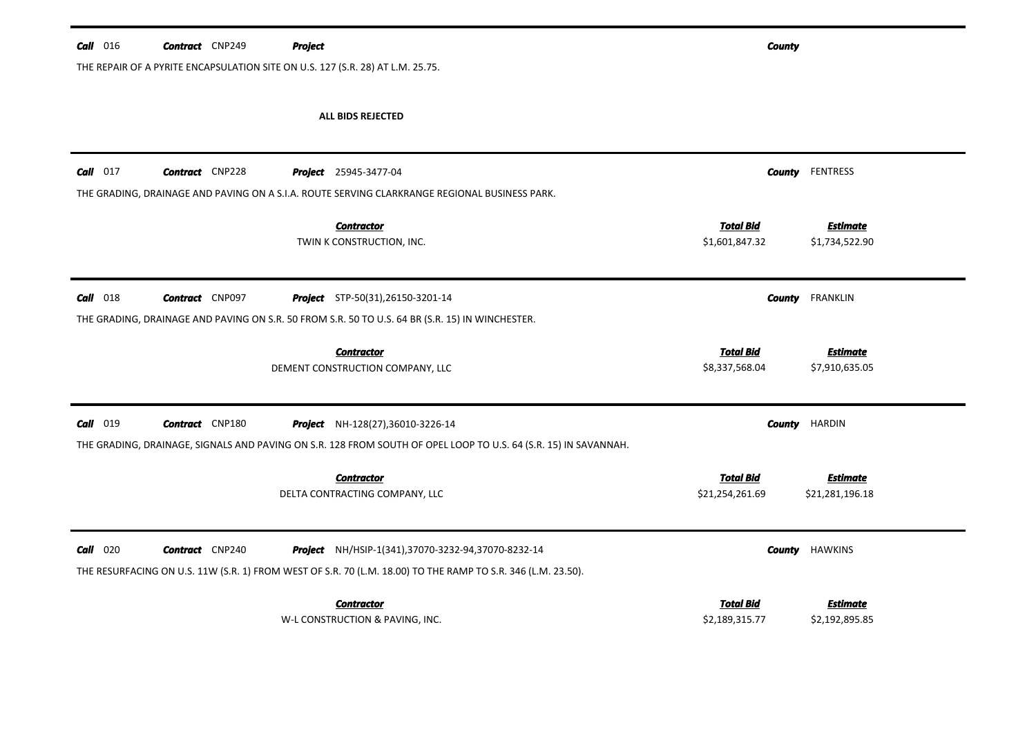**Call** 016 **Contract** CNP249 **Project** **County**

THE REPAIR OF A PYRITE ENCAPSULATION SITE ON U.S. 127 (S.R. 28) AT L.M. 25.75.

**ALL BIDS REJECTED**

---

**Call** 017 **Contract** CNP228 **Project** 25945-3477-04 **County** FENTRESS

THE GRADING, DRAINAGE AND PAVING ON A S.I.A. ROUTE SERVING CLARKRANGE REGIONAL BUSINESS PARK.

| Contractor | Total Bid | Estimate |
|---|---|---|
| TWIN K CONSTRUCTION, INC. | $1,601,847.32 | $1,734,522.90 |

---

**Call** 018 **Contract** CNP097 **Project** STP-50(31),26150-3201-14 **County** FRANKLIN

THE GRADING, DRAINAGE AND PAVING ON S.R. 50 FROM S.R. 50 TO U.S. 64 BR (S.R. 15) IN WINCHESTER.

| Contractor | Total Bid | Estimate |
|---|---|---|
| DEMENT CONSTRUCTION COMPANY, LLC | $8,337,568.04 | $7,910,635.05 |

---

**Call** 019 **Contract** CNP180 **Project** NH-128(27),36010-3226-14 **County** HARDIN

THE GRADING, DRAINAGE, SIGNALS AND PAVING ON S.R. 128 FROM SOUTH OF OPEL LOOP TO U.S. 64 (S.R. 15) IN SAVANNAH.

| Contractor | Total Bid | Estimate |
|---|---|---|
| DELTA CONTRACTING COMPANY, LLC | $21,254,261.69 | $21,281,196.18 |

---

**Call** 020 **Contract** CNP240 **Project** NH/HSIP-1(341),37070-3232-94,37070-8232-14 **County** HAWKINS

THE RESURFACING ON U.S. 11W (S.R. 1) FROM WEST OF S.R. 70 (L.M. 18.00) TO THE RAMP TO S.R. 346 (L.M. 23.50).

| Contractor | Total Bid | Estimate |
|---|---|---|
| W-L CONSTRUCTION & PAVING, INC. | $2,189,315.77 | $2,192,895.85 |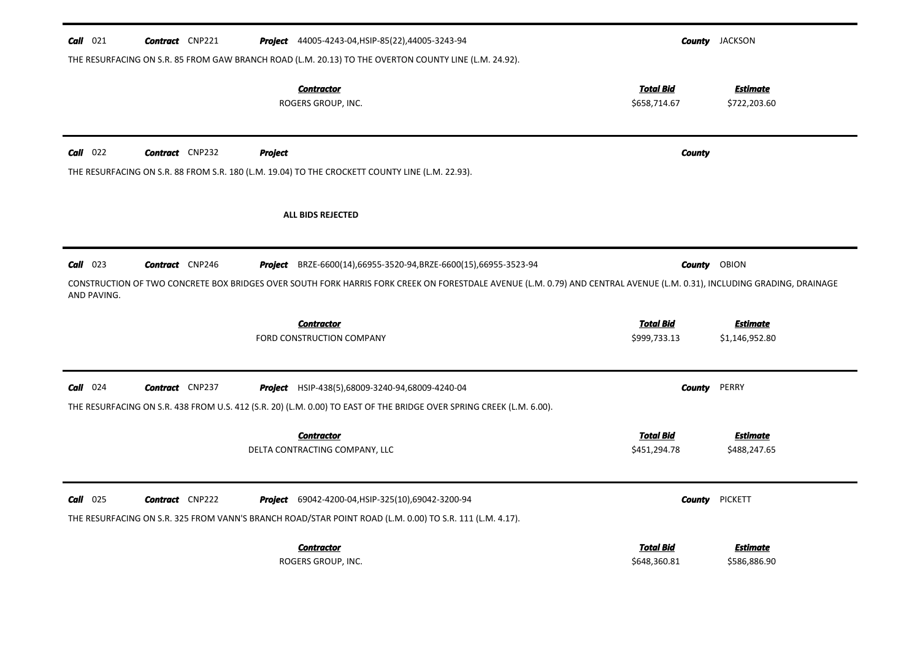---

**Call** 021 **Contract** CNP221 **Project** 44005-4243-04,HSIP-85(22),44005-3243-94 **County** JACKSON

THE RESURFACING ON S.R. 85 FROM GAW BRANCH ROAD (L.M. 20.13) TO THE OVERTON COUNTY LINE (L.M. 24.92).

| Contractor | Total Bid | Estimate |
|---|---|---|
| ROGERS GROUP, INC. | $658,714.67 | $722,203.60 |

---

**Call** 022 **Contract** CNP232 **Project** **County**

THE RESURFACING ON S.R. 88 FROM S.R. 180 (L.M. 19.04) TO THE CROCKETT COUNTY LINE (L.M. 22.93).

**ALL BIDS REJECTED**

---

**Call** 023 **Contract** CNP246 **Project** BRZE-6600(14),66955-3520-94,BRZE-6600(15),66955-3523-94 **County** OBION

CONSTRUCTION OF TWO CONCRETE BOX BRIDGES OVER SOUTH FORK HARRIS FORK CREEK ON FORESTDALE AVENUE (L.M. 0.79) AND CENTRAL AVENUE (L.M. 0.31), INCLUDING GRADING, DRAINAGE AND PAVING.

| Contractor | Total Bid | Estimate |
|---|---|---|
| FORD CONSTRUCTION COMPANY | $999,733.13 | $1,146,952.80 |

---

**Call** 024 **Contract** CNP237 **Project** HSIP-438(5),68009-3240-94,68009-4240-04 **County** PERRY

THE RESURFACING ON S.R. 438 FROM U.S. 412 (S.R. 20) (L.M. 0.00) TO EAST OF THE BRIDGE OVER SPRING CREEK (L.M. 6.00).

| Contractor | Total Bid | Estimate |
|---|---|---|
| DELTA CONTRACTING COMPANY, LLC | $451,294.78 | $488,247.65 |

---

**Call** 025 **Contract** CNP222 **Project** 69042-4200-04,HSIP-325(10),69042-3200-94 **County** PICKETT

THE RESURFACING ON S.R. 325 FROM VANN'S BRANCH ROAD/STAR POINT ROAD (L.M. 0.00) TO S.R. 111 (L.M. 4.17).

| Contractor | Total Bid | Estimate |
|---|---|---|
| ROGERS GROUP, INC. | $648,360.81 | $586,886.90 |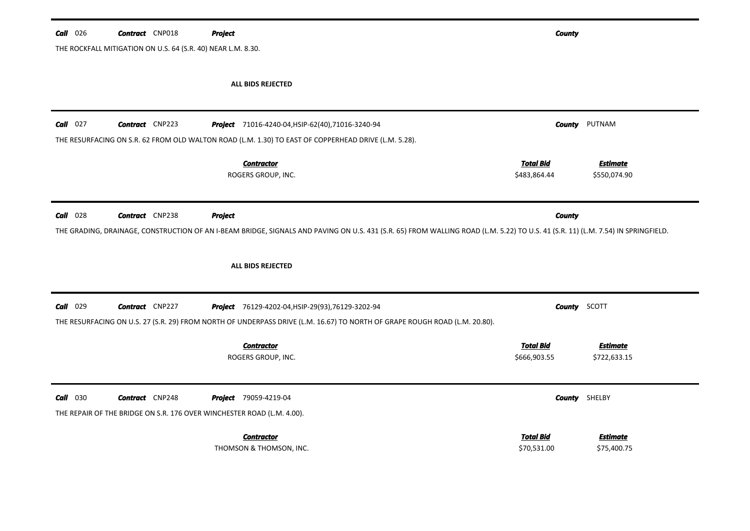**Call** 026 **Contract** CNP018 **Project** **County**

THE ROCKFALL MITIGATION ON U.S. 64 (S.R. 40) NEAR L.M. 8.30.

**ALL BIDS REJECTED**

---

**Call** 027 **Contract** CNP223 **Project** 71016-4240-04,HSIP-62(40),71016-3240-94 **County** PUTNAM

THE RESURFACING ON S.R. 62 FROM OLD WALTON ROAD (L.M. 1.30) TO EAST OF COPPERHEAD DRIVE (L.M. 5.28).

| ***Contractor*** | ***Total Bid*** | ***Estimate*** |
|---|---|---|
| ROGERS GROUP, INC. | $483,864.44 | $550,074.90 |

---

**Call** 028 **Contract** CNP238 **Project** **County**

THE GRADING, DRAINAGE, CONSTRUCTION OF AN I-BEAM BRIDGE, SIGNALS AND PAVING ON U.S. 431 (S.R. 65) FROM WALLING ROAD (L.M. 5.22) TO U.S. 41 (S.R. 11) (L.M. 7.54) IN SPRINGFIELD.

**ALL BIDS REJECTED**

---

**Call** 029 **Contract** CNP227 **Project** 76129-4202-04,HSIP-29(93),76129-3202-94 **County** SCOTT

THE RESURFACING ON U.S. 27 (S.R. 29) FROM NORTH OF UNDERPASS DRIVE (L.M. 16.67) TO NORTH OF GRAPE ROUGH ROAD (L.M. 20.80).

| ***Contractor*** | ***Total Bid*** | ***Estimate*** |
|---|---|---|
| ROGERS GROUP, INC. | $666,903.55 | $722,633.15 |

---

**Call** 030 **Contract** CNP248 **Project** 79059-4219-04 **County** SHELBY

THE REPAIR OF THE BRIDGE ON S.R. 176 OVER WINCHESTER ROAD (L.M. 4.00).

| ***Contractor*** | ***Total Bid*** | ***Estimate*** |
|---|---|---|
| THOMSON & THOMSON, INC. | $70,531.00 | $75,400.75 |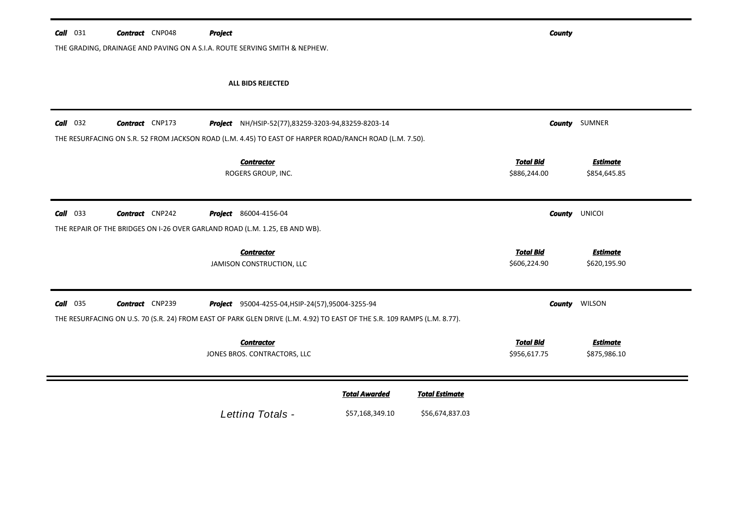**Call** 031 **Contract** CNP048 **Project** **County**

THE GRADING, DRAINAGE AND PAVING ON A S.I.A. ROUTE SERVING SMITH & NEPHEW.

**ALL BIDS REJECTED**

---

**Call** 032 **Contract** CNP173 **Project** NH/HSIP-52(77),83259-3203-94,83259-8203-14 **County** SUMNER

THE RESURFACING ON S.R. 52 FROM JACKSON ROAD (L.M. 4.45) TO EAST OF HARPER ROAD/RANCH ROAD (L.M. 7.50).

| Contractor | Total Bid | Estimate |
|---|---|---|
| ROGERS GROUP, INC. | $886,244.00 | $854,645.85 |

---

**Call** 033 **Contract** CNP242 **Project** 86004-4156-04 **County** UNICOI

THE REPAIR OF THE BRIDGES ON I-26 OVER GARLAND ROAD (L.M. 1.25, EB AND WB).

| Contractor | Total Bid | Estimate |
|---|---|---|
| JAMISON CONSTRUCTION, LLC | $606,224.90 | $620,195.90 |

---

**Call** 035 **Contract** CNP239 **Project** 95004-4255-04,HSIP-24(57),95004-3255-94 **County** WILSON

THE RESURFACING ON U.S. 70 (S.R. 24) FROM EAST OF PARK GLEN DRIVE (L.M. 4.92) TO EAST OF THE S.R. 109 RAMPS (L.M. 8.77).

| Contractor | Total Bid | Estimate |
|---|---|---|
| JONES BROS. CONTRACTORS, LLC | $956,617.75 | $875,986.10 |

---

| | Total Awarded | Total Estimate |
|---|---|---|
| *Letting Totals -* | $57,168,349.10 | $56,674,837.03 |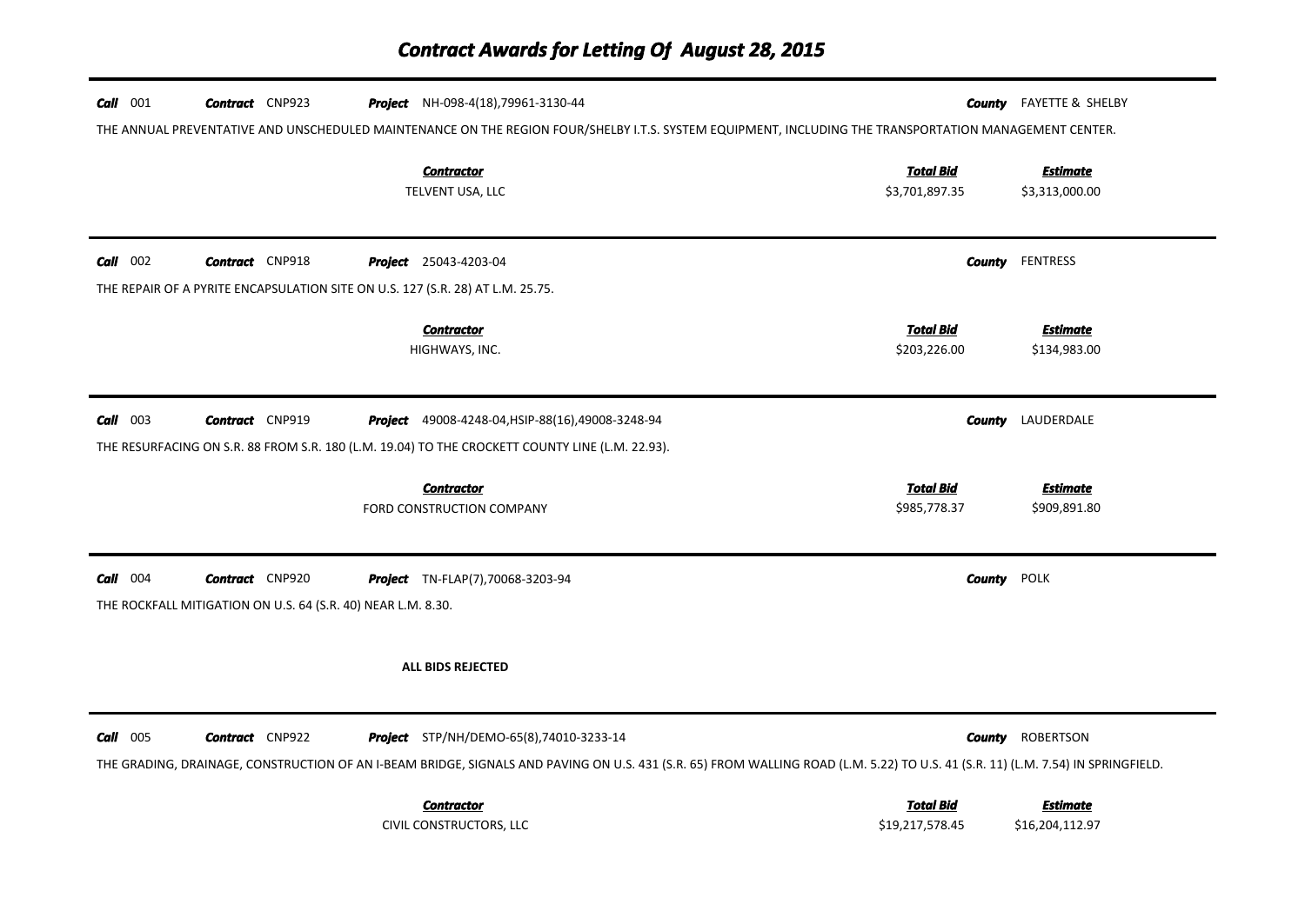# Contract Awards for Letting Of August 28, 2015

**Call** 001 **Contract** CNP923 **Project** NH-098-4(18),79961-3130-44 **County** FAYETTE & SHELBY

THE ANNUAL PREVENTATIVE AND UNSCHEDULED MAINTENANCE ON THE REGION FOUR/SHELBY I.T.S. SYSTEM EQUIPMENT, INCLUDING THE TRANSPORTATION MANAGEMENT CENTER.

| Contractor | Total Bid | Estimate |
|---|---|---|
| TELVENT USA, LLC | $3,701,897.35 | $3,313,000.00 |

---

**Call** 002 **Contract** CNP918 **Project** 25043-4203-04 **County** FENTRESS

THE REPAIR OF A PYRITE ENCAPSULATION SITE ON U.S. 127 (S.R. 28) AT L.M. 25.75.

| Contractor | Total Bid | Estimate |
|---|---|---|
| HIGHWAYS, INC. | $203,226.00 | $134,983.00 |

---

**Call** 003 **Contract** CNP919 **Project** 49008-4248-04,HSIP-88(16),49008-3248-94 **County** LAUDERDALE

THE RESURFACING ON S.R. 88 FROM S.R. 180 (L.M. 19.04) TO THE CROCKETT COUNTY LINE (L.M. 22.93).

| Contractor | Total Bid | Estimate |
|---|---|---|
| FORD CONSTRUCTION COMPANY | $985,778.37 | $909,891.80 |

---

**Call** 004 **Contract** CNP920 **Project** TN-FLAP(7),70068-3203-94 **County** POLK

THE ROCKFALL MITIGATION ON U.S. 64 (S.R. 40) NEAR L.M. 8.30.

**ALL BIDS REJECTED**

---

**Call** 005 **Contract** CNP922 **Project** STP/NH/DEMO-65(8),74010-3233-14 **County** ROBERTSON

THE GRADING, DRAINAGE, CONSTRUCTION OF AN I-BEAM BRIDGE, SIGNALS AND PAVING ON U.S. 431 (S.R. 65) FROM WALLING ROAD (L.M. 5.22) TO U.S. 41 (S.R. 11) (L.M. 7.54) IN SPRINGFIELD.

| Contractor | Total Bid | Estimate |
|---|---|---|
| CIVIL CONSTRUCTORS, LLC | $19,217,578.45 | $16,204,112.97 |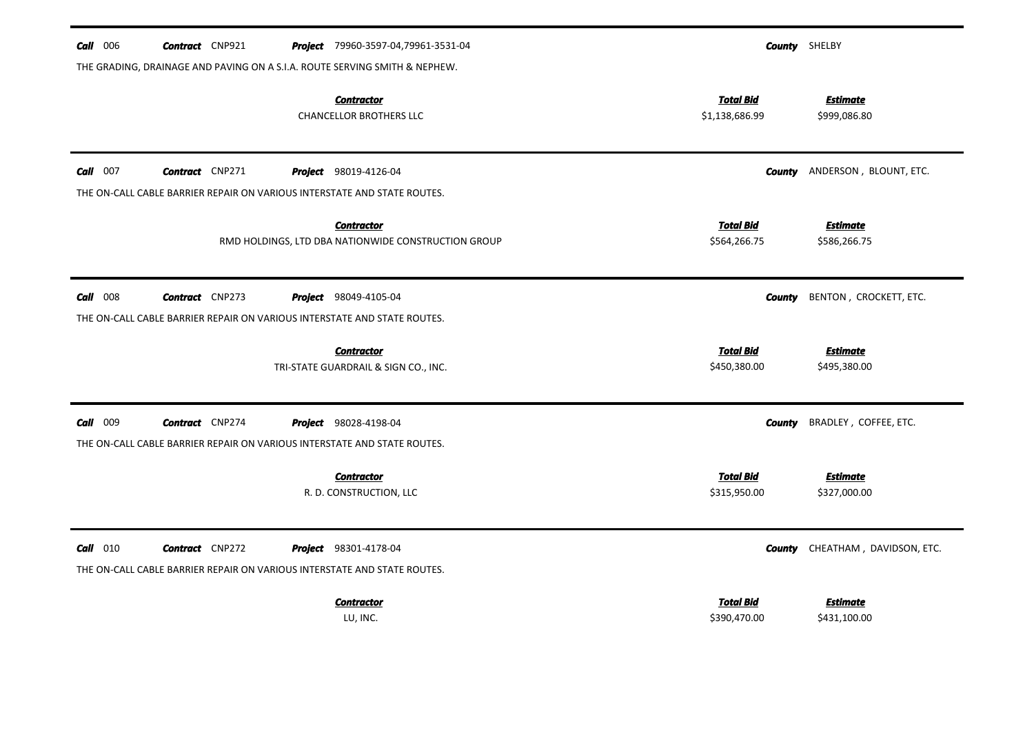**Call** 006 **Contract** CNP921 **Project** 79960-3597-04,79961-3531-04 **County** SHELBY

THE GRADING, DRAINAGE AND PAVING ON A S.I.A. ROUTE SERVING SMITH & NEPHEW.

| Contractor | Total Bid | Estimate |
|---|---|---|
| CHANCELLOR BROTHERS LLC | $1,138,686.99 | $999,086.80 |

---

**Call** 007 **Contract** CNP271 **Project** 98019-4126-04 **County** ANDERSON , BLOUNT, ETC.

THE ON-CALL CABLE BARRIER REPAIR ON VARIOUS INTERSTATE AND STATE ROUTES.

| Contractor | Total Bid | Estimate |
|---|---|---|
| RMD HOLDINGS, LTD DBA NATIONWIDE CONSTRUCTION GROUP | $564,266.75 | $586,266.75 |

---

**Call** 008 **Contract** CNP273 **Project** 98049-4105-04 **County** BENTON , CROCKETT, ETC.

THE ON-CALL CABLE BARRIER REPAIR ON VARIOUS INTERSTATE AND STATE ROUTES.

| Contractor | Total Bid | Estimate |
|---|---|---|
| TRI-STATE GUARDRAIL & SIGN CO., INC. | $450,380.00 | $495,380.00 |

---

**Call** 009 **Contract** CNP274 **Project** 98028-4198-04 **County** BRADLEY , COFFEE, ETC.

THE ON-CALL CABLE BARRIER REPAIR ON VARIOUS INTERSTATE AND STATE ROUTES.

| Contractor | Total Bid | Estimate |
|---|---|---|
| R. D. CONSTRUCTION, LLC | $315,950.00 | $327,000.00 |

---

**Call** 010 **Contract** CNP272 **Project** 98301-4178-04 **County** CHEATHAM , DAVIDSON, ETC.

THE ON-CALL CABLE BARRIER REPAIR ON VARIOUS INTERSTATE AND STATE ROUTES.

| Contractor | Total Bid | Estimate |
|---|---|---|
| LU, INC. | $390,470.00 | $431,100.00 |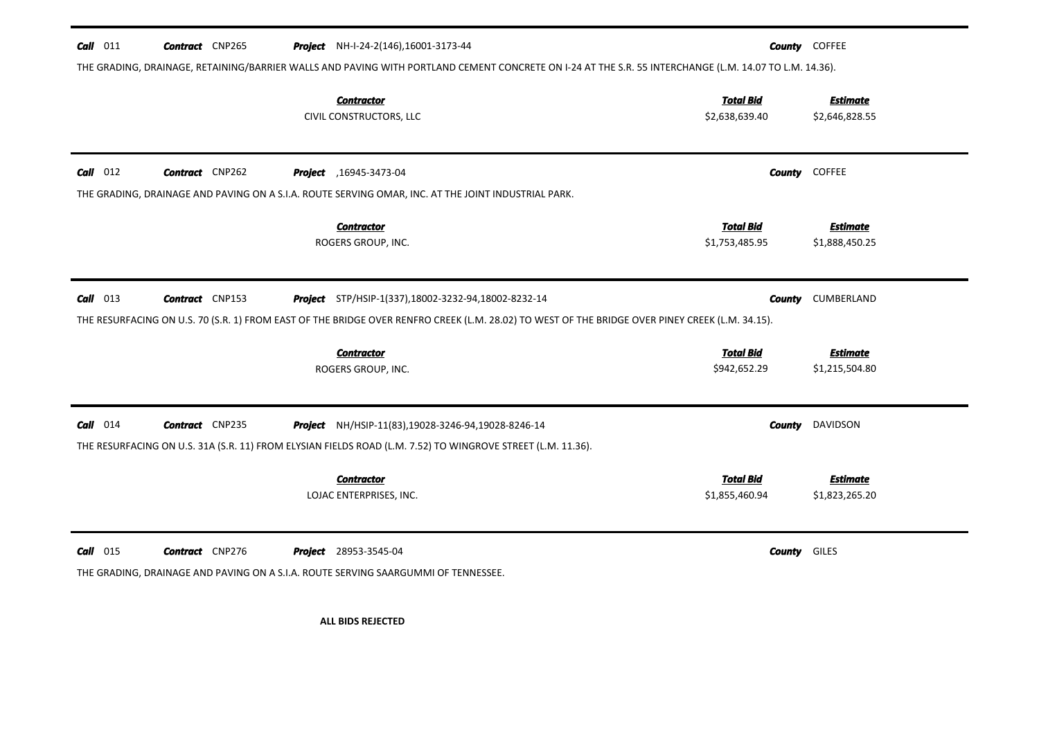**Call** 011 **Contract** CNP265 **Project** NH-I-24-2(146),16001-3173-44 **County** COFFEE

THE GRADING, DRAINAGE, RETAINING/BARRIER WALLS AND PAVING WITH PORTLAND CEMENT CONCRETE ON I-24 AT THE S.R. 55 INTERCHANGE (L.M. 14.07 TO L.M. 14.36).

| Contractor | Total Bid | Estimate |
|---|---|---|
| CIVIL CONSTRUCTORS, LLC | $2,638,639.40 | $2,646,828.55 |

---

**Call** 012 **Contract** CNP262 **Project** ,16945-3473-04 **County** COFFEE

THE GRADING, DRAINAGE AND PAVING ON A S.I.A. ROUTE SERVING OMAR, INC. AT THE JOINT INDUSTRIAL PARK.

| Contractor | Total Bid | Estimate |
|---|---|---|
| ROGERS GROUP, INC. | $1,753,485.95 | $1,888,450.25 |

---

**Call** 013 **Contract** CNP153 **Project** STP/HSIP-1(337),18002-3232-94,18002-8232-14 **County** CUMBERLAND

THE RESURFACING ON U.S. 70 (S.R. 1) FROM EAST OF THE BRIDGE OVER RENFRO CREEK (L.M. 28.02) TO WEST OF THE BRIDGE OVER PINEY CREEK (L.M. 34.15).

| Contractor | Total Bid | Estimate |
|---|---|---|
| ROGERS GROUP, INC. | $942,652.29 | $1,215,504.80 |

---

**Call** 014 **Contract** CNP235 **Project** NH/HSIP-11(83),19028-3246-94,19028-8246-14 **County** DAVIDSON

THE RESURFACING ON U.S. 31A (S.R. 11) FROM ELYSIAN FIELDS ROAD (L.M. 7.52) TO WINGROVE STREET (L.M. 11.36).

| Contractor | Total Bid | Estimate |
|---|---|---|
| LOJAC ENTERPRISES, INC. | $1,855,460.94 | $1,823,265.20 |

---

**Call** 015 **Contract** CNP276 **Project** 28953-3545-04 **County** GILES

THE GRADING, DRAINAGE AND PAVING ON A S.I.A. ROUTE SERVING SAARGUMMI OF TENNESSEE.

**ALL BIDS REJECTED**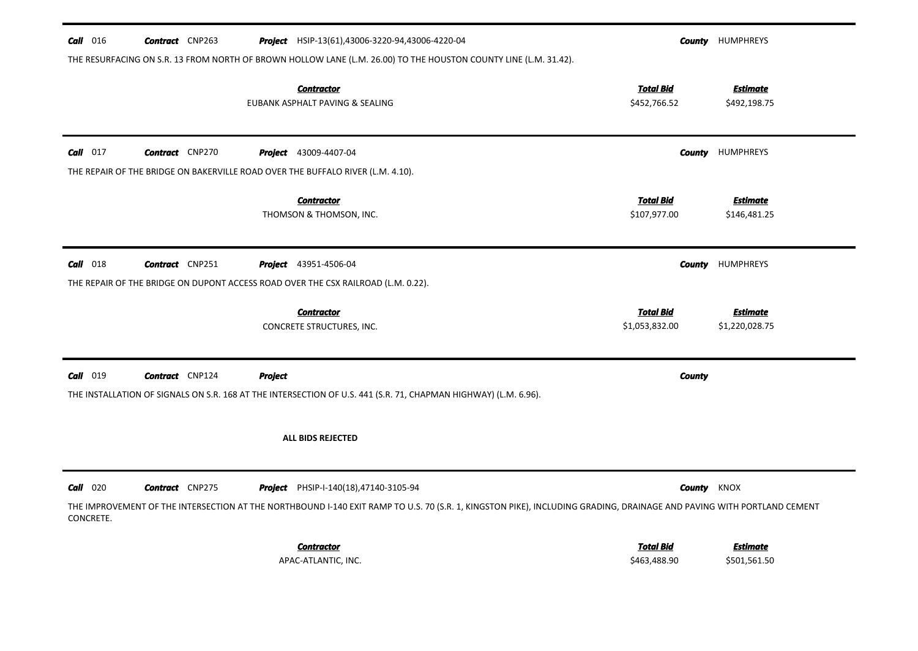**Call** 016 **Contract** CNP263 **Project** HSIP-13(61),43006-3220-94,43006-4220-04 **County** HUMPHREYS

THE RESURFACING ON S.R. 13 FROM NORTH OF BROWN HOLLOW LANE (L.M. 26.00) TO THE HOUSTON COUNTY LINE (L.M. 31.42).

| Contractor | Total Bid | Estimate |
|---|---|---|
| EUBANK ASPHALT PAVING & SEALING | $452,766.52 | $492,198.75 |

---

**Call** 017 **Contract** CNP270 **Project** 43009-4407-04 **County** HUMPHREYS

THE REPAIR OF THE BRIDGE ON BAKERVILLE ROAD OVER THE BUFFALO RIVER (L.M. 4.10).

| Contractor | Total Bid | Estimate |
|---|---|---|
| THOMSON & THOMSON, INC. | $107,977.00 | $146,481.25 |

---

**Call** 018 **Contract** CNP251 **Project** 43951-4506-04 **County** HUMPHREYS

THE REPAIR OF THE BRIDGE ON DUPONT ACCESS ROAD OVER THE CSX RAILROAD (L.M. 0.22).

| Contractor | Total Bid | Estimate |
|---|---|---|
| CONCRETE STRUCTURES, INC. | $1,053,832.00 | $1,220,028.75 |

---

**Call** 019 **Contract** CNP124 **Project** **County**

THE INSTALLATION OF SIGNALS ON S.R. 168 AT THE INTERSECTION OF U.S. 441 (S.R. 71, CHAPMAN HIGHWAY) (L.M. 6.96).

**ALL BIDS REJECTED**

---

**Call** 020 **Contract** CNP275 **Project** PHSIP-I-140(18),47140-3105-94 **County** KNOX

THE IMPROVEMENT OF THE INTERSECTION AT THE NORTHBOUND I-140 EXIT RAMP TO U.S. 70 (S.R. 1, KINGSTON PIKE), INCLUDING GRADING, DRAINAGE AND PAVING WITH PORTLAND CEMENT CONCRETE.

| Contractor | Total Bid | Estimate |
|---|---|---|
| APAC-ATLANTIC, INC. | $463,488.90 | $501,561.50 |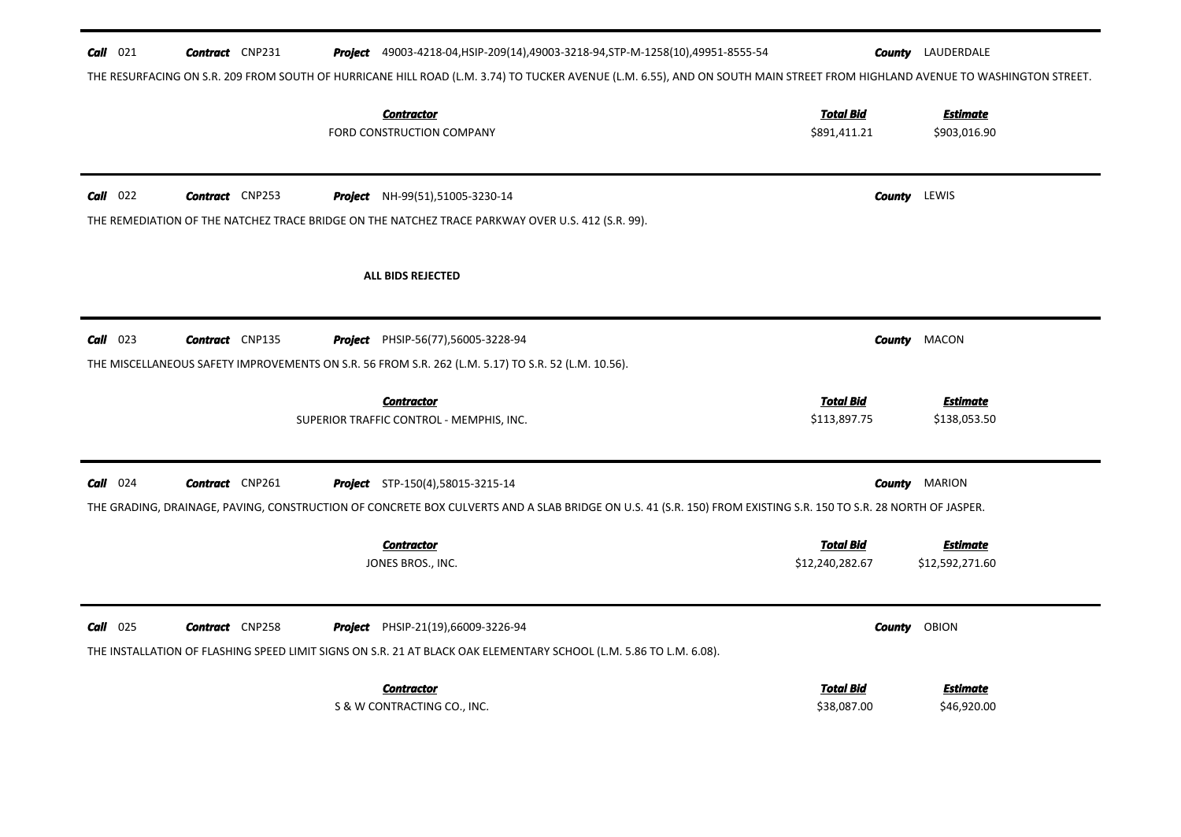**Call** 021 **Contract** CNP231 **Project** 49003-4218-04,HSIP-209(14),49003-3218-94,STP-M-1258(10),49951-8555-54 **County** LAUDERDALE

THE RESURFACING ON S.R. 209 FROM SOUTH OF HURRICANE HILL ROAD (L.M. 3.74) TO TUCKER AVENUE (L.M. 6.55), AND ON SOUTH MAIN STREET FROM HIGHLAND AVENUE TO WASHINGTON STREET.

| Contractor | Total Bid | Estimate |
|---|---|---|
| FORD CONSTRUCTION COMPANY | $891,411.21 | $903,016.90 |

---

**Call** 022 **Contract** CNP253 **Project** NH-99(51),51005-3230-14 **County** LEWIS

THE REMEDIATION OF THE NATCHEZ TRACE BRIDGE ON THE NATCHEZ TRACE PARKWAY OVER U.S. 412 (S.R. 99).

**ALL BIDS REJECTED**

---

**Call** 023 **Contract** CNP135 **Project** PHSIP-56(77),56005-3228-94 **County** MACON

THE MISCELLANEOUS SAFETY IMPROVEMENTS ON S.R. 56 FROM S.R. 262 (L.M. 5.17) TO S.R. 52 (L.M. 10.56).

| Contractor | Total Bid | Estimate |
|---|---|---|
| SUPERIOR TRAFFIC CONTROL - MEMPHIS, INC. | $113,897.75 | $138,053.50 |

---

**Call** 024 **Contract** CNP261 **Project** STP-150(4),58015-3215-14 **County** MARION

THE GRADING, DRAINAGE, PAVING, CONSTRUCTION OF CONCRETE BOX CULVERTS AND A SLAB BRIDGE ON U.S. 41 (S.R. 150) FROM EXISTING S.R. 150 TO S.R. 28 NORTH OF JASPER.

| Contractor | Total Bid | Estimate |
|---|---|---|
| JONES BROS., INC. | $12,240,282.67 | $12,592,271.60 |

---

**Call** 025 **Contract** CNP258 **Project** PHSIP-21(19),66009-3226-94 **County** OBION

THE INSTALLATION OF FLASHING SPEED LIMIT SIGNS ON S.R. 21 AT BLACK OAK ELEMENTARY SCHOOL (L.M. 5.86 TO L.M. 6.08).

| Contractor | Total Bid | Estimate |
|---|---|---|
| S & W CONTRACTING CO., INC. | $38,087.00 | $46,920.00 |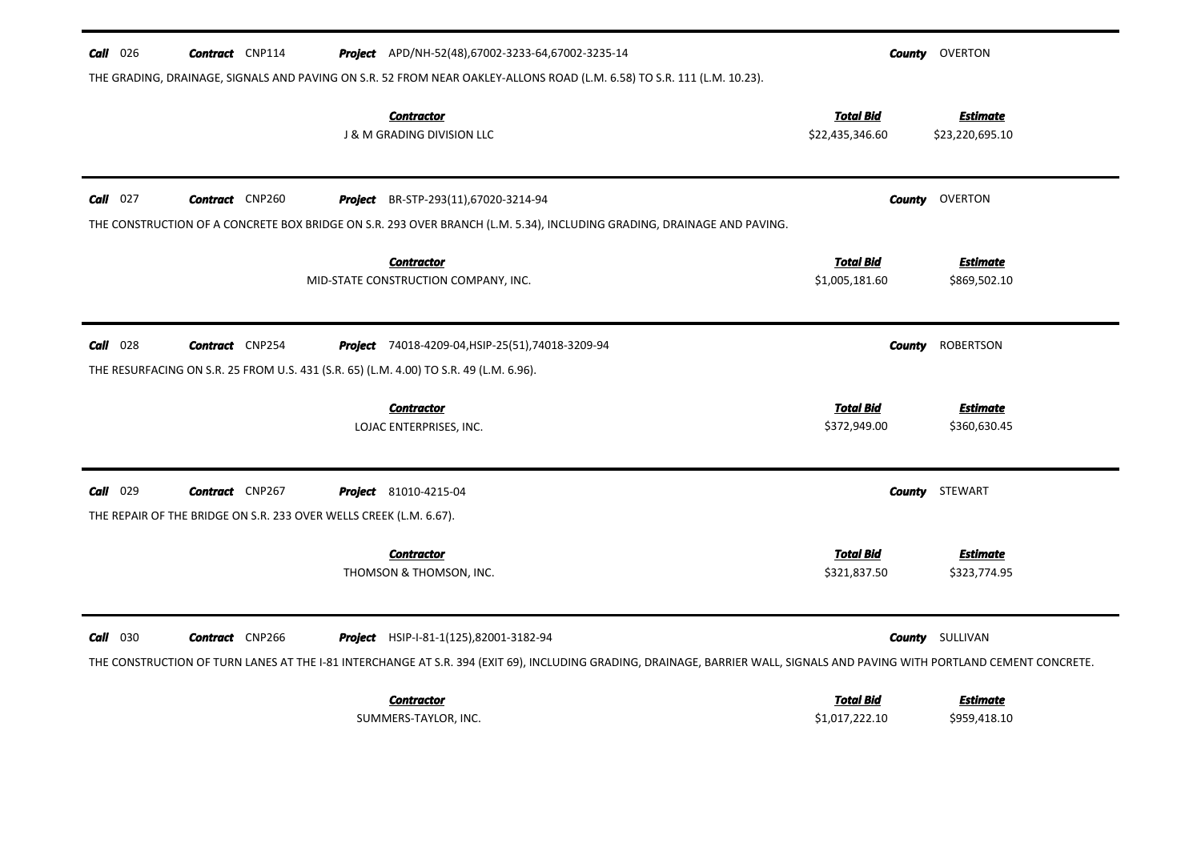**Call** 026 **Contract** CNP114 **Project** APD/NH-52(48),67002-3233-64,67002-3235-14 **County** OVERTON

THE GRADING, DRAINAGE, SIGNALS AND PAVING ON S.R. 52 FROM NEAR OAKLEY-ALLONS ROAD (L.M. 6.58) TO S.R. 111 (L.M. 10.23).

| Contractor | Total Bid | Estimate |
|---|---|---|
| J & M GRADING DIVISION LLC | $22,435,346.60 | $23,220,695.10 |

---

**Call** 027 **Contract** CNP260 **Project** BR-STP-293(11),67020-3214-94 **County** OVERTON

THE CONSTRUCTION OF A CONCRETE BOX BRIDGE ON S.R. 293 OVER BRANCH (L.M. 5.34), INCLUDING GRADING, DRAINAGE AND PAVING.

| Contractor | Total Bid | Estimate |
|---|---|---|
| MID-STATE CONSTRUCTION COMPANY, INC. | $1,005,181.60 | $869,502.10 |

---

**Call** 028 **Contract** CNP254 **Project** 74018-4209-04,HSIP-25(51),74018-3209-94 **County** ROBERTSON

THE RESURFACING ON S.R. 25 FROM U.S. 431 (S.R. 65) (L.M. 4.00) TO S.R. 49 (L.M. 6.96).

| Contractor | Total Bid | Estimate |
|---|---|---|
| LOJAC ENTERPRISES, INC. | $372,949.00 | $360,630.45 |

---

**Call** 029 **Contract** CNP267 **Project** 81010-4215-04 **County** STEWART

THE REPAIR OF THE BRIDGE ON S.R. 233 OVER WELLS CREEK (L.M. 6.67).

| Contractor | Total Bid | Estimate |
|---|---|---|
| THOMSON & THOMSON, INC. | $321,837.50 | $323,774.95 |

---

**Call** 030 **Contract** CNP266 **Project** HSIP-I-81-1(125),82001-3182-94 **County** SULLIVAN

THE CONSTRUCTION OF TURN LANES AT THE I-81 INTERCHANGE AT S.R. 394 (EXIT 69), INCLUDING GRADING, DRAINAGE, BARRIER WALL, SIGNALS AND PAVING WITH PORTLAND CEMENT CONCRETE.

| Contractor | Total Bid | Estimate |
|---|---|---|
| SUMMERS-TAYLOR, INC. | $1,017,222.10 | $959,418.10 |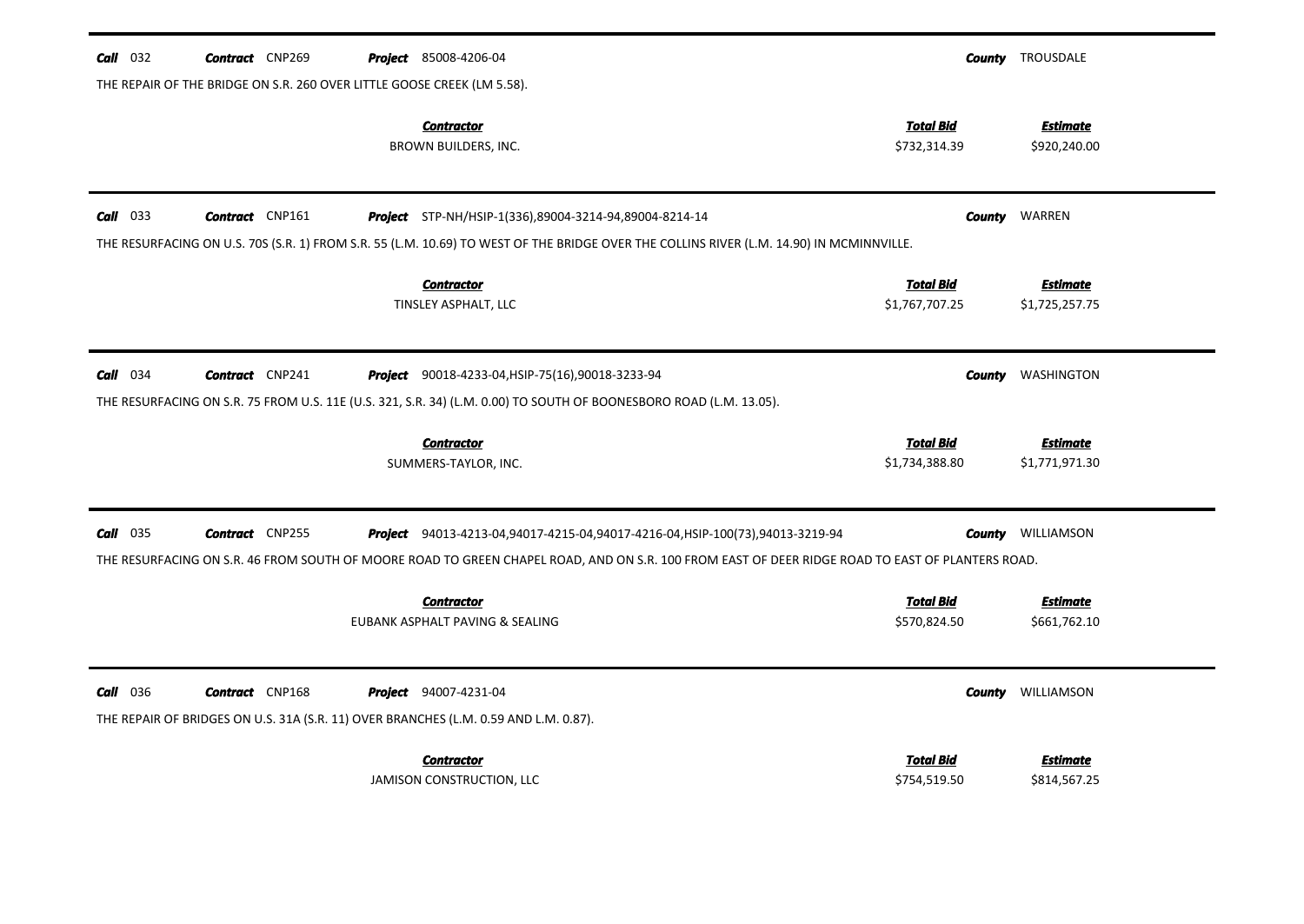**Call** 032 **Contract** CNP269 **Project** 85008-4206-04 **County** TROUSDALE

THE REPAIR OF THE BRIDGE ON S.R. 260 OVER LITTLE GOOSE CREEK (LM 5.58).

| Contractor | Total Bid | Estimate |
|---|---|---|
| BROWN BUILDERS, INC. | $732,314.39 | $920,240.00 |

---

**Call** 033 **Contract** CNP161 **Project** STP-NH/HSIP-1(336),89004-3214-94,89004-8214-14 **County** WARREN

THE RESURFACING ON U.S. 70S (S.R. 1) FROM S.R. 55 (L.M. 10.69) TO WEST OF THE BRIDGE OVER THE COLLINS RIVER (L.M. 14.90) IN MCMINNVILLE.

| Contractor | Total Bid | Estimate |
|---|---|---|
| TINSLEY ASPHALT, LLC | $1,767,707.25 | $1,725,257.75 |

---

**Call** 034 **Contract** CNP241 **Project** 90018-4233-04,HSIP-75(16),90018-3233-94 **County** WASHINGTON

THE RESURFACING ON S.R. 75 FROM U.S. 11E (U.S. 321, S.R. 34) (L.M. 0.00) TO SOUTH OF BOONESBORO ROAD (L.M. 13.05).

| Contractor | Total Bid | Estimate |
|---|---|---|
| SUMMERS-TAYLOR, INC. | $1,734,388.80 | $1,771,971.30 |

---

**Call** 035 **Contract** CNP255 **Project** 94013-4213-04,94017-4215-04,94017-4216-04,HSIP-100(73),94013-3219-94 **County** WILLIAMSON

THE RESURFACING ON S.R. 46 FROM SOUTH OF MOORE ROAD TO GREEN CHAPEL ROAD, AND ON S.R. 100 FROM EAST OF DEER RIDGE ROAD TO EAST OF PLANTERS ROAD.

| Contractor | Total Bid | Estimate |
|---|---|---|
| EUBANK ASPHALT PAVING & SEALING | $570,824.50 | $661,762.10 |

---

**Call** 036 **Contract** CNP168 **Project** 94007-4231-04 **County** WILLIAMSON

THE REPAIR OF BRIDGES ON U.S. 31A (S.R. 11) OVER BRANCHES (L.M. 0.59 AND L.M. 0.87).

| Contractor | Total Bid | Estimate |
|---|---|---|
| JAMISON CONSTRUCTION, LLC | $754,519.50 | $814,567.25 |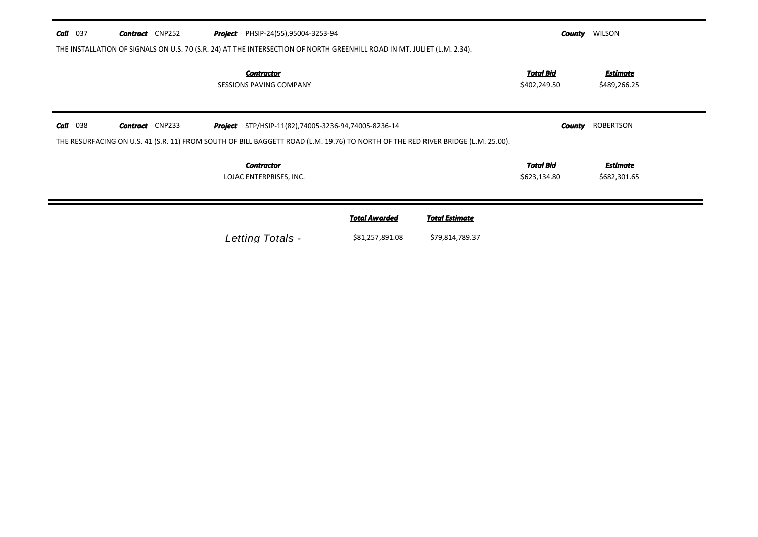**Call** 037 **Contract** CNP252 **Project** PHSIP-24(55),95004-3253-94 **County** WILSON

THE INSTALLATION OF SIGNALS ON U.S. 70 (S.R. 24) AT THE INTERSECTION OF NORTH GREENHILL ROAD IN MT. JULIET (L.M. 2.34).

| Contractor | Total Bid | Estimate |
|---|---|---|
| SESSIONS PAVING COMPANY | $402,249.50 | $489,266.25 |

---

**Call** 038 **Contract** CNP233 **Project** STP/HSIP-11(82),74005-3236-94,74005-8236-14 **County** ROBERTSON

THE RESURFACING ON U.S. 41 (S.R. 11) FROM SOUTH OF BILL BAGGETT ROAD (L.M. 19.76) TO NORTH OF THE RED RIVER BRIDGE (L.M. 25.00).

| Contractor | Total Bid | Estimate |
|---|---|---|
| LOJAC ENTERPRISES, INC. | $623,134.80 | $682,301.65 |

---

| | Total Awarded | Total Estimate |
|---|---|---|
| *Letting Totals -* | $81,257,891.08 | $79,814,789.37 |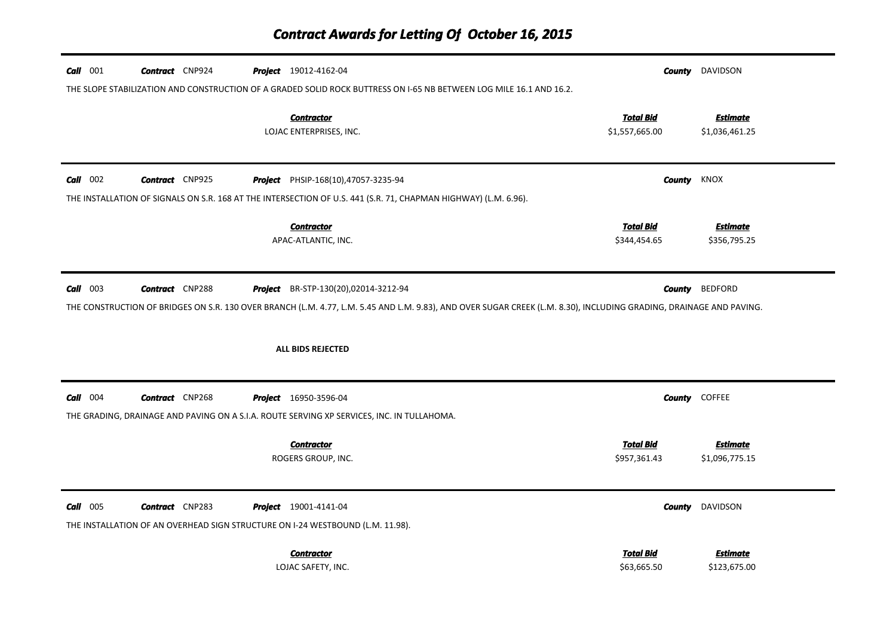# Contract Awards for Letting Of October 16, 2015

**Call** 001 **Contract** CNP924 **Project** 19012-4162-04 **County** DAVIDSON

THE SLOPE STABILIZATION AND CONSTRUCTION OF A GRADED SOLID ROCK BUTTRESS ON I-65 NB BETWEEN LOG MILE 16.1 AND 16.2.

| Contractor | Total Bid | Estimate |
| --- | --- | --- |
| LOJAC ENTERPRISES, INC. | $1,557,665.00 | $1,036,461.25 |

---

**Call** 002 **Contract** CNP925 **Project** PHSIP-168(10),47057-3235-94 **County** KNOX

THE INSTALLATION OF SIGNALS ON S.R. 168 AT THE INTERSECTION OF U.S. 441 (S.R. 71, CHAPMAN HIGHWAY) (L.M. 6.96).

| Contractor | Total Bid | Estimate |
| --- | --- | --- |
| APAC-ATLANTIC, INC. | $344,454.65 | $356,795.25 |

---

**Call** 003 **Contract** CNP288 **Project** BR-STP-130(20),02014-3212-94 **County** BEDFORD

THE CONSTRUCTION OF BRIDGES ON S.R. 130 OVER BRANCH (L.M. 4.77, L.M. 5.45 AND L.M. 9.83), AND OVER SUGAR CREEK (L.M. 8.30), INCLUDING GRADING, DRAINAGE AND PAVING.

**ALL BIDS REJECTED**

---

**Call** 004 **Contract** CNP268 **Project** 16950-3596-04 **County** COFFEE

THE GRADING, DRAINAGE AND PAVING ON A S.I.A. ROUTE SERVING XP SERVICES, INC. IN TULLAHOMA.

| Contractor | Total Bid | Estimate |
| --- | --- | --- |
| ROGERS GROUP, INC. | $957,361.43 | $1,096,775.15 |

---

**Call** 005 **Contract** CNP283 **Project** 19001-4141-04 **County** DAVIDSON

THE INSTALLATION OF AN OVERHEAD SIGN STRUCTURE ON I-24 WESTBOUND (L.M. 11.98).

| Contractor | Total Bid | Estimate |
| --- | --- | --- |
| LOJAC SAFETY, INC. | $63,665.50 | $123,675.00 |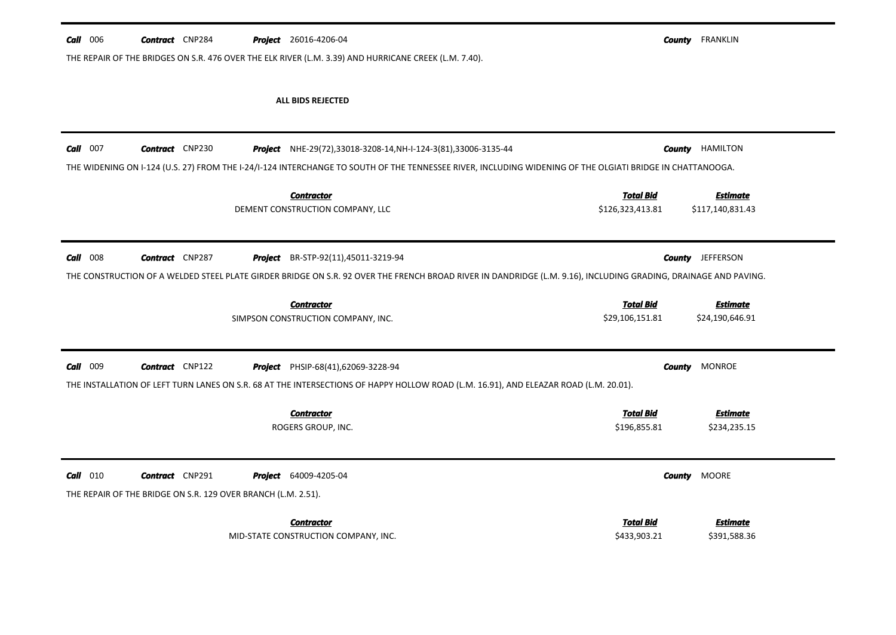**Call** 006 **Contract** CNP284 **Project** 26016-4206-04 **County** FRANKLIN

THE REPAIR OF THE BRIDGES ON S.R. 476 OVER THE ELK RIVER (L.M. 3.39) AND HURRICANE CREEK (L.M. 7.40).

**ALL BIDS REJECTED**

---

**Call** 007 **Contract** CNP230 **Project** NHE-29(72),33018-3208-14,NH-I-124-3(81),33006-3135-44 **County** HAMILTON

THE WIDENING ON I-124 (U.S. 27) FROM THE I-24/I-124 INTERCHANGE TO SOUTH OF THE TENNESSEE RIVER, INCLUDING WIDENING OF THE OLGIATI BRIDGE IN CHATTANOOGA.

| Contractor | Total Bid | Estimate |
|---|---|---|
| DEMENT CONSTRUCTION COMPANY, LLC | $126,323,413.81 | $117,140,831.43 |

---

**Call** 008 **Contract** CNP287 **Project** BR-STP-92(11),45011-3219-94 **County** JEFFERSON

THE CONSTRUCTION OF A WELDED STEEL PLATE GIRDER BRIDGE ON S.R. 92 OVER THE FRENCH BROAD RIVER IN DANDRIDGE (L.M. 9.16), INCLUDING GRADING, DRAINAGE AND PAVING.

| Contractor | Total Bid | Estimate |
|---|---|---|
| SIMPSON CONSTRUCTION COMPANY, INC. | $29,106,151.81 | $24,190,646.91 |

---

**Call** 009 **Contract** CNP122 **Project** PHSIP-68(41),62069-3228-94 **County** MONROE

THE INSTALLATION OF LEFT TURN LANES ON S.R. 68 AT THE INTERSECTIONS OF HAPPY HOLLOW ROAD (L.M. 16.91), AND ELEAZAR ROAD (L.M. 20.01).

| Contractor | Total Bid | Estimate |
|---|---|---|
| ROGERS GROUP, INC. | $196,855.81 | $234,235.15 |

---

**Call** 010 **Contract** CNP291 **Project** 64009-4205-04 **County** MOORE

THE REPAIR OF THE BRIDGE ON S.R. 129 OVER BRANCH (L.M. 2.51).

| Contractor | Total Bid | Estimate |
|---|---|---|
| MID-STATE CONSTRUCTION COMPANY, INC. | $433,903.21 | $391,588.36 |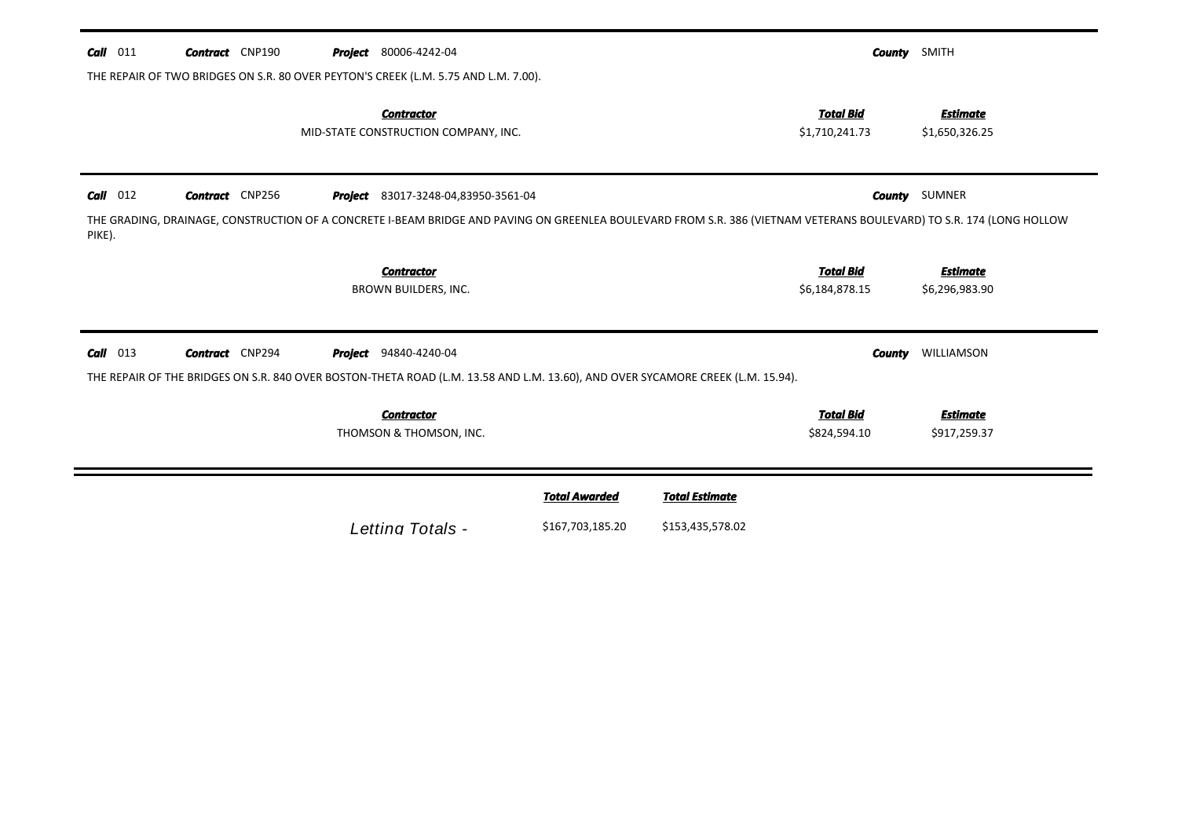**Call** 011 **Contract** CNP190 **Project** 80006-4242-04 **County** SMITH

THE REPAIR OF TWO BRIDGES ON S.R. 80 OVER PEYTON'S CREEK (L.M. 5.75 AND L.M. 7.00).

| *Contractor* | *Total Bid* | *Estimate* |
|---|---|---|
| MID-STATE CONSTRUCTION COMPANY, INC. | $1,710,241.73 | $1,650,326.25 |

---

**Call** 012 **Contract** CNP256 **Project** 83017-3248-04,83950-3561-04 **County** SUMNER

THE GRADING, DRAINAGE, CONSTRUCTION OF A CONCRETE I-BEAM BRIDGE AND PAVING ON GREENLEA BOULEVARD FROM S.R. 386 (VIETNAM VETERANS BOULEVARD) TO S.R. 174 (LONG HOLLOW PIKE).

| *Contractor* | *Total Bid* | *Estimate* |
|---|---|---|
| BROWN BUILDERS, INC. | $6,184,878.15 | $6,296,983.90 |

---

**Call** 013 **Contract** CNP294 **Project** 94840-4240-04 **County** WILLIAMSON

THE REPAIR OF THE BRIDGES ON S.R. 840 OVER BOSTON-THETA ROAD (L.M. 13.58 AND L.M. 13.60), AND OVER SYCAMORE CREEK (L.M. 15.94).

| *Contractor* | *Total Bid* | *Estimate* |
|---|---|---|
| THOMSON & THOMSON, INC. | $824,594.10 | $917,259.37 |

---

| | *Total Awarded* | *Total Estimate* |
|---|---|---|
| *Letting Totals -* | $167,703,185.20 | $153,435,578.02 |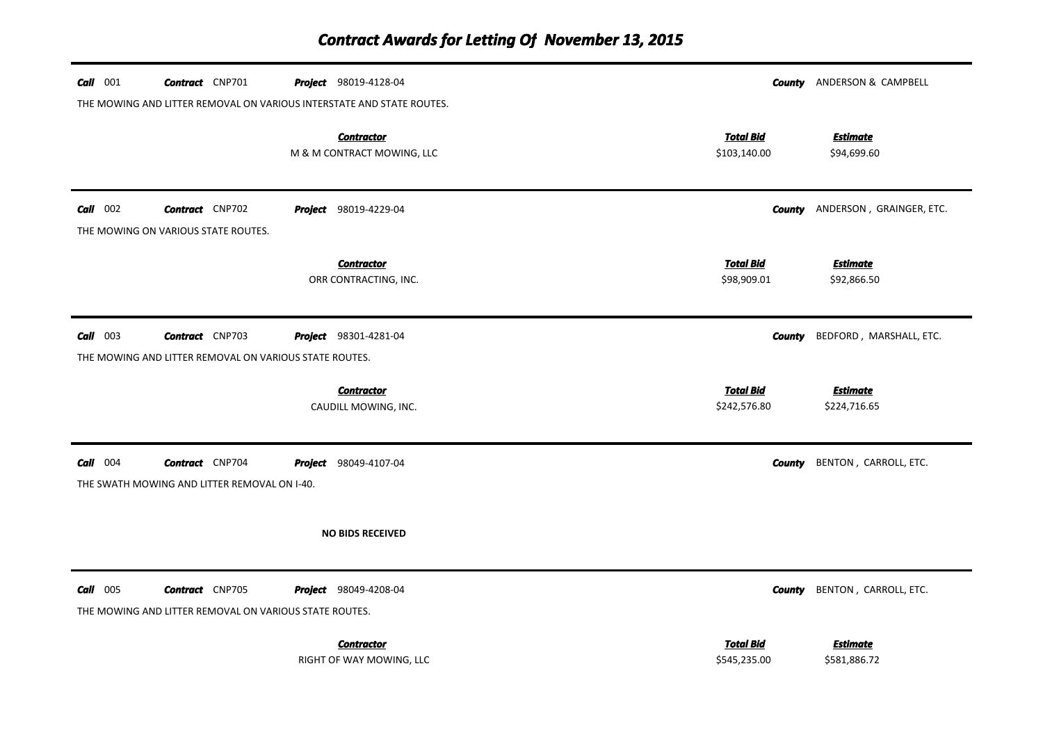# Contract Awards for Letting Of November 13, 2015

**Call** 001 **Contract** CNP701 **Project** 98019-4128-04 **County** ANDERSON & CAMPBELL

THE MOWING AND LITTER REMOVAL ON VARIOUS INTERSTATE AND STATE ROUTES.

| Contractor | Total Bid | Estimate |
|---|---|---|
| M & M CONTRACT MOWING, LLC | \$103,140.00 | \$94,699.60 |

---

**Call** 002 **Contract** CNP702 **Project** 98019-4229-04 **County** ANDERSON , GRAINGER, ETC.

THE MOWING ON VARIOUS STATE ROUTES.

| Contractor | Total Bid | Estimate |
|---|---|---|
| ORR CONTRACTING, INC. | \$98,909.01 | \$92,866.50 |

---

**Call** 003 **Contract** CNP703 **Project** 98301-4281-04 **County** BEDFORD , MARSHALL, ETC.

THE MOWING AND LITTER REMOVAL ON VARIOUS STATE ROUTES.

| Contractor | Total Bid | Estimate |
|---|---|---|
| CAUDILL MOWING, INC. | \$242,576.80 | \$224,716.65 |

---

**Call** 004 **Contract** CNP704 **Project** 98049-4107-04 **County** BENTON , CARROLL, ETC.

THE SWATH MOWING AND LITTER REMOVAL ON I-40.

**NO BIDS RECEIVED**

---

**Call** 005 **Contract** CNP705 **Project** 98049-4208-04 **County** BENTON , CARROLL, ETC.

THE MOWING AND LITTER REMOVAL ON VARIOUS STATE ROUTES.

| Contractor | Total Bid | Estimate |
|---|---|---|
| RIGHT OF WAY MOWING, LLC | \$545,235.00 | \$581,886.72 |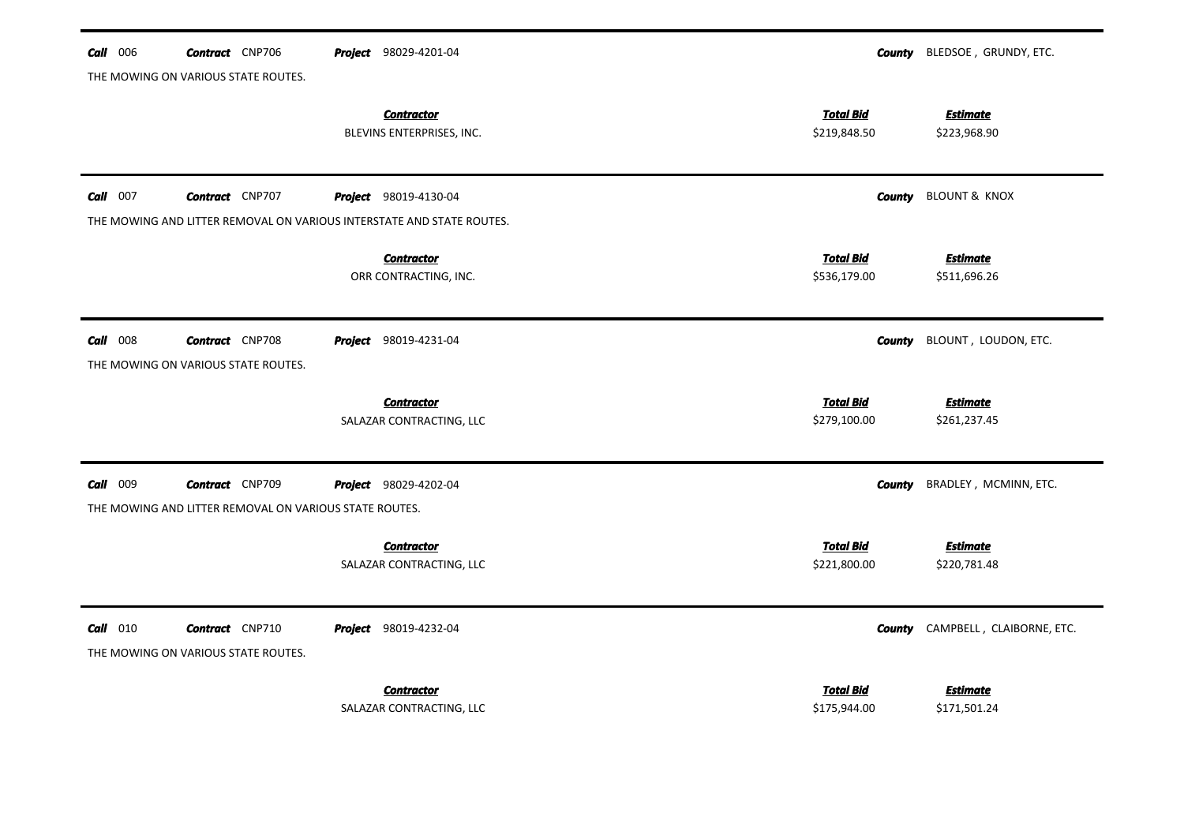**Call** 006 **Contract** CNP706 **Project** 98029-4201-04 **County** BLEDSOE , GRUNDY, ETC.

THE MOWING ON VARIOUS STATE ROUTES.

| Contractor | Total Bid | Estimate |
|---|---|---|
| BLEVINS ENTERPRISES, INC. | $219,848.50 | $223,968.90 |

---

**Call** 007 **Contract** CNP707 **Project** 98019-4130-04 **County** BLOUNT & KNOX

THE MOWING AND LITTER REMOVAL ON VARIOUS INTERSTATE AND STATE ROUTES.

| Contractor | Total Bid | Estimate |
|---|---|---|
| ORR CONTRACTING, INC. | $536,179.00 | $511,696.26 |

---

**Call** 008 **Contract** CNP708 **Project** 98019-4231-04 **County** BLOUNT , LOUDON, ETC.

THE MOWING ON VARIOUS STATE ROUTES.

| Contractor | Total Bid | Estimate |
|---|---|---|
| SALAZAR CONTRACTING, LLC | $279,100.00 | $261,237.45 |

---

**Call** 009 **Contract** CNP709 **Project** 98029-4202-04 **County** BRADLEY , MCMINN, ETC.

THE MOWING AND LITTER REMOVAL ON VARIOUS STATE ROUTES.

| Contractor | Total Bid | Estimate |
|---|---|---|
| SALAZAR CONTRACTING, LLC | $221,800.00 | $220,781.48 |

---

**Call** 010 **Contract** CNP710 **Project** 98019-4232-04 **County** CAMPBELL , CLAIBORNE, ETC.

THE MOWING ON VARIOUS STATE ROUTES.

| Contractor | Total Bid | Estimate |
|---|---|---|
| SALAZAR CONTRACTING, LLC | $175,944.00 | $171,501.24 |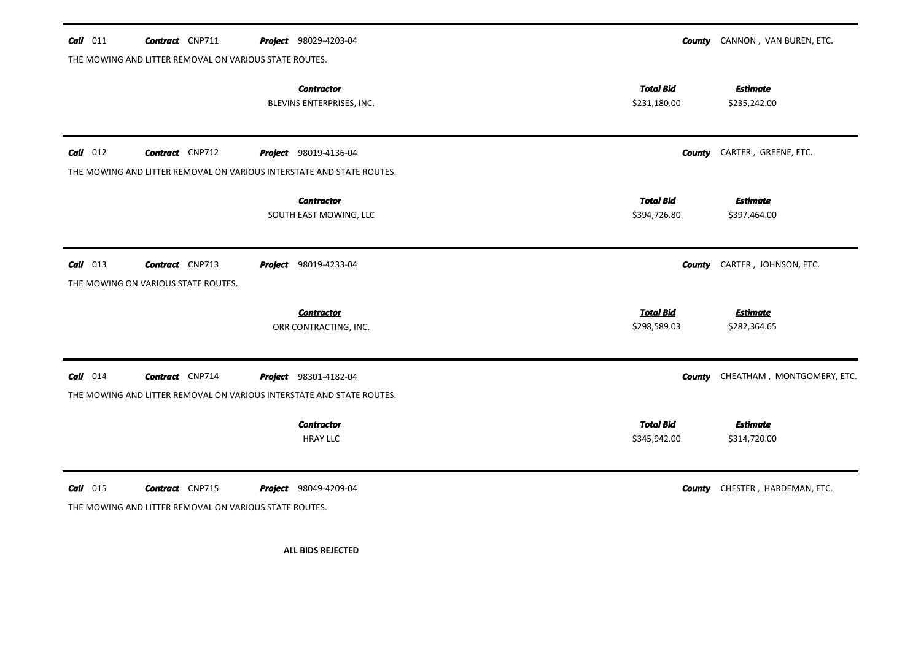**Call** 011 **Contract** CNP711 **Project** 98029-4203-04 **County** CANNON , VAN BUREN, ETC.

THE MOWING AND LITTER REMOVAL ON VARIOUS STATE ROUTES.

| Contractor | Total Bid | Estimate |
|---|---|---|
| BLEVINS ENTERPRISES, INC. | $231,180.00 | $235,242.00 |

---

**Call** 012 **Contract** CNP712 **Project** 98019-4136-04 **County** CARTER , GREENE, ETC.

THE MOWING AND LITTER REMOVAL ON VARIOUS INTERSTATE AND STATE ROUTES.

| Contractor | Total Bid | Estimate |
|---|---|---|
| SOUTH EAST MOWING, LLC | $394,726.80 | $397,464.00 |

---

**Call** 013 **Contract** CNP713 **Project** 98019-4233-04 **County** CARTER , JOHNSON, ETC.

THE MOWING ON VARIOUS STATE ROUTES.

| Contractor | Total Bid | Estimate |
|---|---|---|
| ORR CONTRACTING, INC. | $298,589.03 | $282,364.65 |

---

**Call** 014 **Contract** CNP714 **Project** 98301-4182-04 **County** CHEATHAM , MONTGOMERY, ETC.

THE MOWING AND LITTER REMOVAL ON VARIOUS INTERSTATE AND STATE ROUTES.

| Contractor | Total Bid | Estimate |
|---|---|---|
| HRAY LLC | $345,942.00 | $314,720.00 |

---

**Call** 015 **Contract** CNP715 **Project** 98049-4209-04 **County** CHESTER , HARDEMAN, ETC.

THE MOWING AND LITTER REMOVAL ON VARIOUS STATE ROUTES.

**ALL BIDS REJECTED**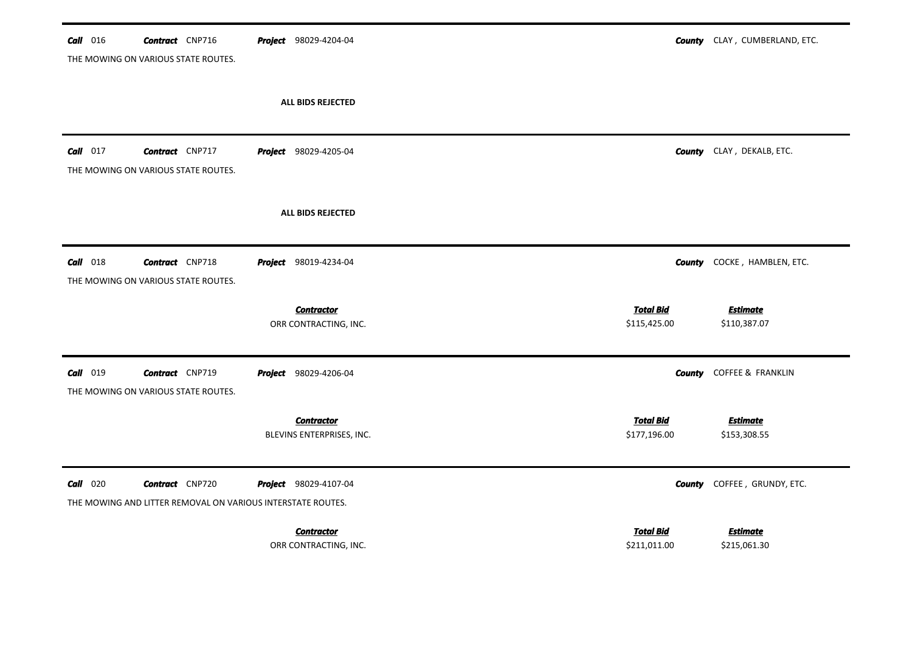**Call** 016 **Contract** CNP716 **Project** 98029-4204-04 **County** CLAY , CUMBERLAND, ETC.

THE MOWING ON VARIOUS STATE ROUTES.

**ALL BIDS REJECTED**

---

**Call** 017 **Contract** CNP717 **Project** 98029-4205-04 **County** CLAY , DEKALB, ETC.

THE MOWING ON VARIOUS STATE ROUTES.

**ALL BIDS REJECTED**

---

**Call** 018 **Contract** CNP718 **Project** 98019-4234-04 **County** COCKE , HAMBLEN, ETC.

THE MOWING ON VARIOUS STATE ROUTES.

| Contractor | Total Bid | Estimate |
| --- | --- | --- |
| ORR CONTRACTING, INC. | $115,425.00 | $110,387.07 |

---

**Call** 019 **Contract** CNP719 **Project** 98029-4206-04 **County** COFFEE & FRANKLIN

THE MOWING ON VARIOUS STATE ROUTES.

| Contractor | Total Bid | Estimate |
| --- | --- | --- |
| BLEVINS ENTERPRISES, INC. | $177,196.00 | $153,308.55 |

---

**Call** 020 **Contract** CNP720 **Project** 98029-4107-04 **County** COFFEE , GRUNDY, ETC.

THE MOWING AND LITTER REMOVAL ON VARIOUS INTERSTATE ROUTES.

| Contractor | Total Bid | Estimate |
| --- | --- | --- |
| ORR CONTRACTING, INC. | $211,011.00 | $215,061.30 |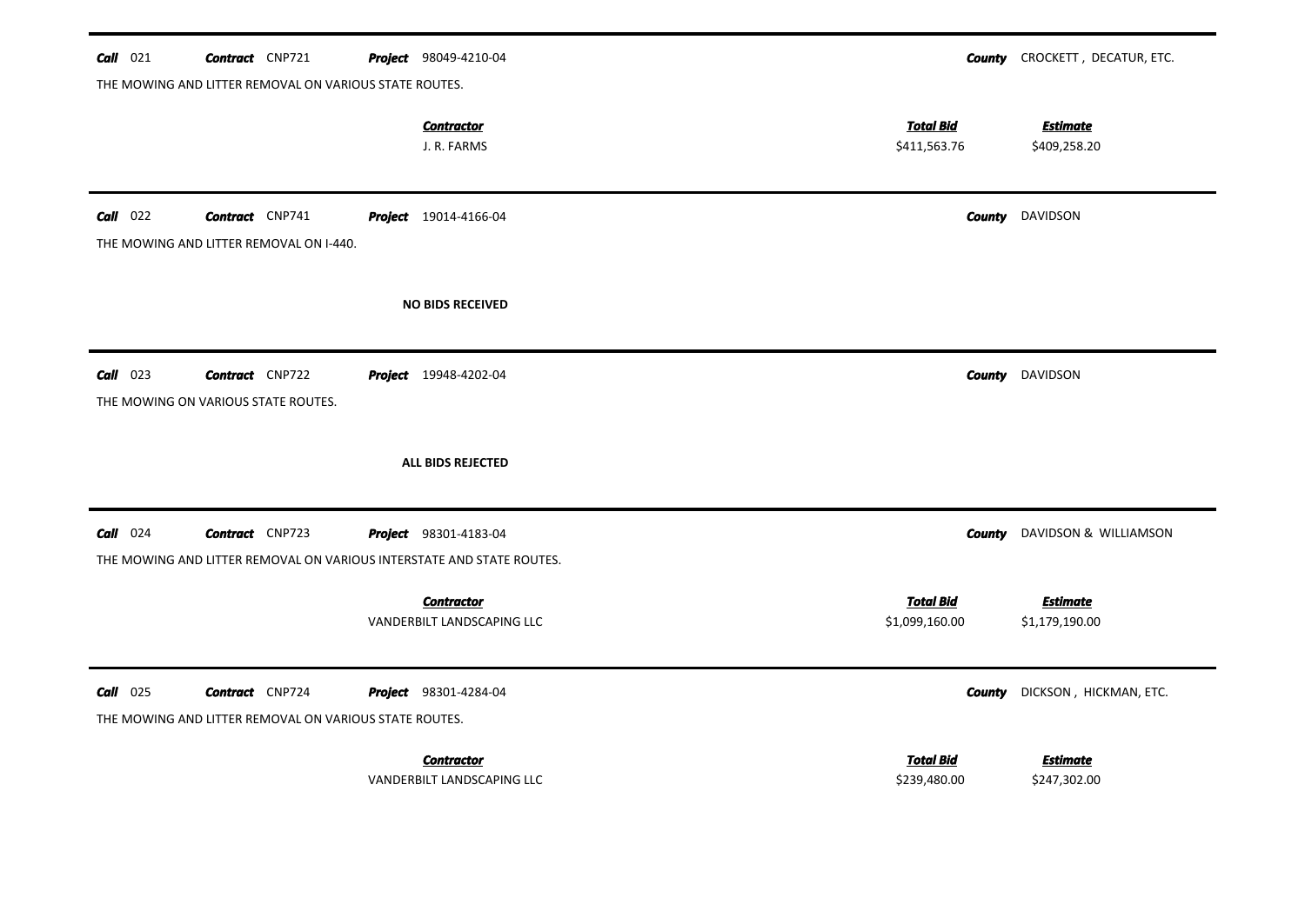**Call** 021 **Contract** CNP721 **Project** 98049-4210-04 **County** CROCKETT , DECATUR, ETC.

THE MOWING AND LITTER REMOVAL ON VARIOUS STATE ROUTES.

| Contractor | Total Bid | Estimate |
|---|---|---|
| J. R. FARMS | $411,563.76 | $409,258.20 |

---

**Call** 022 **Contract** CNP741 **Project** 19014-4166-04 **County** DAVIDSON

THE MOWING AND LITTER REMOVAL ON I-440.

**NO BIDS RECEIVED**

---

**Call** 023 **Contract** CNP722 **Project** 19948-4202-04 **County** DAVIDSON

THE MOWING ON VARIOUS STATE ROUTES.

**ALL BIDS REJECTED**

---

**Call** 024 **Contract** CNP723 **Project** 98301-4183-04 **County** DAVIDSON & WILLIAMSON

THE MOWING AND LITTER REMOVAL ON VARIOUS INTERSTATE AND STATE ROUTES.

| Contractor | Total Bid | Estimate |
|---|---|---|
| VANDERBILT LANDSCAPING LLC | $1,099,160.00 | $1,179,190.00 |

---

**Call** 025 **Contract** CNP724 **Project** 98301-4284-04 **County** DICKSON , HICKMAN, ETC.

THE MOWING AND LITTER REMOVAL ON VARIOUS STATE ROUTES.

| Contractor | Total Bid | Estimate |
|---|---|---|
| VANDERBILT LANDSCAPING LLC | $239,480.00 | $247,302.00 |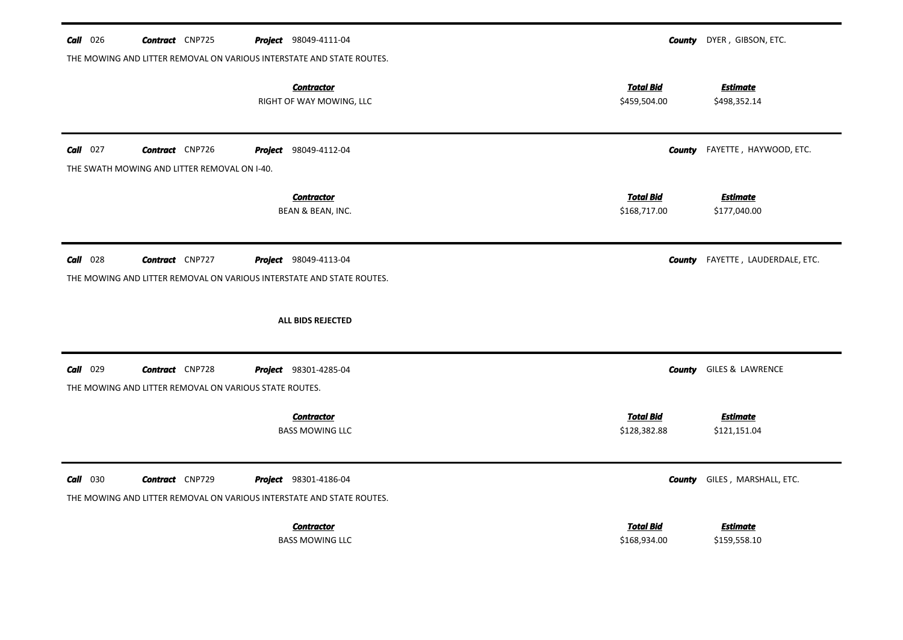**Call** 026 **Contract** CNP725 **Project** 98049-4111-04 **County** DYER , GIBSON, ETC.

THE MOWING AND LITTER REMOVAL ON VARIOUS INTERSTATE AND STATE ROUTES.

| Contractor | Total Bid | Estimate |
|---|---|---|
| RIGHT OF WAY MOWING, LLC | $459,504.00 | $498,352.14 |

---

**Call** 027 **Contract** CNP726 **Project** 98049-4112-04 **County** FAYETTE , HAYWOOD, ETC.

THE SWATH MOWING AND LITTER REMOVAL ON I-40.

| Contractor | Total Bid | Estimate |
|---|---|---|
| BEAN & BEAN, INC. | $168,717.00 | $177,040.00 |

---

**Call** 028 **Contract** CNP727 **Project** 98049-4113-04 **County** FAYETTE , LAUDERDALE, ETC.

THE MOWING AND LITTER REMOVAL ON VARIOUS INTERSTATE AND STATE ROUTES.

**ALL BIDS REJECTED**

---

**Call** 029 **Contract** CNP728 **Project** 98301-4285-04 **County** GILES & LAWRENCE

THE MOWING AND LITTER REMOVAL ON VARIOUS STATE ROUTES.

| Contractor | Total Bid | Estimate |
|---|---|---|
| BASS MOWING LLC | $128,382.88 | $121,151.04 |

---

**Call** 030 **Contract** CNP729 **Project** 98301-4186-04 **County** GILES , MARSHALL, ETC.

THE MOWING AND LITTER REMOVAL ON VARIOUS INTERSTATE AND STATE ROUTES.

| Contractor | Total Bid | Estimate |
|---|---|---|
| BASS MOWING LLC | $168,934.00 | $159,558.10 |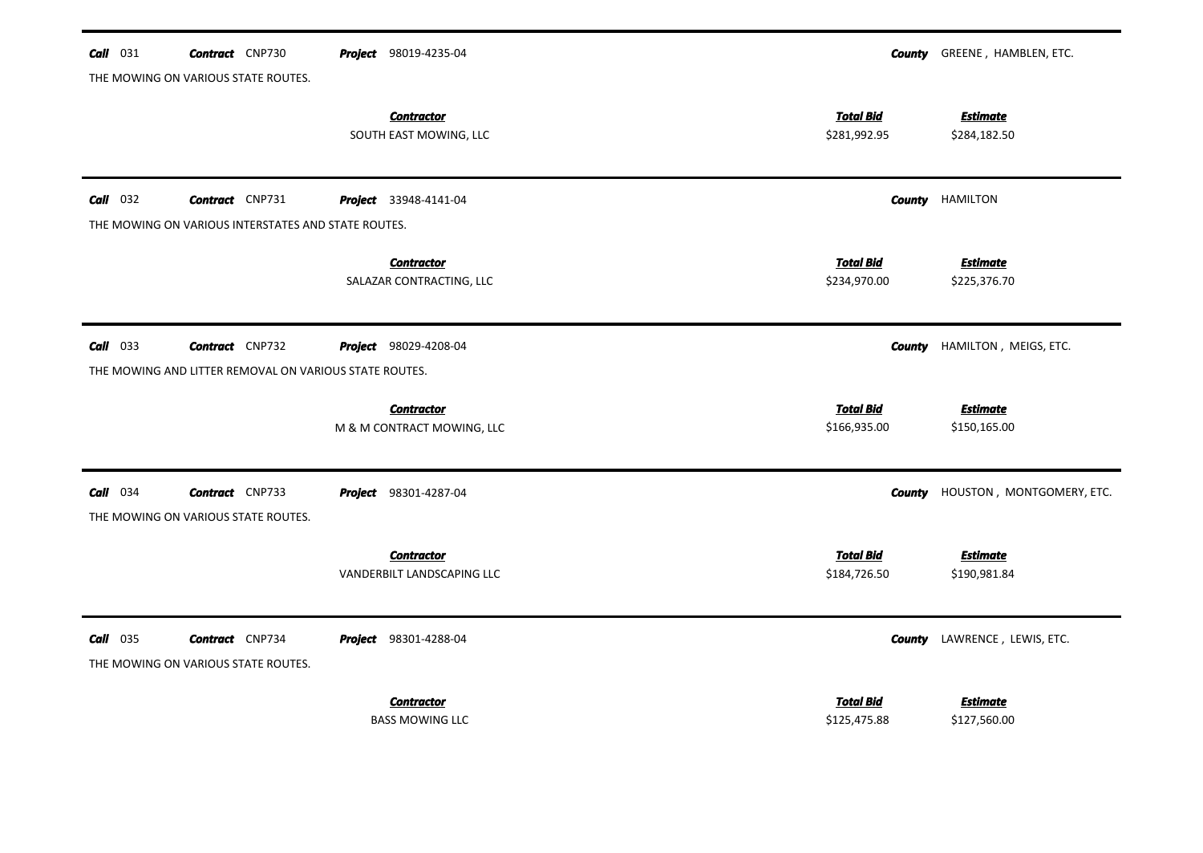**Call** 031 **Contract** CNP730 **Project** 98019-4235-04 **County** GREENE , HAMBLEN, ETC.

THE MOWING ON VARIOUS STATE ROUTES.

| Contractor | Total Bid | Estimate |
|---|---|---|
| SOUTH EAST MOWING, LLC | $281,992.95 | $284,182.50 |

---

**Call** 032 **Contract** CNP731 **Project** 33948-4141-04 **County** HAMILTON

THE MOWING ON VARIOUS INTERSTATES AND STATE ROUTES.

| Contractor | Total Bid | Estimate |
|---|---|---|
| SALAZAR CONTRACTING, LLC | $234,970.00 | $225,376.70 |

---

**Call** 033 **Contract** CNP732 **Project** 98029-4208-04 **County** HAMILTON , MEIGS, ETC.

THE MOWING AND LITTER REMOVAL ON VARIOUS STATE ROUTES.

| Contractor | Total Bid | Estimate |
|---|---|---|
| M & M CONTRACT MOWING, LLC | $166,935.00 | $150,165.00 |

---

**Call** 034 **Contract** CNP733 **Project** 98301-4287-04 **County** HOUSTON , MONTGOMERY, ETC.

THE MOWING ON VARIOUS STATE ROUTES.

| Contractor | Total Bid | Estimate |
|---|---|---|
| VANDERBILT LANDSCAPING LLC | $184,726.50 | $190,981.84 |

---

**Call** 035 **Contract** CNP734 **Project** 98301-4288-04 **County** LAWRENCE , LEWIS, ETC.

THE MOWING ON VARIOUS STATE ROUTES.

| Contractor | Total Bid | Estimate |
|---|---|---|
| BASS MOWING LLC | $125,475.88 | $127,560.00 |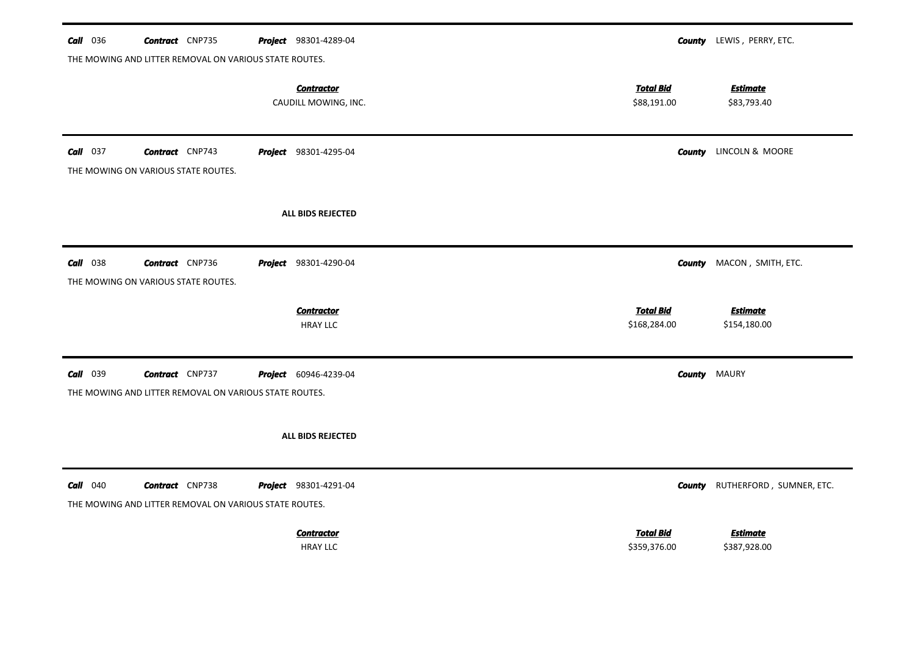**Call** 036 **Contract** CNP735 **Project** 98301-4289-04 **County** LEWIS , PERRY, ETC.

THE MOWING AND LITTER REMOVAL ON VARIOUS STATE ROUTES.

| Contractor | Total Bid | Estimate |
| --- | --- | --- |
| CAUDILL MOWING, INC. | $88,191.00 | $83,793.40 |

---

**Call** 037 **Contract** CNP743 **Project** 98301-4295-04 **County** LINCOLN & MOORE

THE MOWING ON VARIOUS STATE ROUTES.

**ALL BIDS REJECTED**

---

**Call** 038 **Contract** CNP736 **Project** 98301-4290-04 **County** MACON , SMITH, ETC.

THE MOWING ON VARIOUS STATE ROUTES.

| Contractor | Total Bid | Estimate |
| --- | --- | --- |
| HRAY LLC | $168,284.00 | $154,180.00 |

---

**Call** 039 **Contract** CNP737 **Project** 60946-4239-04 **County** MAURY

THE MOWING AND LITTER REMOVAL ON VARIOUS STATE ROUTES.

**ALL BIDS REJECTED**

---

**Call** 040 **Contract** CNP738 **Project** 98301-4291-04 **County** RUTHERFORD , SUMNER, ETC.

THE MOWING AND LITTER REMOVAL ON VARIOUS STATE ROUTES.

| Contractor | Total Bid | Estimate |
| --- | --- | --- |
| HRAY LLC | $359,376.00 | $387,928.00 |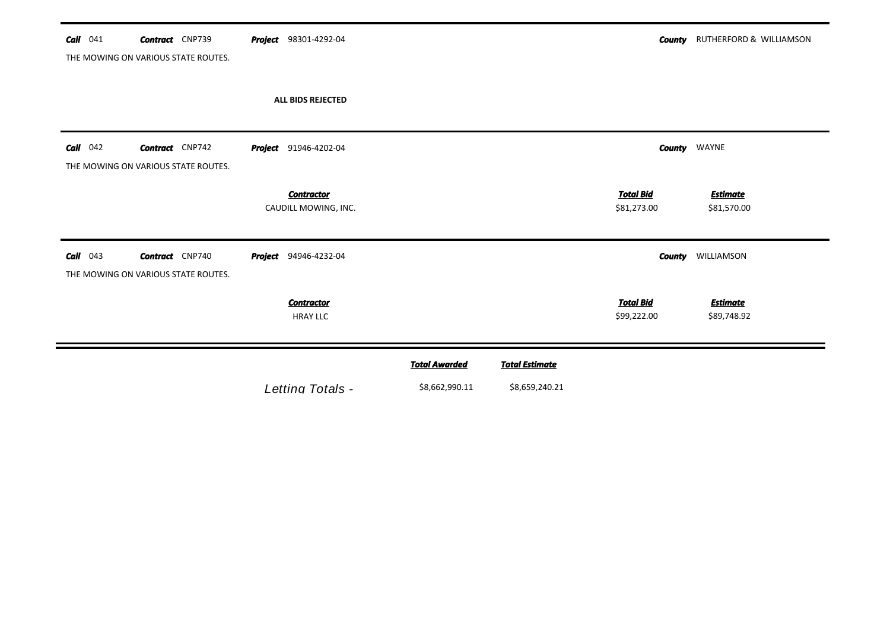**Call** 041 **Contract** CNP739 **Project** 98301-4292-04 **County** RUTHERFORD & WILLIAMSON

THE MOWING ON VARIOUS STATE ROUTES.

**ALL BIDS REJECTED**

---

**Call** 042 **Contract** CNP742 **Project** 91946-4202-04 **County** WAYNE

THE MOWING ON VARIOUS STATE ROUTES.

| Contractor | Total Bid | Estimate |
|---|---|---|
| CAUDILL MOWING, INC. | $81,273.00 | $81,570.00 |

---

**Call** 043 **Contract** CNP740 **Project** 94946-4232-04 **County** WILLIAMSON

THE MOWING ON VARIOUS STATE ROUTES.

| Contractor | Total Bid | Estimate |
|---|---|---|
| HRAY LLC | $99,222.00 | $89,748.92 |

---

| | Total Awarded | Total Estimate |
|---|---|---|
| Letting Totals - | $8,662,990.11 | $8,659,240.21 |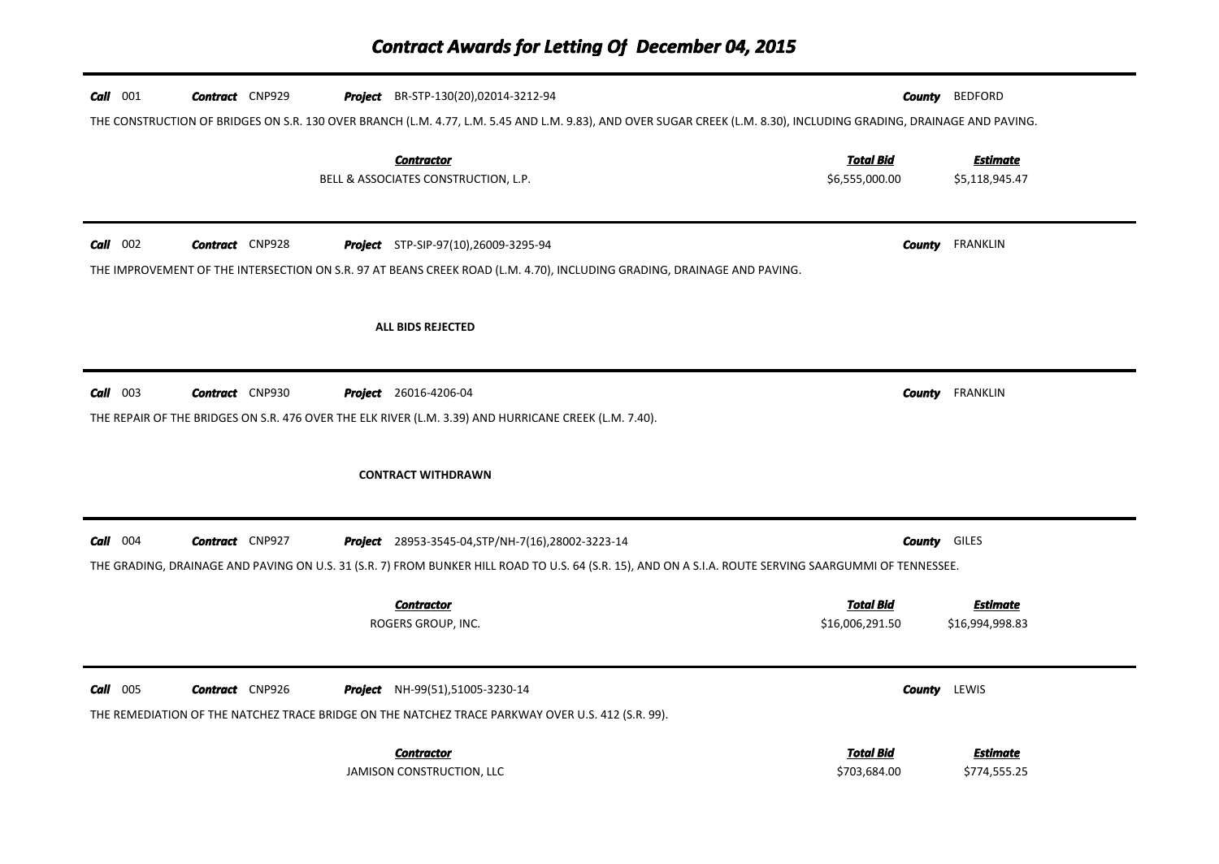# Contract Awards for Letting Of December 04, 2015

**Call** 001 **Contract** CNP929 **Project** BR-STP-130(20),02014-3212-94 **County** BEDFORD

THE CONSTRUCTION OF BRIDGES ON S.R. 130 OVER BRANCH (L.M. 4.77, L.M. 5.45 AND L.M. 9.83), AND OVER SUGAR CREEK (L.M. 8.30), INCLUDING GRADING, DRAINAGE AND PAVING.

| Contractor | Total Bid | Estimate |
|---|---|---|
| BELL & ASSOCIATES CONSTRUCTION, L.P. | $6,555,000.00 | $5,118,945.47 |

---

**Call** 002 **Contract** CNP928 **Project** STP-SIP-97(10),26009-3295-94 **County** FRANKLIN

THE IMPROVEMENT OF THE INTERSECTION ON S.R. 97 AT BEANS CREEK ROAD (L.M. 4.70), INCLUDING GRADING, DRAINAGE AND PAVING.

**ALL BIDS REJECTED**

---

**Call** 003 **Contract** CNP930 **Project** 26016-4206-04 **County** FRANKLIN

THE REPAIR OF THE BRIDGES ON S.R. 476 OVER THE ELK RIVER (L.M. 3.39) AND HURRICANE CREEK (L.M. 7.40).

**CONTRACT WITHDRAWN**

---

**Call** 004 **Contract** CNP927 **Project** 28953-3545-04,STP/NH-7(16),28002-3223-14 **County** GILES

THE GRADING, DRAINAGE AND PAVING ON U.S. 31 (S.R. 7) FROM BUNKER HILL ROAD TO U.S. 64 (S.R. 15), AND ON A S.I.A. ROUTE SERVING SAARGUMMI OF TENNESSEE.

| Contractor | Total Bid | Estimate |
|---|---|---|
| ROGERS GROUP, INC. | $16,006,291.50 | $16,994,998.83 |

---

**Call** 005 **Contract** CNP926 **Project** NH-99(51),51005-3230-14 **County** LEWIS

THE REMEDIATION OF THE NATCHEZ TRACE BRIDGE ON THE NATCHEZ TRACE PARKWAY OVER U.S. 412 (S.R. 99).

| Contractor | Total Bid | Estimate |
|---|---|---|
| JAMISON CONSTRUCTION, LLC | $703,684.00 | $774,555.25 |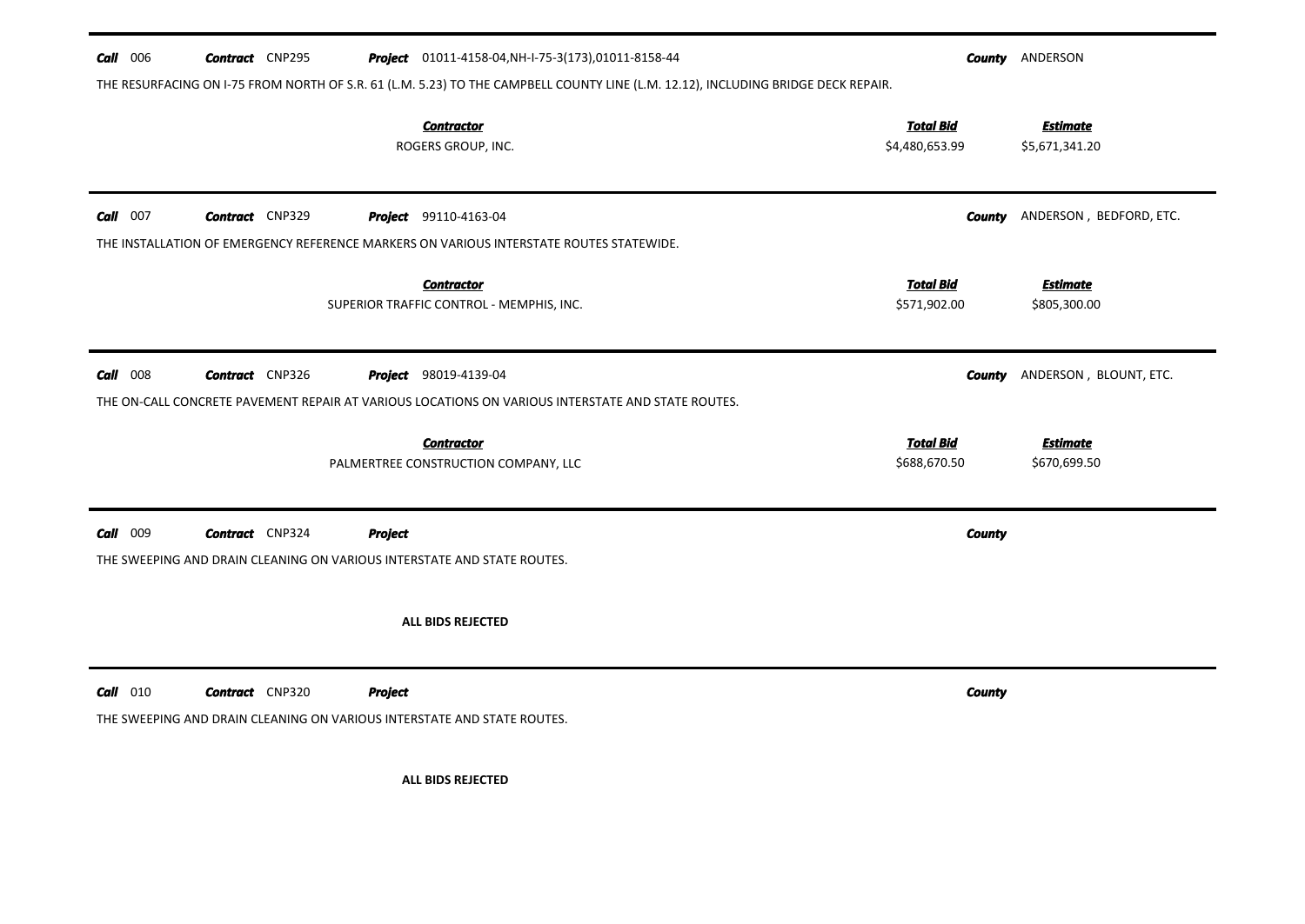**Call** 006 **Contract** CNP295 **Project** 01011-4158-04,NH-I-75-3(173),01011-8158-44 **County** ANDERSON

THE RESURFACING ON I-75 FROM NORTH OF S.R. 61 (L.M. 5.23) TO THE CAMPBELL COUNTY LINE (L.M. 12.12), INCLUDING BRIDGE DECK REPAIR.

| Contractor | Total Bid | Estimate |
|---|---|---|
| ROGERS GROUP, INC. | $4,480,653.99 | $5,671,341.20 |

---

**Call** 007 **Contract** CNP329 **Project** 99110-4163-04 **County** ANDERSON , BEDFORD, ETC.

THE INSTALLATION OF EMERGENCY REFERENCE MARKERS ON VARIOUS INTERSTATE ROUTES STATEWIDE.

| Contractor | Total Bid | Estimate |
|---|---|---|
| SUPERIOR TRAFFIC CONTROL - MEMPHIS, INC. | $571,902.00 | $805,300.00 |

---

**Call** 008 **Contract** CNP326 **Project** 98019-4139-04 **County** ANDERSON , BLOUNT, ETC.

THE ON-CALL CONCRETE PAVEMENT REPAIR AT VARIOUS LOCATIONS ON VARIOUS INTERSTATE AND STATE ROUTES.

| Contractor | Total Bid | Estimate |
|---|---|---|
| PALMERTREE CONSTRUCTION COMPANY, LLC | $688,670.50 | $670,699.50 |

---

**Call** 009 **Contract** CNP324 **Project** **County**

THE SWEEPING AND DRAIN CLEANING ON VARIOUS INTERSTATE AND STATE ROUTES.

**ALL BIDS REJECTED**

---

**Call** 010 **Contract** CNP320 **Project** **County**

THE SWEEPING AND DRAIN CLEANING ON VARIOUS INTERSTATE AND STATE ROUTES.

**ALL BIDS REJECTED**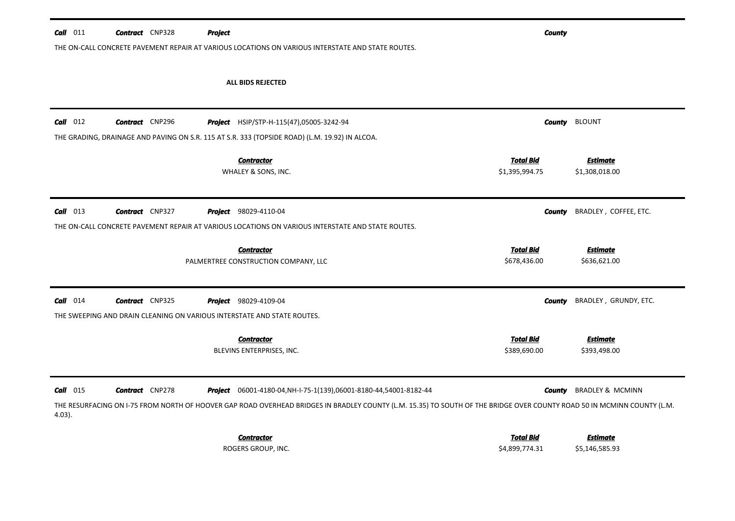**Call** 011 **Contract** CNP328 **Project** **County**

THE ON-CALL CONCRETE PAVEMENT REPAIR AT VARIOUS LOCATIONS ON VARIOUS INTERSTATE AND STATE ROUTES.

**ALL BIDS REJECTED**

---

**Call** 012 **Contract** CNP296 **Project** HSIP/STP-H-115(47),05005-3242-94 **County** BLOUNT

THE GRADING, DRAINAGE AND PAVING ON S.R. 115 AT S.R. 333 (TOPSIDE ROAD) (L.M. 19.92) IN ALCOA.

| Contractor | Total Bid | Estimate |
|---|---|---|
| WHALEY & SONS, INC. | $1,395,994.75 | $1,308,018.00 |

---

**Call** 013 **Contract** CNP327 **Project** 98029-4110-04 **County** BRADLEY , COFFEE, ETC.

THE ON-CALL CONCRETE PAVEMENT REPAIR AT VARIOUS LOCATIONS ON VARIOUS INTERSTATE AND STATE ROUTES.

| Contractor | Total Bid | Estimate |
|---|---|---|
| PALMERTREE CONSTRUCTION COMPANY, LLC | $678,436.00 | $636,621.00 |

---

**Call** 014 **Contract** CNP325 **Project** 98029-4109-04 **County** BRADLEY , GRUNDY, ETC.

THE SWEEPING AND DRAIN CLEANING ON VARIOUS INTERSTATE AND STATE ROUTES.

| Contractor | Total Bid | Estimate |
|---|---|---|
| BLEVINS ENTERPRISES, INC. | $389,690.00 | $393,498.00 |

---

**Call** 015 **Contract** CNP278 **Project** 06001-4180-04,NH-I-75-1(139),06001-8180-44,54001-8182-44 **County** BRADLEY & MCMINN

THE RESURFACING ON I-75 FROM NORTH OF HOOVER GAP ROAD OVERHEAD BRIDGES IN BRADLEY COUNTY (L.M. 15.35) TO SOUTH OF THE BRIDGE OVER COUNTY ROAD 50 IN MCMINN COUNTY (L.M. 4.03).

| Contractor | Total Bid | Estimate |
|---|---|---|
| ROGERS GROUP, INC. | $4,899,774.31 | $5,146,585.93 |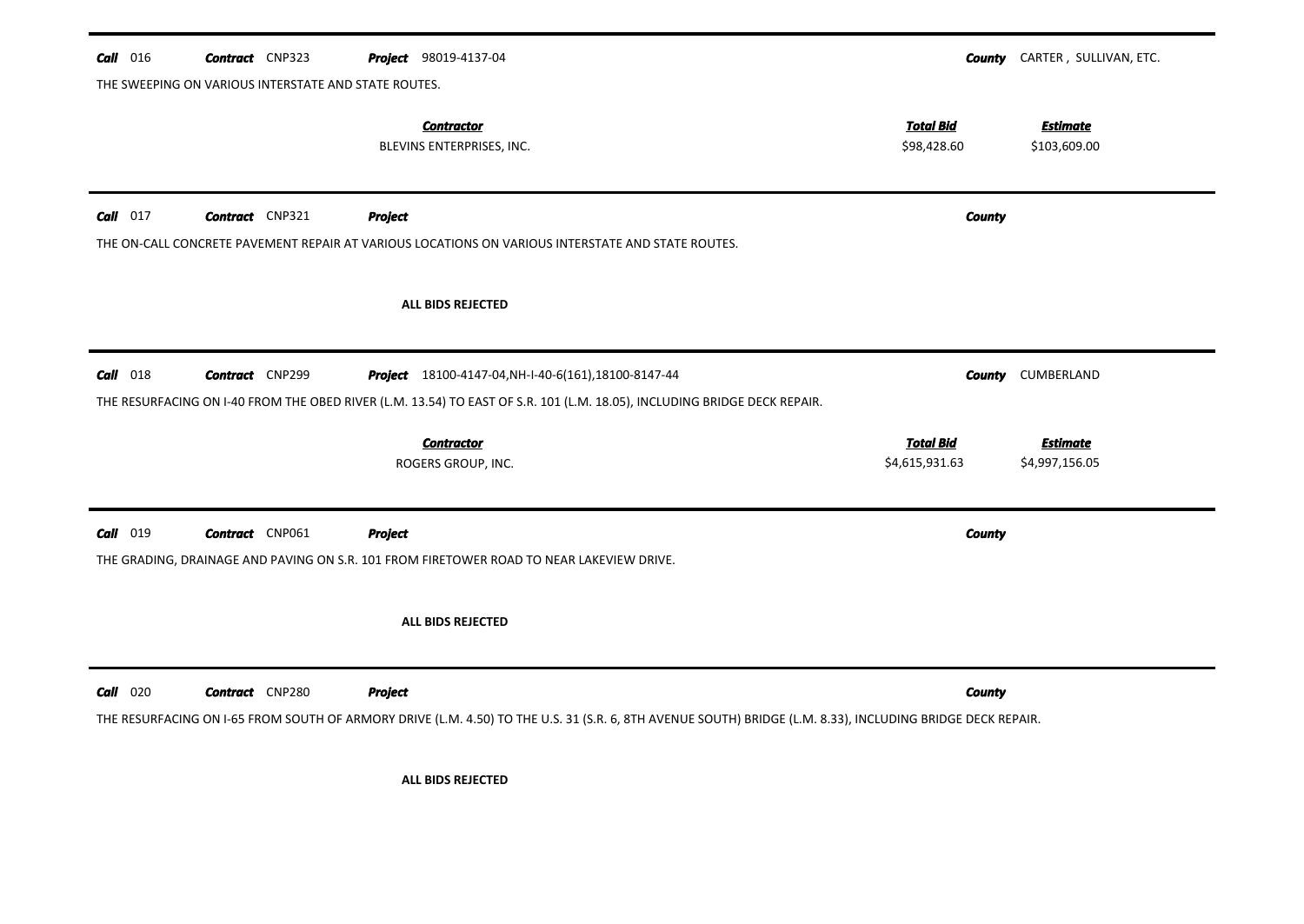**Call** 016 **Contract** CNP323 **Project** 98019-4137-04 **County** CARTER , SULLIVAN, ETC.

THE SWEEPING ON VARIOUS INTERSTATE AND STATE ROUTES.

| Contractor | Total Bid | Estimate |
|---|---|---|
| BLEVINS ENTERPRISES, INC. | $98,428.60 | $103,609.00 |

---

**Call** 017 **Contract** CNP321 **Project** **County**

THE ON-CALL CONCRETE PAVEMENT REPAIR AT VARIOUS LOCATIONS ON VARIOUS INTERSTATE AND STATE ROUTES.

**ALL BIDS REJECTED**

---

**Call** 018 **Contract** CNP299 **Project** 18100-4147-04,NH-I-40-6(161),18100-8147-44 **County** CUMBERLAND

THE RESURFACING ON I-40 FROM THE OBED RIVER (L.M. 13.54) TO EAST OF S.R. 101 (L.M. 18.05), INCLUDING BRIDGE DECK REPAIR.

| Contractor | Total Bid | Estimate |
|---|---|---|
| ROGERS GROUP, INC. | $4,615,931.63 | $4,997,156.05 |

---

**Call** 019 **Contract** CNP061 **Project** **County**

THE GRADING, DRAINAGE AND PAVING ON S.R. 101 FROM FIRETOWER ROAD TO NEAR LAKEVIEW DRIVE.

**ALL BIDS REJECTED**

---

**Call** 020 **Contract** CNP280 **Project** **County**

THE RESURFACING ON I-65 FROM SOUTH OF ARMORY DRIVE (L.M. 4.50) TO THE U.S. 31 (S.R. 6, 8TH AVENUE SOUTH) BRIDGE (L.M. 8.33), INCLUDING BRIDGE DECK REPAIR.

**ALL BIDS REJECTED**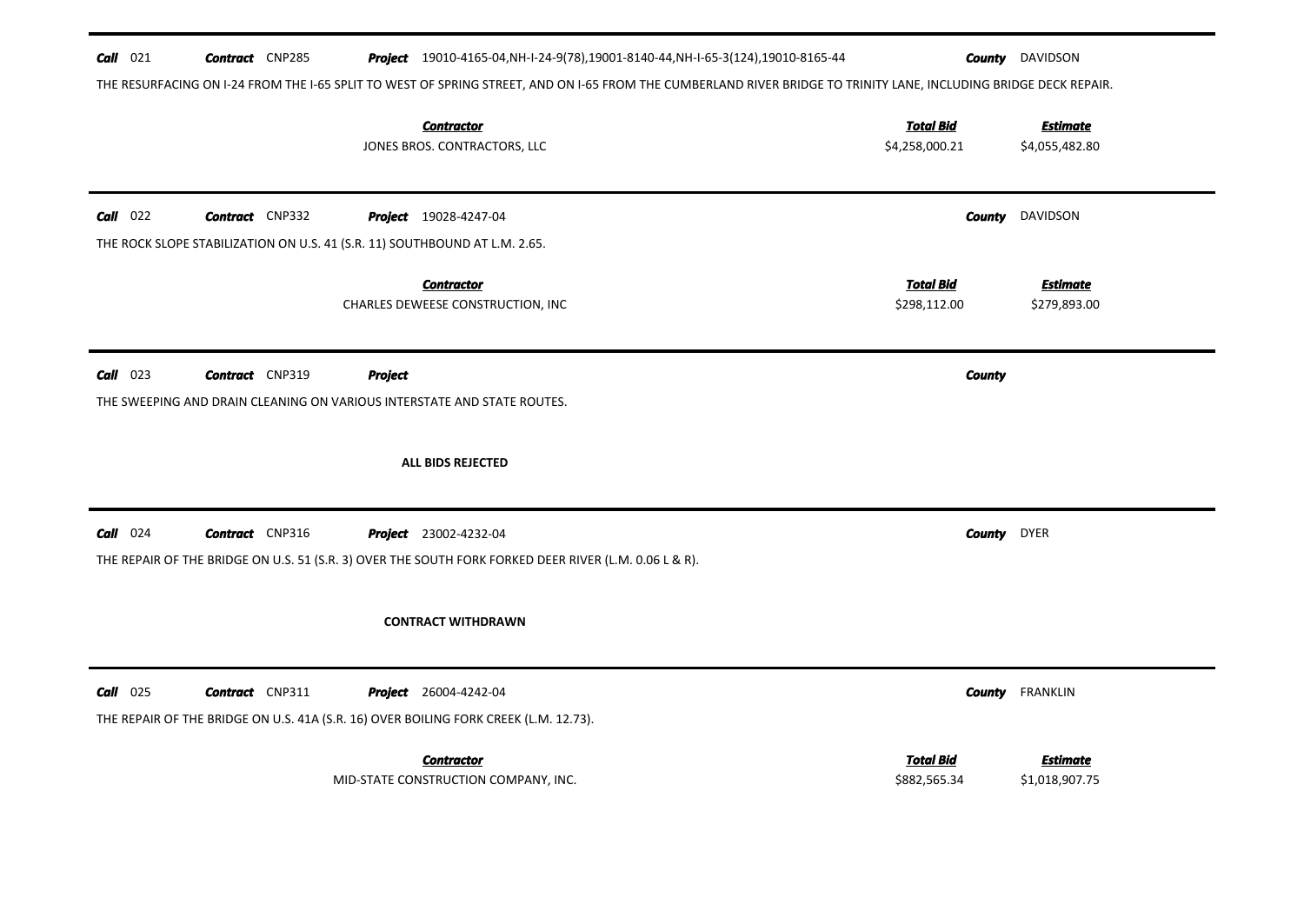**Call** 021 **Contract** CNP285 **Project** 19010-4165-04,NH-I-24-9(78),19001-8140-44,NH-I-65-3(124),19010-8165-44 **County** DAVIDSON

THE RESURFACING ON I-24 FROM THE I-65 SPLIT TO WEST OF SPRING STREET, AND ON I-65 FROM THE CUMBERLAND RIVER BRIDGE TO TRINITY LANE, INCLUDING BRIDGE DECK REPAIR.

| Contractor | Total Bid | Estimate |
|---|---|---|
| JONES BROS. CONTRACTORS, LLC | $4,258,000.21 | $4,055,482.80 |

---

**Call** 022 **Contract** CNP332 **Project** 19028-4247-04 **County** DAVIDSON

THE ROCK SLOPE STABILIZATION ON U.S. 41 (S.R. 11) SOUTHBOUND AT L.M. 2.65.

| Contractor | Total Bid | Estimate |
|---|---|---|
| CHARLES DEWEESE CONSTRUCTION, INC | $298,112.00 | $279,893.00 |

---

**Call** 023 **Contract** CNP319 **Project** **County**

THE SWEEPING AND DRAIN CLEANING ON VARIOUS INTERSTATE AND STATE ROUTES.

**ALL BIDS REJECTED**

---

**Call** 024 **Contract** CNP316 **Project** 23002-4232-04 **County** DYER

THE REPAIR OF THE BRIDGE ON U.S. 51 (S.R. 3) OVER THE SOUTH FORK FORKED DEER RIVER (L.M. 0.06 L & R).

**CONTRACT WITHDRAWN**

---

**Call** 025 **Contract** CNP311 **Project** 26004-4242-04 **County** FRANKLIN

THE REPAIR OF THE BRIDGE ON U.S. 41A (S.R. 16) OVER BOILING FORK CREEK (L.M. 12.73).

| Contractor | Total Bid | Estimate |
|---|---|---|
| MID-STATE CONSTRUCTION COMPANY, INC. | $882,565.34 | $1,018,907.75 |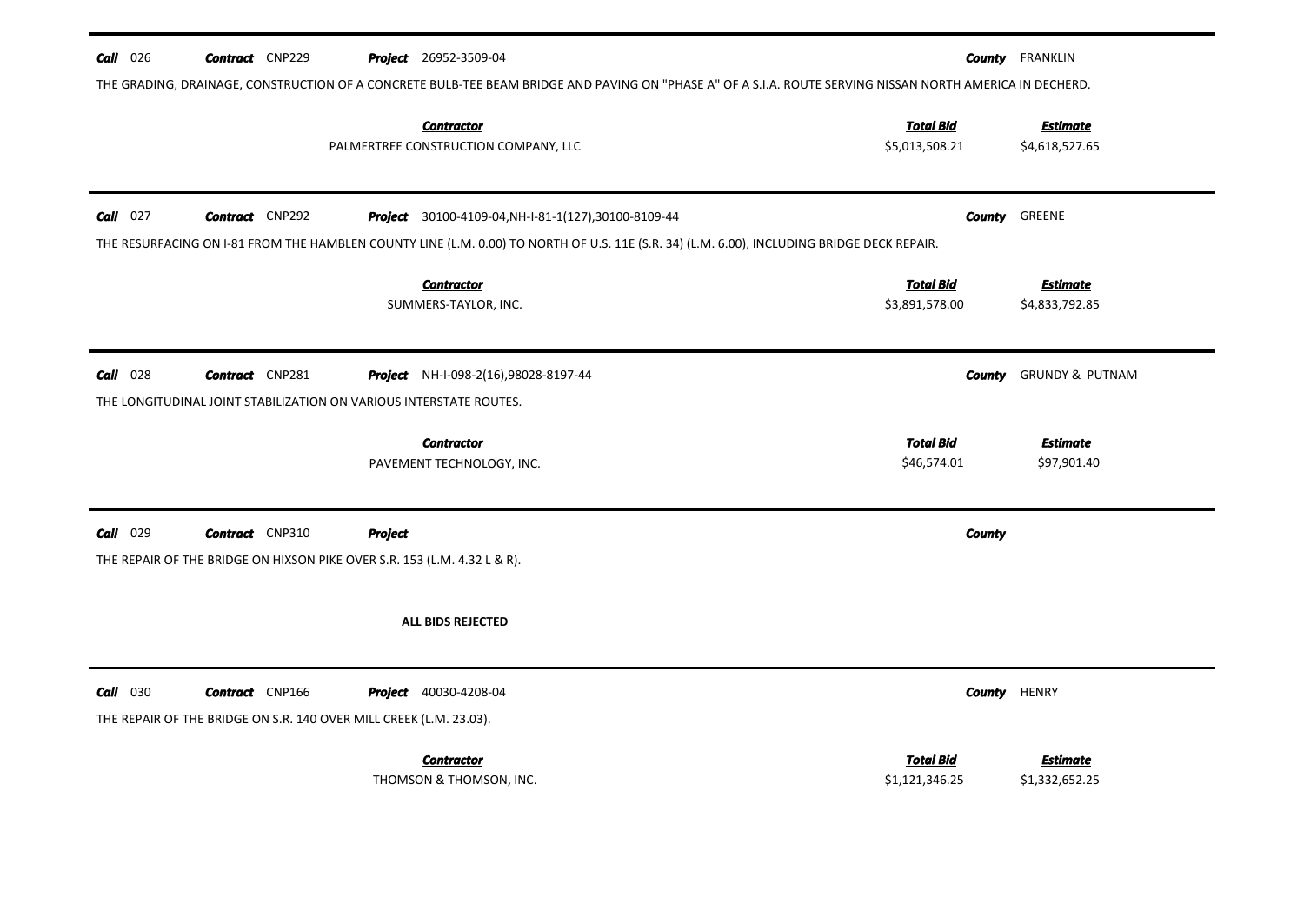**Call** 026 **Contract** CNP229 **Project** 26952-3509-04 **County** FRANKLIN

THE GRADING, DRAINAGE, CONSTRUCTION OF A CONCRETE BULB-TEE BEAM BRIDGE AND PAVING ON "PHASE A" OF A S.I.A. ROUTE SERVING NISSAN NORTH AMERICA IN DECHERD.

| Contractor | Total Bid | Estimate |
|---|---|---|
| PALMERTREE CONSTRUCTION COMPANY, LLC | $5,013,508.21 | $4,618,527.65 |

---

**Call** 027 **Contract** CNP292 **Project** 30100-4109-04,NH-I-81-1(127),30100-8109-44 **County** GREENE

THE RESURFACING ON I-81 FROM THE HAMBLEN COUNTY LINE (L.M. 0.00) TO NORTH OF U.S. 11E (S.R. 34) (L.M. 6.00), INCLUDING BRIDGE DECK REPAIR.

| Contractor | Total Bid | Estimate |
|---|---|---|
| SUMMERS-TAYLOR, INC. | $3,891,578.00 | $4,833,792.85 |

---

**Call** 028 **Contract** CNP281 **Project** NH-I-098-2(16),98028-8197-44 **County** GRUNDY & PUTNAM

THE LONGITUDINAL JOINT STABILIZATION ON VARIOUS INTERSTATE ROUTES.

| Contractor | Total Bid | Estimate |
|---|---|---|
| PAVEMENT TECHNOLOGY, INC. | $46,574.01 | $97,901.40 |

---

**Call** 029 **Contract** CNP310 **Project** **County**

THE REPAIR OF THE BRIDGE ON HIXSON PIKE OVER S.R. 153 (L.M. 4.32 L & R).

**ALL BIDS REJECTED**

---

**Call** 030 **Contract** CNP166 **Project** 40030-4208-04 **County** HENRY

THE REPAIR OF THE BRIDGE ON S.R. 140 OVER MILL CREEK (L.M. 23.03).

| Contractor | Total Bid | Estimate |
|---|---|---|
| THOMSON & THOMSON, INC. | $1,121,346.25 | $1,332,652.25 |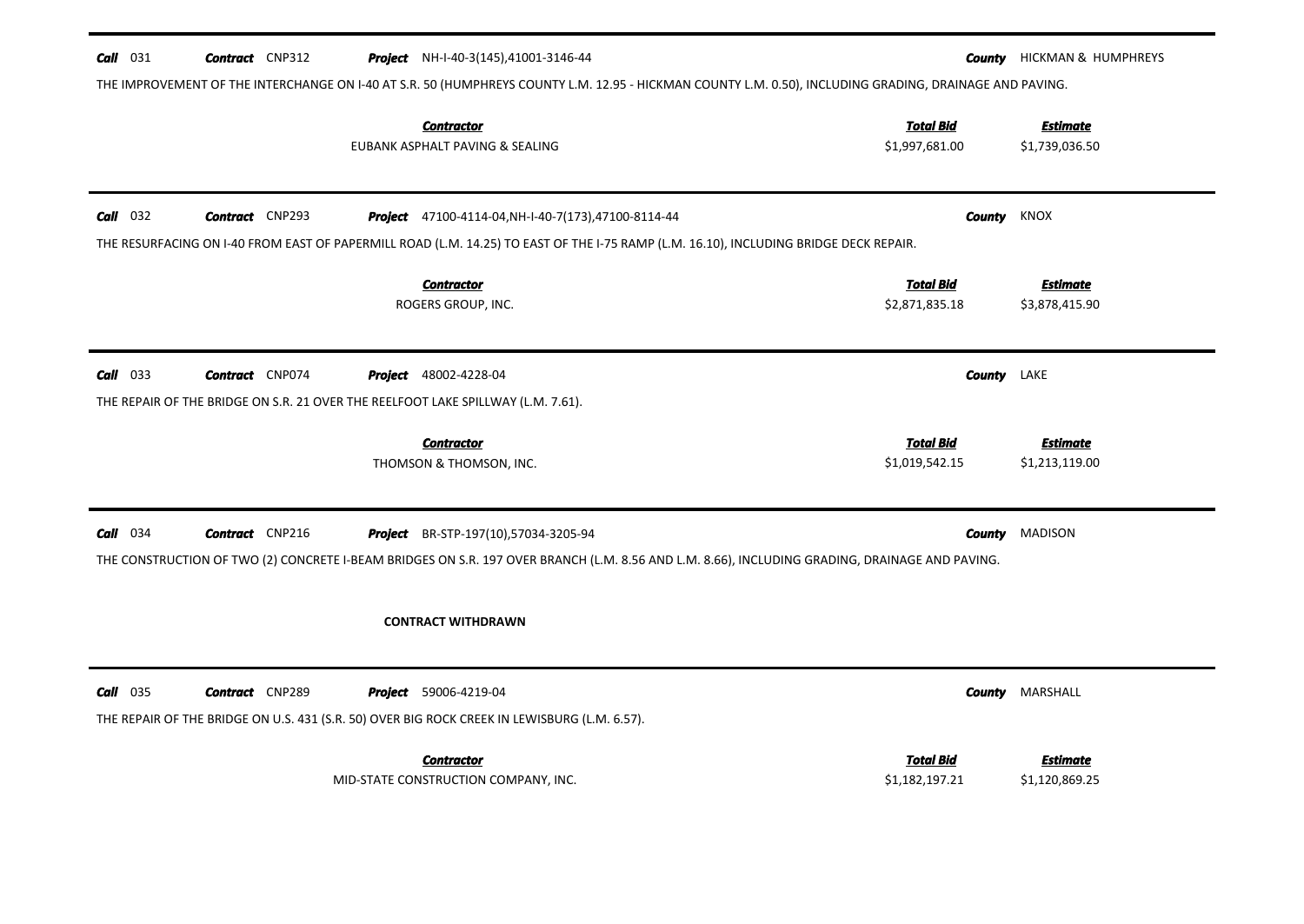**Call** 031 **Contract** CNP312 **Project** NH-I-40-3(145),41001-3146-44 **County** HICKMAN & HUMPHREYS

THE IMPROVEMENT OF THE INTERCHANGE ON I-40 AT S.R. 50 (HUMPHREYS COUNTY L.M. 12.95 - HICKMAN COUNTY L.M. 0.50), INCLUDING GRADING, DRAINAGE AND PAVING.

| Contractor | Total Bid | Estimate |
|---|---|---|
| EUBANK ASPHALT PAVING & SEALING | $1,997,681.00 | $1,739,036.50 |

---

**Call** 032 **Contract** CNP293 **Project** 47100-4114-04,NH-I-40-7(173),47100-8114-44 **County** KNOX

THE RESURFACING ON I-40 FROM EAST OF PAPERMILL ROAD (L.M. 14.25) TO EAST OF THE I-75 RAMP (L.M. 16.10), INCLUDING BRIDGE DECK REPAIR.

| Contractor | Total Bid | Estimate |
|---|---|---|
| ROGERS GROUP, INC. | $2,871,835.18 | $3,878,415.90 |

---

**Call** 033 **Contract** CNP074 **Project** 48002-4228-04 **County** LAKE

THE REPAIR OF THE BRIDGE ON S.R. 21 OVER THE REELFOOT LAKE SPILLWAY (L.M. 7.61).

| Contractor | Total Bid | Estimate |
|---|---|---|
| THOMSON & THOMSON, INC. | $1,019,542.15 | $1,213,119.00 |

---

**Call** 034 **Contract** CNP216 **Project** BR-STP-197(10),57034-3205-94 **County** MADISON

THE CONSTRUCTION OF TWO (2) CONCRETE I-BEAM BRIDGES ON S.R. 197 OVER BRANCH (L.M. 8.56 AND L.M. 8.66), INCLUDING GRADING, DRAINAGE AND PAVING.

**CONTRACT WITHDRAWN**

---

**Call** 035 **Contract** CNP289 **Project** 59006-4219-04 **County** MARSHALL

THE REPAIR OF THE BRIDGE ON U.S. 431 (S.R. 50) OVER BIG ROCK CREEK IN LEWISBURG (L.M. 6.57).

| Contractor | Total Bid | Estimate |
|---|---|---|
| MID-STATE CONSTRUCTION COMPANY, INC. | $1,182,197.21 | $1,120,869.25 |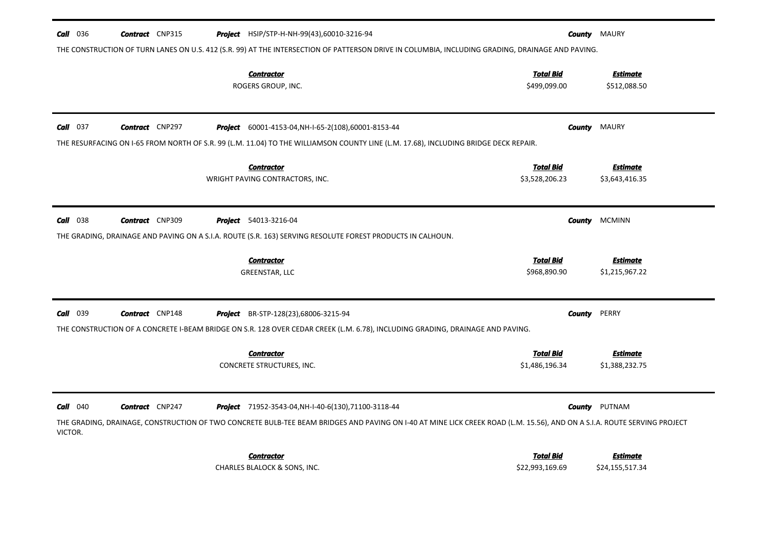**Call** 036 **Contract** CNP315 **Project** HSIP/STP-H-NH-99(43),60010-3216-94 **County** MAURY

THE CONSTRUCTION OF TURN LANES ON U.S. 412 (S.R. 99) AT THE INTERSECTION OF PATTERSON DRIVE IN COLUMBIA, INCLUDING GRADING, DRAINAGE AND PAVING.

| Contractor | Total Bid | Estimate |
|---|---|---|
| ROGERS GROUP, INC. | $499,099.00 | $512,088.50 |

---

**Call** 037 **Contract** CNP297 **Project** 60001-4153-04,NH-I-65-2(108),60001-8153-44 **County** MAURY

THE RESURFACING ON I-65 FROM NORTH OF S.R. 99 (L.M. 11.04) TO THE WILLIAMSON COUNTY LINE (L.M. 17.68), INCLUDING BRIDGE DECK REPAIR.

| Contractor | Total Bid | Estimate |
|---|---|---|
| WRIGHT PAVING CONTRACTORS, INC. | $3,528,206.23 | $3,643,416.35 |

---

**Call** 038 **Contract** CNP309 **Project** 54013-3216-04 **County** MCMINN

THE GRADING, DRAINAGE AND PAVING ON A S.I.A. ROUTE (S.R. 163) SERVING RESOLUTE FOREST PRODUCTS IN CALHOUN.

| Contractor | Total Bid | Estimate |
|---|---|---|
| GREENSTAR, LLC | $968,890.90 | $1,215,967.22 |

---

**Call** 039 **Contract** CNP148 **Project** BR-STP-128(23),68006-3215-94 **County** PERRY

THE CONSTRUCTION OF A CONCRETE I-BEAM BRIDGE ON S.R. 128 OVER CEDAR CREEK (L.M. 6.78), INCLUDING GRADING, DRAINAGE AND PAVING.

| Contractor | Total Bid | Estimate |
|---|---|---|
| CONCRETE STRUCTURES, INC. | $1,486,196.34 | $1,388,232.75 |

---

**Call** 040 **Contract** CNP247 **Project** 71952-3543-04,NH-I-40-6(130),71100-3118-44 **County** PUTNAM

THE GRADING, DRAINAGE, CONSTRUCTION OF TWO CONCRETE BULB-TEE BEAM BRIDGES AND PAVING ON I-40 AT MINE LICK CREEK ROAD (L.M. 15.56), AND ON A S.I.A. ROUTE SERVING PROJECT VICTOR.

| Contractor | Total Bid | Estimate |
|---|---|---|
| CHARLES BLALOCK & SONS, INC. | $22,993,169.69 | $24,155,517.34 |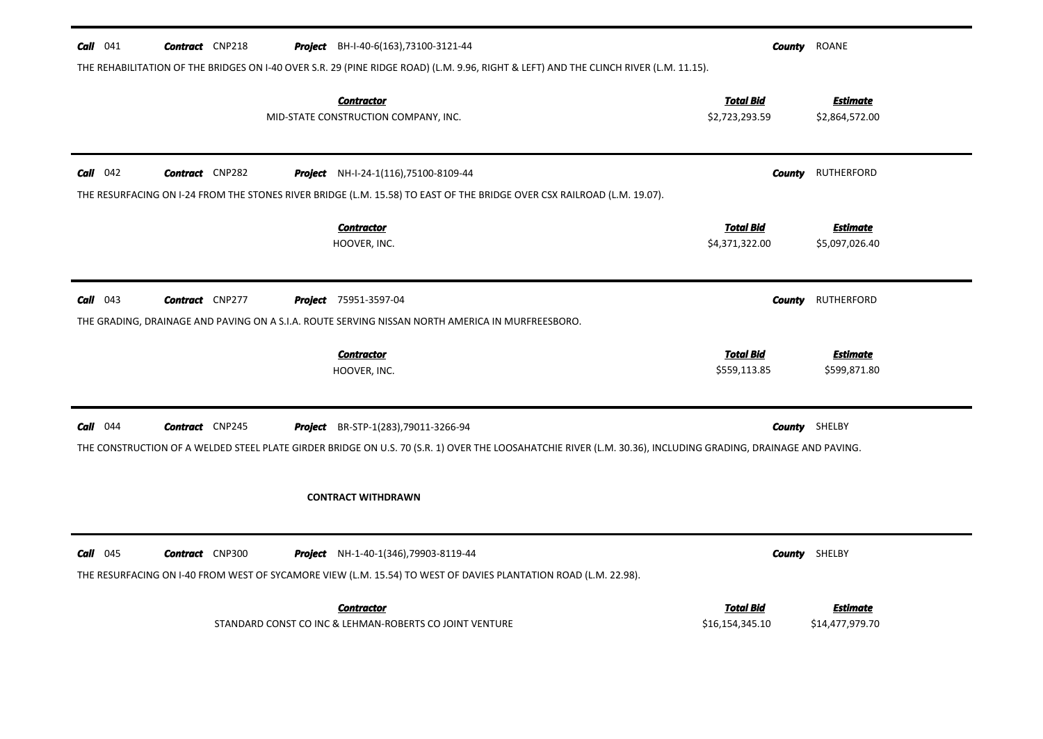**Call** 041 **Contract** CNP218 **Project** BH-I-40-6(163),73100-3121-44 **County** ROANE

THE REHABILITATION OF THE BRIDGES ON I-40 OVER S.R. 29 (PINE RIDGE ROAD) (L.M. 9.96, RIGHT & LEFT) AND THE CLINCH RIVER (L.M. 11.15).

| Contractor | Total Bid | Estimate |
|---|---|---|
| MID-STATE CONSTRUCTION COMPANY, INC. | $2,723,293.59 | $2,864,572.00 |

---

**Call** 042 **Contract** CNP282 **Project** NH-I-24-1(116),75100-8109-44 **County** RUTHERFORD

THE RESURFACING ON I-24 FROM THE STONES RIVER BRIDGE (L.M. 15.58) TO EAST OF THE BRIDGE OVER CSX RAILROAD (L.M. 19.07).

| Contractor | Total Bid | Estimate |
|---|---|---|
| HOOVER, INC. | $4,371,322.00 | $5,097,026.40 |

---

**Call** 043 **Contract** CNP277 **Project** 75951-3597-04 **County** RUTHERFORD

THE GRADING, DRAINAGE AND PAVING ON A S.I.A. ROUTE SERVING NISSAN NORTH AMERICA IN MURFREESBORO.

| Contractor | Total Bid | Estimate |
|---|---|---|
| HOOVER, INC. | $559,113.85 | $599,871.80 |

---

**Call** 044 **Contract** CNP245 **Project** BR-STP-1(283),79011-3266-94 **County** SHELBY

THE CONSTRUCTION OF A WELDED STEEL PLATE GIRDER BRIDGE ON U.S. 70 (S.R. 1) OVER THE LOOSAHATCHIE RIVER (L.M. 30.36), INCLUDING GRADING, DRAINAGE AND PAVING.

**CONTRACT WITHDRAWN**

---

**Call** 045 **Contract** CNP300 **Project** NH-1-40-1(346),79903-8119-44 **County** SHELBY

THE RESURFACING ON I-40 FROM WEST OF SYCAMORE VIEW (L.M. 15.54) TO WEST OF DAVIES PLANTATION ROAD (L.M. 22.98).

| Contractor | Total Bid | Estimate |
|---|---|---|
| STANDARD CONST CO INC & LEHMAN-ROBERTS CO JOINT VENTURE | $16,154,345.10 | $14,477,979.70 |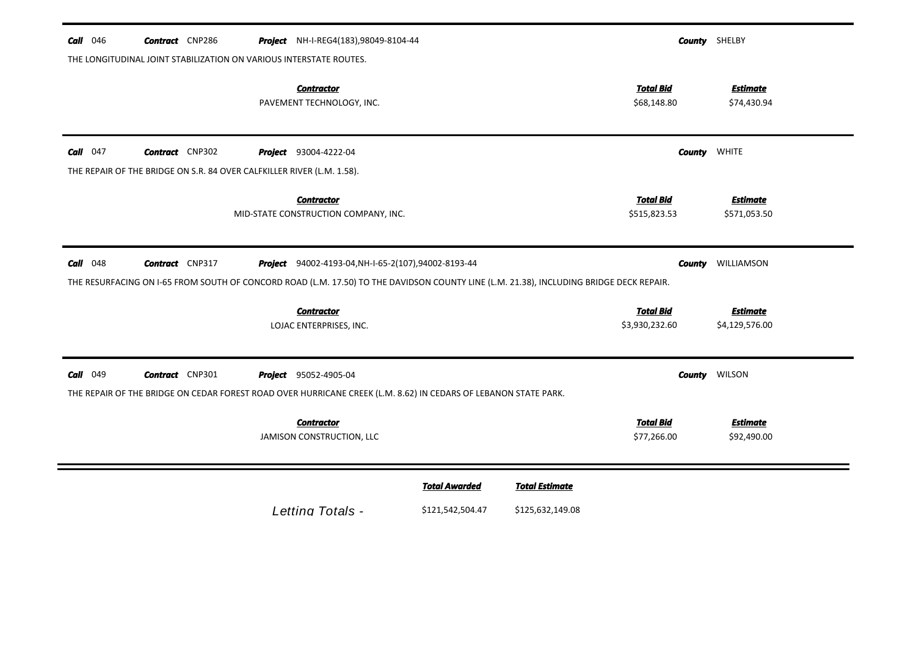**Call** 046 **Contract** CNP286 **Project** NH-I-REG4(183),98049-8104-44 **County** SHELBY

THE LONGITUDINAL JOINT STABILIZATION ON VARIOUS INTERSTATE ROUTES.

| Contractor | Total Bid | Estimate |
|---|---|---|
| PAVEMENT TECHNOLOGY, INC. | $68,148.80 | $74,430.94 |

**Call** 047 **Contract** CNP302 **Project** 93004-4222-04 **County** WHITE

THE REPAIR OF THE BRIDGE ON S.R. 84 OVER CALFKILLER RIVER (L.M. 1.58).

| Contractor | Total Bid | Estimate |
|---|---|---|
| MID-STATE CONSTRUCTION COMPANY, INC. | $515,823.53 | $571,053.50 |

**Call** 048 **Contract** CNP317 **Project** 94002-4193-04,NH-I-65-2(107),94002-8193-44 **County** WILLIAMSON

THE RESURFACING ON I-65 FROM SOUTH OF CONCORD ROAD (L.M. 17.50) TO THE DAVIDSON COUNTY LINE (L.M. 21.38), INCLUDING BRIDGE DECK REPAIR.

| Contractor | Total Bid | Estimate |
|---|---|---|
| LOJAC ENTERPRISES, INC. | $3,930,232.60 | $4,129,576.00 |

**Call** 049 **Contract** CNP301 **Project** 95052-4905-04 **County** WILSON

THE REPAIR OF THE BRIDGE ON CEDAR FOREST ROAD OVER HURRICANE CREEK (L.M. 8.62) IN CEDARS OF LEBANON STATE PARK.

| Contractor | Total Bid | Estimate |
|---|---|---|
| JAMISON CONSTRUCTION, LLC | $77,266.00 | $92,490.00 |

| | Total Awarded | Total Estimate |
|---|---|---|
| *Letting Totals -* | $121,542,504.47 | $125,632,149.08 |